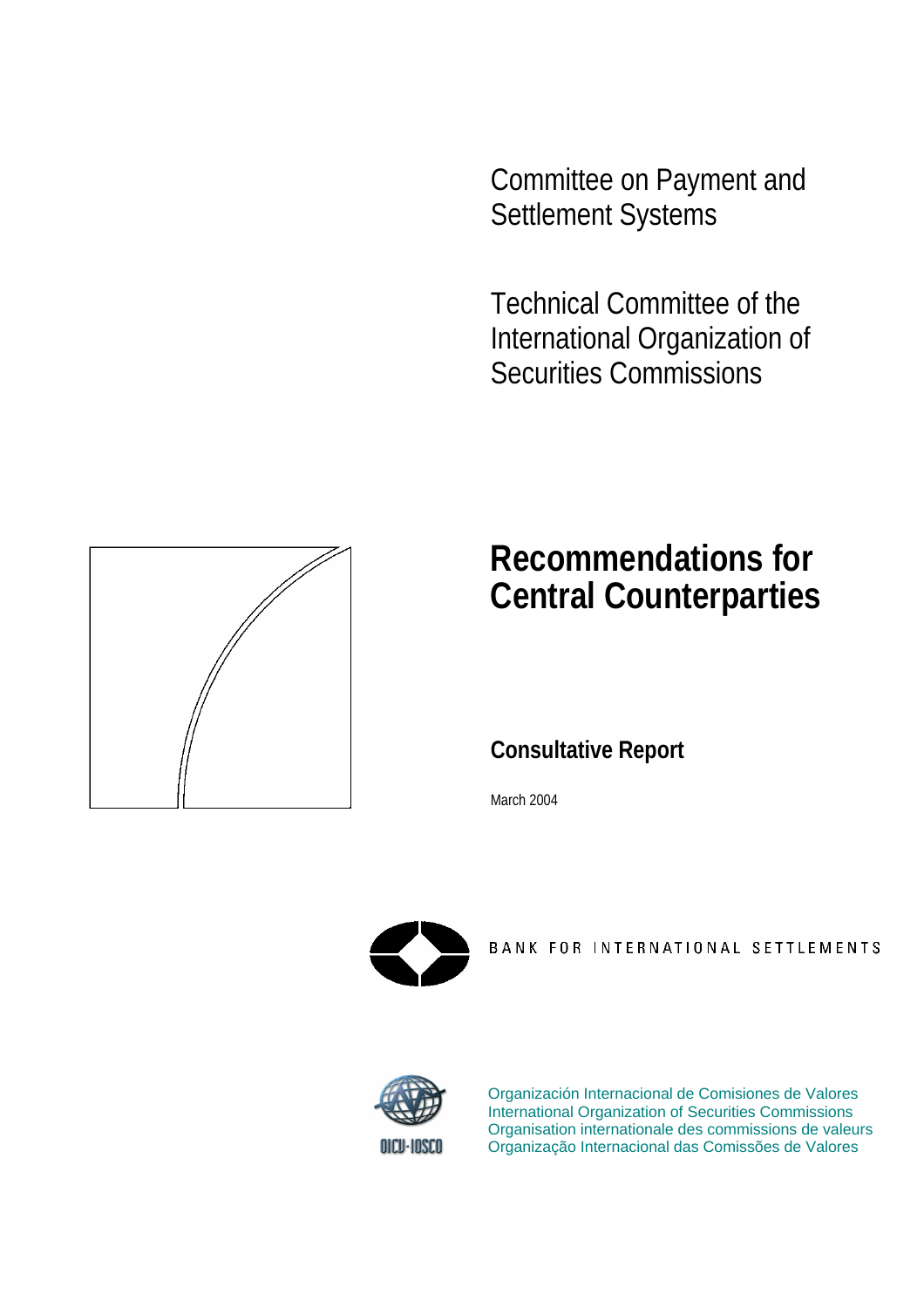Committee on Payment and Settlement Systems

Technical Committee of the International Organization of Securities Commissions

# Recommendations for Central Counterparties

## Consultative Report

March 2004

BANK FOR INTERNATIONAL SETTLEMENTS

Organización Internacional de Comisiones de Valores
International Organization of Securities Commissions
Organisation internationale des commissions de valeurs
Organização Internacional das Comissões de Valores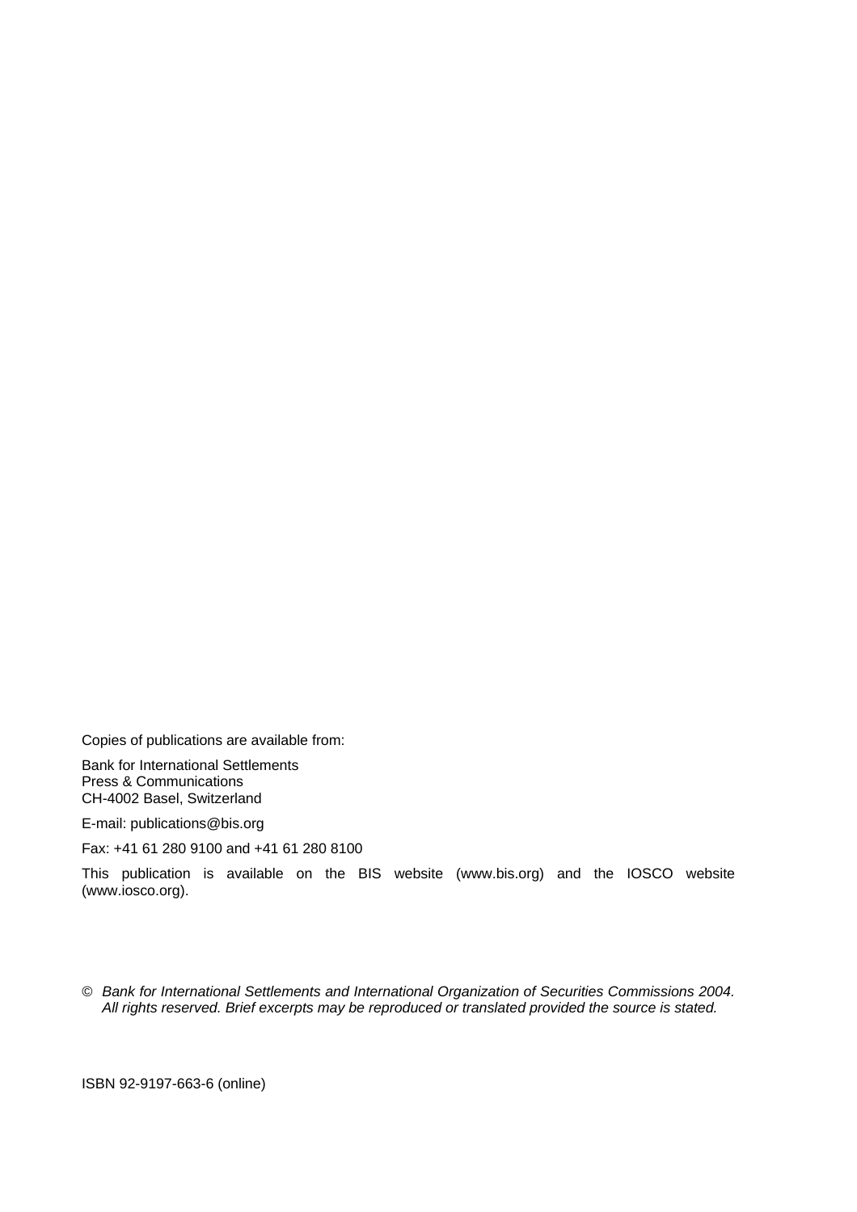Copies of publications are available from:

Bank for International Settlements
Press & Communications
CH-4002 Basel, Switzerland

E-mail: publications@bis.org

Fax: +41 61 280 9100 and +41 61 280 8100

This publication is available on the BIS website (www.bis.org) and the IOSCO website (www.iosco.org).

© *Bank for International Settlements and International Organization of Securities Commissions 2004. All rights reserved. Brief excerpts may be reproduced or translated provided the source is stated.*

ISBN 92-9197-663-6 (online)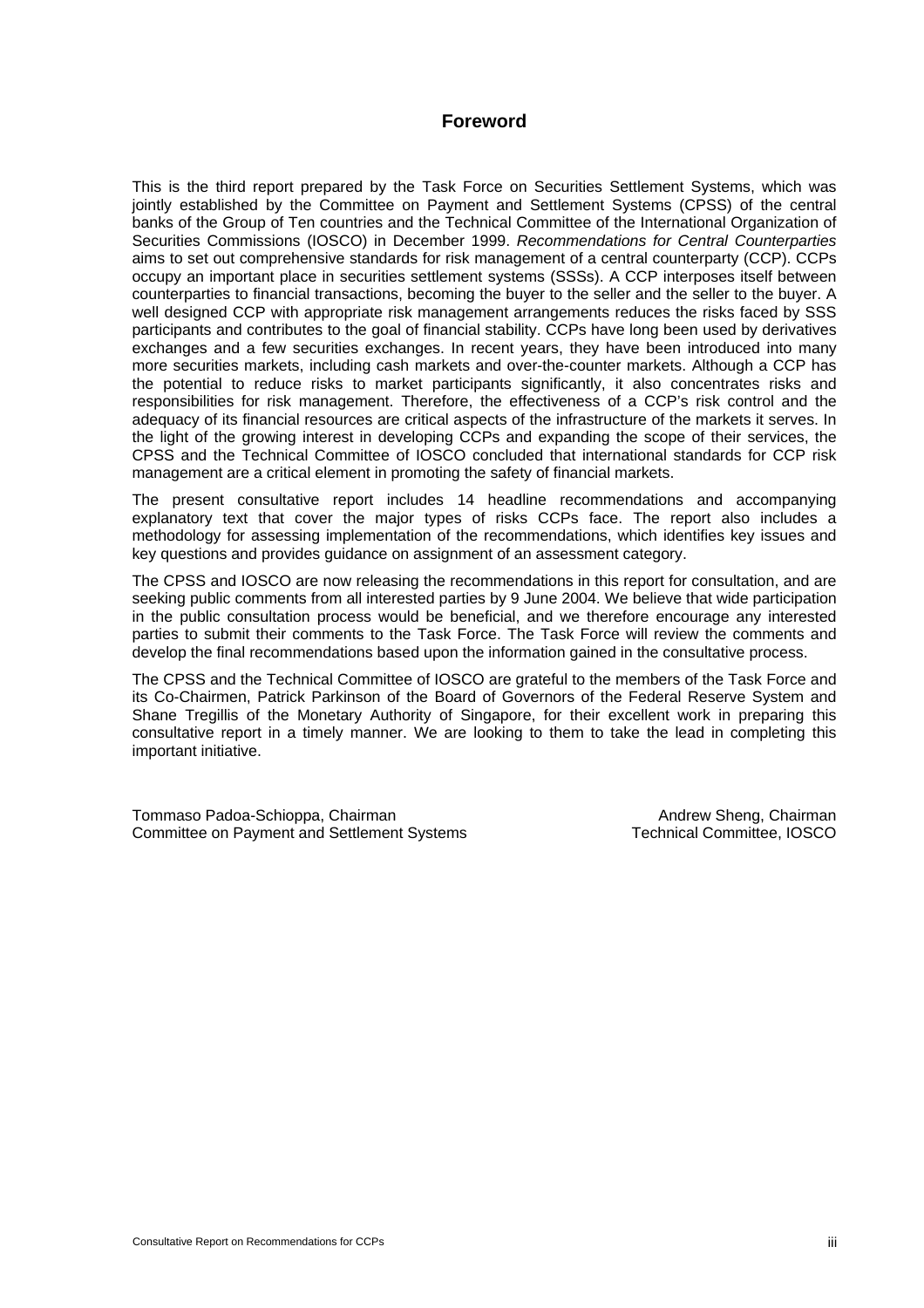# Foreword

This is the third report prepared by the Task Force on Securities Settlement Systems, which was jointly established by the Committee on Payment and Settlement Systems (CPSS) of the central banks of the Group of Ten countries and the Technical Committee of the International Organization of Securities Commissions (IOSCO) in December 1999. *Recommendations for Central Counterparties* aims to set out comprehensive standards for risk management of a central counterparty (CCP). CCPs occupy an important place in securities settlement systems (SSSs). A CCP interposes itself between counterparties to financial transactions, becoming the buyer to the seller and the seller to the buyer. A well designed CCP with appropriate risk management arrangements reduces the risks faced by SSS participants and contributes to the goal of financial stability. CCPs have long been used by derivatives exchanges and a few securities exchanges. In recent years, they have been introduced into many more securities markets, including cash markets and over-the-counter markets. Although a CCP has the potential to reduce risks to market participants significantly, it also concentrates risks and responsibilities for risk management. Therefore, the effectiveness of a CCP's risk control and the adequacy of its financial resources are critical aspects of the infrastructure of the markets it serves. In the light of the growing interest in developing CCPs and expanding the scope of their services, the CPSS and the Technical Committee of IOSCO concluded that international standards for CCP risk management are a critical element in promoting the safety of financial markets.

The present consultative report includes 14 headline recommendations and accompanying explanatory text that cover the major types of risks CCPs face. The report also includes a methodology for assessing implementation of the recommendations, which identifies key issues and key questions and provides guidance on assignment of an assessment category.

The CPSS and IOSCO are now releasing the recommendations in this report for consultation, and are seeking public comments from all interested parties by 9 June 2004. We believe that wide participation in the public consultation process would be beneficial, and we therefore encourage any interested parties to submit their comments to the Task Force. The Task Force will review the comments and develop the final recommendations based upon the information gained in the consultative process.

The CPSS and the Technical Committee of IOSCO are grateful to the members of the Task Force and its Co-Chairmen, Patrick Parkinson of the Board of Governors of the Federal Reserve System and Shane Tregillis of the Monetary Authority of Singapore, for their excellent work in preparing this consultative report in a timely manner. We are looking to them to take the lead in completing this important initiative.

Tommaso Padoa-Schioppa, Chairman
Committee on Payment and Settlement Systems

Andrew Sheng, Chairman
Technical Committee, IOSCO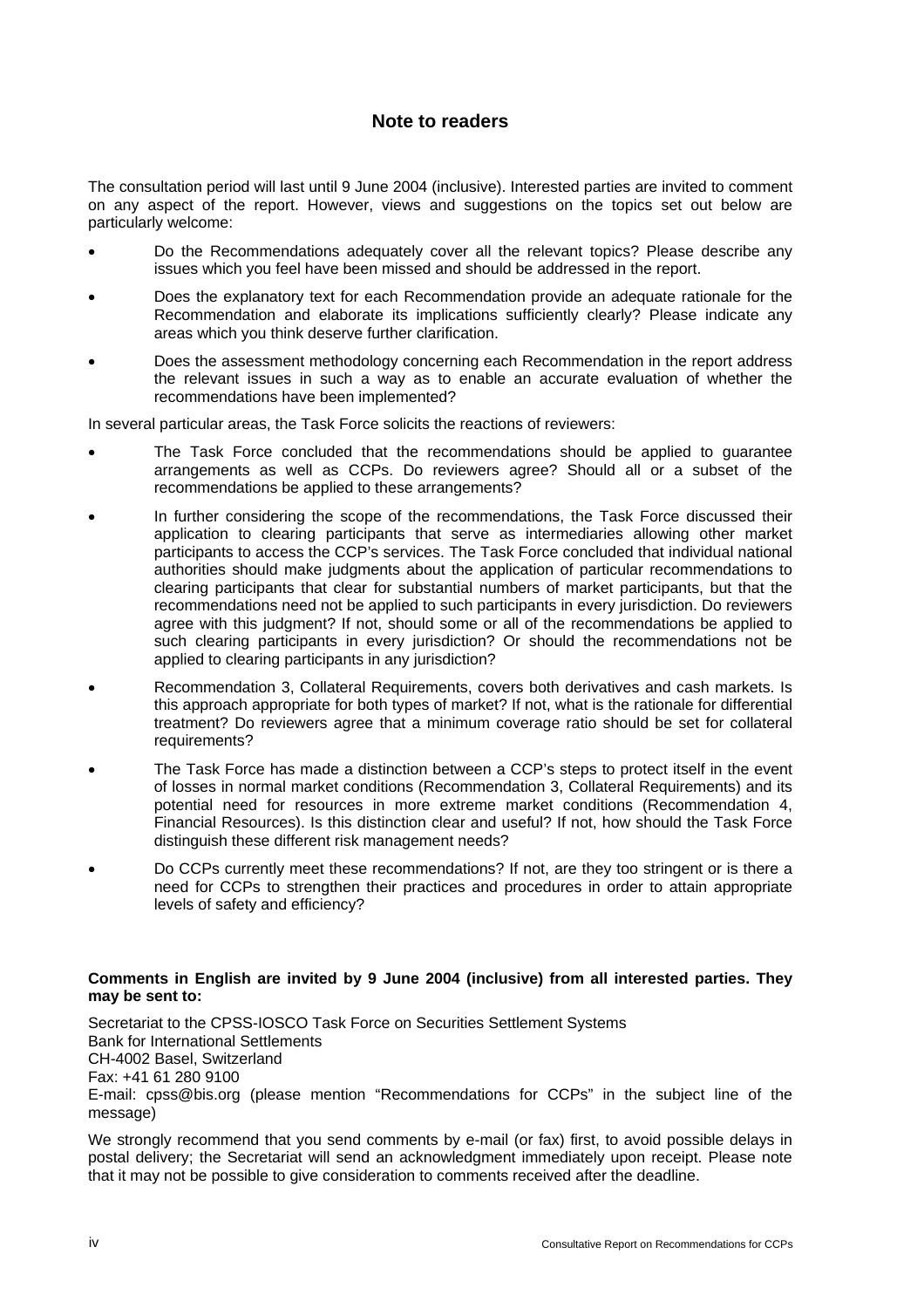## Note to readers

The consultation period will last until 9 June 2004 (inclusive). Interested parties are invited to comment on any aspect of the report. However, views and suggestions on the topics set out below are particularly welcome:

- Do the Recommendations adequately cover all the relevant topics? Please describe any issues which you feel have been missed and should be addressed in the report.
- Does the explanatory text for each Recommendation provide an adequate rationale for the Recommendation and elaborate its implications sufficiently clearly? Please indicate any areas which you think deserve further clarification.
- Does the assessment methodology concerning each Recommendation in the report address the relevant issues in such a way as to enable an accurate evaluation of whether the recommendations have been implemented?

In several particular areas, the Task Force solicits the reactions of reviewers:

- The Task Force concluded that the recommendations should be applied to guarantee arrangements as well as CCPs. Do reviewers agree? Should all or a subset of the recommendations be applied to these arrangements?
- In further considering the scope of the recommendations, the Task Force discussed their application to clearing participants that serve as intermediaries allowing other market participants to access the CCP's services. The Task Force concluded that individual national authorities should make judgments about the application of particular recommendations to clearing participants that clear for substantial numbers of market participants, but that the recommendations need not be applied to such participants in every jurisdiction. Do reviewers agree with this judgment? If not, should some or all of the recommendations be applied to such clearing participants in every jurisdiction? Or should the recommendations not be applied to clearing participants in any jurisdiction?
- Recommendation 3, Collateral Requirements, covers both derivatives and cash markets. Is this approach appropriate for both types of market? If not, what is the rationale for differential treatment? Do reviewers agree that a minimum coverage ratio should be set for collateral requirements?
- The Task Force has made a distinction between a CCP's steps to protect itself in the event of losses in normal market conditions (Recommendation 3, Collateral Requirements) and its potential need for resources in more extreme market conditions (Recommendation 4, Financial Resources). Is this distinction clear and useful? If not, how should the Task Force distinguish these different risk management needs?
- Do CCPs currently meet these recommendations? If not, are they too stringent or is there a need for CCPs to strengthen their practices and procedures in order to attain appropriate levels of safety and efficiency?

**Comments in English are invited by 9 June 2004 (inclusive) from all interested parties. They may be sent to:**

Secretariat to the CPSS-IOSCO Task Force on Securities Settlement Systems
Bank for International Settlements
CH-4002 Basel, Switzerland
Fax: +41 61 280 9100
E-mail: cpss@bis.org (please mention "Recommendations for CCPs" in the subject line of the message)

We strongly recommend that you send comments by e-mail (or fax) first, to avoid possible delays in postal delivery; the Secretariat will send an acknowledgment immediately upon receipt. Please note that it may not be possible to give consideration to comments received after the deadline.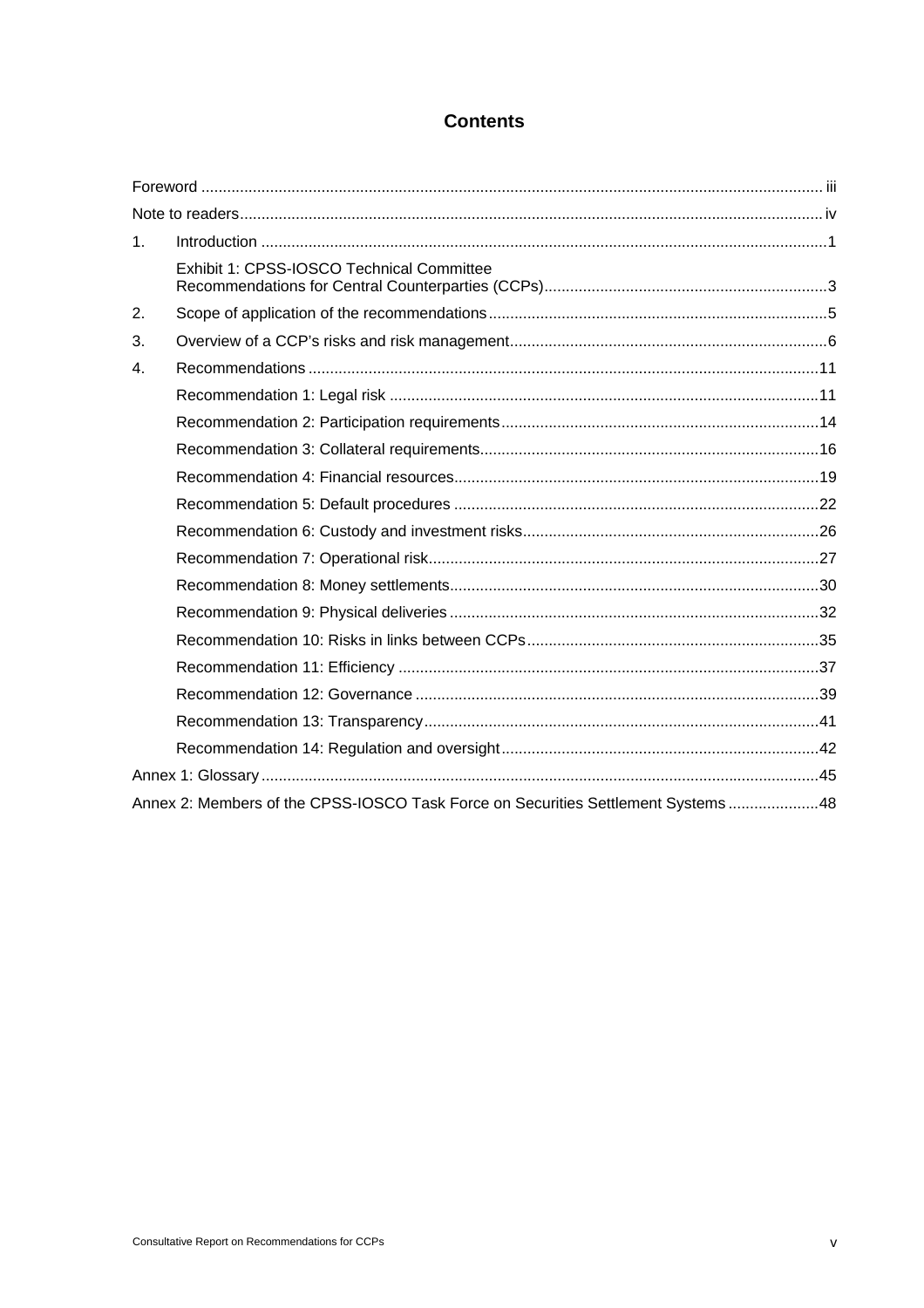# Contents

Foreword ................................................................................................................................................ iii

Note to readers......................................................................................................................................... iv

1. Introduction ....................................................................................................................................1

   Exhibit 1: CPSS-IOSCO Technical Committee Recommendations for Central Counterparties (CCPs)..................................................................3

2. Scope of application of the recommendations...............................................................................5

3. Overview of a CCP's risks and risk management..........................................................................6

4. Recommendations ........................................................................................................................11

   Recommendation 1: Legal risk ....................................................................................................11

   Recommendation 2: Participation requirements..........................................................................14

   Recommendation 3: Collateral requirements...............................................................................16

   Recommendation 4: Financial resources.....................................................................................19

   Recommendation 5: Default procedures .....................................................................................22

   Recommendation 6: Custody and investment risks.....................................................................26

   Recommendation 7: Operational risk...........................................................................................27

   Recommendation 8: Money settlements......................................................................................30

   Recommendation 9: Physical deliveries ......................................................................................32

   Recommendation 10: Risks in links between CCPs....................................................................35

   Recommendation 11: Efficiency ..................................................................................................37

   Recommendation 12: Governance ..............................................................................................39

   Recommendation 13: Transparency............................................................................................41

   Recommendation 14: Regulation and oversight..........................................................................42

Annex 1: Glossary ..................................................................................................................................45

Annex 2: Members of the CPSS-IOSCO Task Force on Securities Settlement Systems .....................48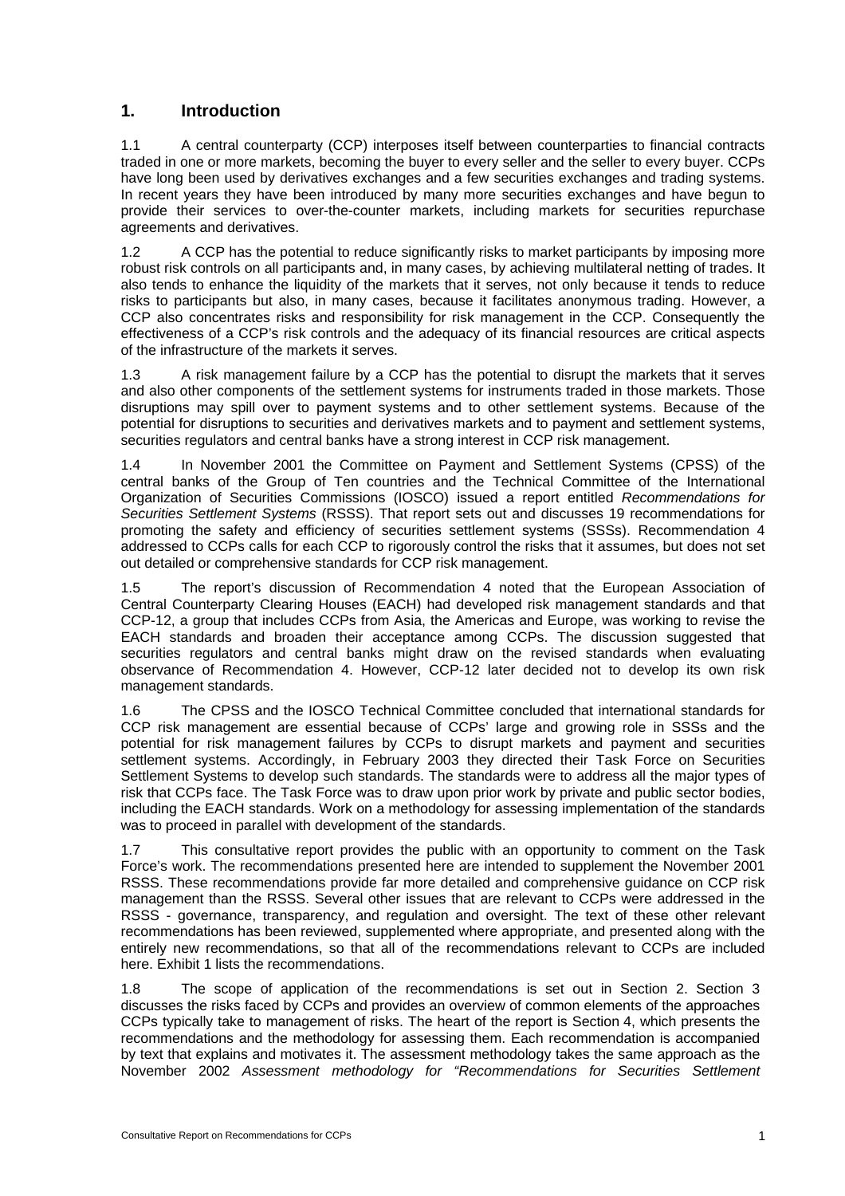## 1. Introduction

1.1 A central counterparty (CCP) interposes itself between counterparties to financial contracts traded in one or more markets, becoming the buyer to every seller and the seller to every buyer. CCPs have long been used by derivatives exchanges and a few securities exchanges and trading systems. In recent years they have been introduced by many more securities exchanges and have begun to provide their services to over-the-counter markets, including markets for securities repurchase agreements and derivatives.

1.2 A CCP has the potential to reduce significantly risks to market participants by imposing more robust risk controls on all participants and, in many cases, by achieving multilateral netting of trades. It also tends to enhance the liquidity of the markets that it serves, not only because it tends to reduce risks to participants but also, in many cases, because it facilitates anonymous trading. However, a CCP also concentrates risks and responsibility for risk management in the CCP. Consequently the effectiveness of a CCP's risk controls and the adequacy of its financial resources are critical aspects of the infrastructure of the markets it serves.

1.3 A risk management failure by a CCP has the potential to disrupt the markets that it serves and also other components of the settlement systems for instruments traded in those markets. Those disruptions may spill over to payment systems and to other settlement systems. Because of the potential for disruptions to securities and derivatives markets and to payment and settlement systems, securities regulators and central banks have a strong interest in CCP risk management.

1.4 In November 2001 the Committee on Payment and Settlement Systems (CPSS) of the central banks of the Group of Ten countries and the Technical Committee of the International Organization of Securities Commissions (IOSCO) issued a report entitled *Recommendations for Securities Settlement Systems* (RSSS). That report sets out and discusses 19 recommendations for promoting the safety and efficiency of securities settlement systems (SSSs). Recommendation 4 addressed to CCPs calls for each CCP to rigorously control the risks that it assumes, but does not set out detailed or comprehensive standards for CCP risk management.

1.5 The report's discussion of Recommendation 4 noted that the European Association of Central Counterparty Clearing Houses (EACH) had developed risk management standards and that CCP-12, a group that includes CCPs from Asia, the Americas and Europe, was working to revise the EACH standards and broaden their acceptance among CCPs. The discussion suggested that securities regulators and central banks might draw on the revised standards when evaluating observance of Recommendation 4. However, CCP-12 later decided not to develop its own risk management standards.

1.6 The CPSS and the IOSCO Technical Committee concluded that international standards for CCP risk management are essential because of CCPs' large and growing role in SSSs and the potential for risk management failures by CCPs to disrupt markets and payment and securities settlement systems. Accordingly, in February 2003 they directed their Task Force on Securities Settlement Systems to develop such standards. The standards were to address all the major types of risk that CCPs face. The Task Force was to draw upon prior work by private and public sector bodies, including the EACH standards. Work on a methodology for assessing implementation of the standards was to proceed in parallel with development of the standards.

1.7 This consultative report provides the public with an opportunity to comment on the Task Force's work. The recommendations presented here are intended to supplement the November 2001 RSSS. These recommendations provide far more detailed and comprehensive guidance on CCP risk management than the RSSS. Several other issues that are relevant to CCPs were addressed in the RSSS - governance, transparency, and regulation and oversight. The text of these other relevant recommendations has been reviewed, supplemented where appropriate, and presented along with the entirely new recommendations, so that all of the recommendations relevant to CCPs are included here. Exhibit 1 lists the recommendations.

1.8 The scope of application of the recommendations is set out in Section 2. Section 3 discusses the risks faced by CCPs and provides an overview of common elements of the approaches CCPs typically take to management of risks. The heart of the report is Section 4, which presents the recommendations and the methodology for assessing them. Each recommendation is accompanied by text that explains and motivates it. The assessment methodology takes the same approach as the November 2002 *Assessment methodology for "Recommendations for Securities Settlement*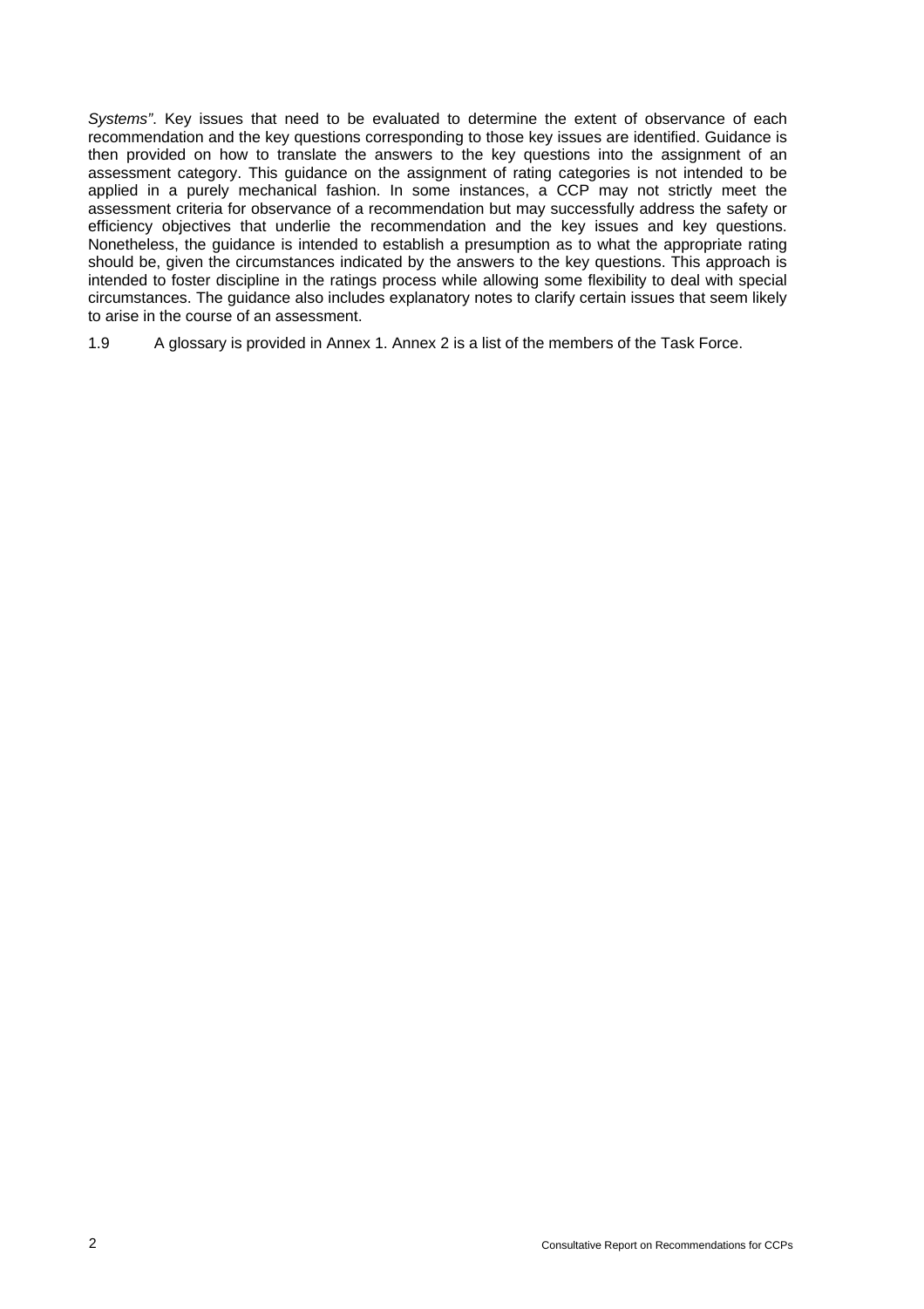*Systems"*. Key issues that need to be evaluated to determine the extent of observance of each recommendation and the key questions corresponding to those key issues are identified. Guidance is then provided on how to translate the answers to the key questions into the assignment of an assessment category. This guidance on the assignment of rating categories is not intended to be applied in a purely mechanical fashion. In some instances, a CCP may not strictly meet the assessment criteria for observance of a recommendation but may successfully address the safety or efficiency objectives that underlie the recommendation and the key issues and key questions. Nonetheless, the guidance is intended to establish a presumption as to what the appropriate rating should be, given the circumstances indicated by the answers to the key questions. This approach is intended to foster discipline in the ratings process while allowing some flexibility to deal with special circumstances. The guidance also includes explanatory notes to clarify certain issues that seem likely to arise in the course of an assessment.

1.9 A glossary is provided in Annex 1. Annex 2 is a list of the members of the Task Force.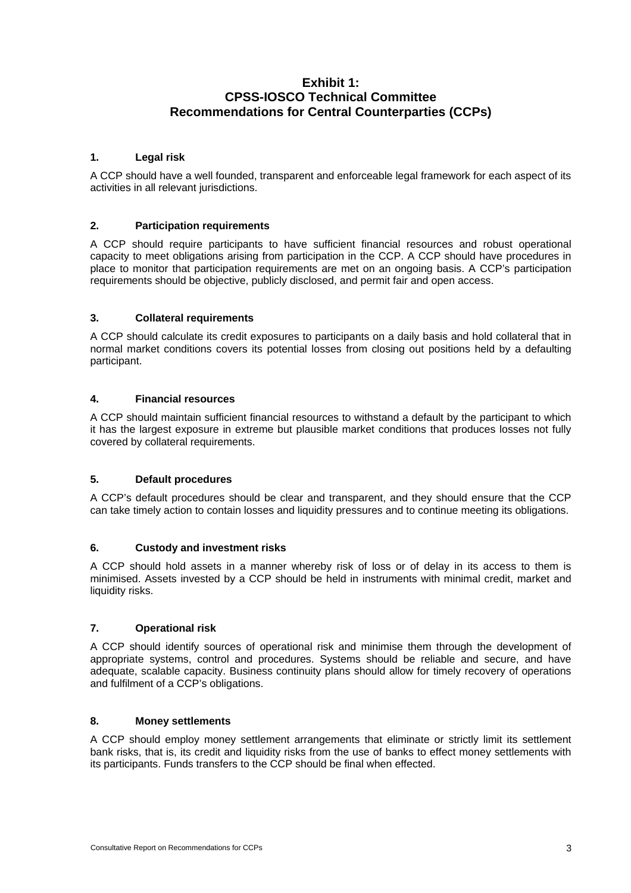# Exhibit 1:
# CPSS-IOSCO Technical Committee
# Recommendations for Central Counterparties (CCPs)

### 1. Legal risk

A CCP should have a well founded, transparent and enforceable legal framework for each aspect of its activities in all relevant jurisdictions.

### 2. Participation requirements

A CCP should require participants to have sufficient financial resources and robust operational capacity to meet obligations arising from participation in the CCP. A CCP should have procedures in place to monitor that participation requirements are met on an ongoing basis. A CCP's participation requirements should be objective, publicly disclosed, and permit fair and open access.

### 3. Collateral requirements

A CCP should calculate its credit exposures to participants on a daily basis and hold collateral that in normal market conditions covers its potential losses from closing out positions held by a defaulting participant.

### 4. Financial resources

A CCP should maintain sufficient financial resources to withstand a default by the participant to which it has the largest exposure in extreme but plausible market conditions that produces losses not fully covered by collateral requirements.

### 5. Default procedures

A CCP's default procedures should be clear and transparent, and they should ensure that the CCP can take timely action to contain losses and liquidity pressures and to continue meeting its obligations.

### 6. Custody and investment risks

A CCP should hold assets in a manner whereby risk of loss or of delay in its access to them is minimised. Assets invested by a CCP should be held in instruments with minimal credit, market and liquidity risks.

### 7. Operational risk

A CCP should identify sources of operational risk and minimise them through the development of appropriate systems, control and procedures. Systems should be reliable and secure, and have adequate, scalable capacity. Business continuity plans should allow for timely recovery of operations and fulfilment of a CCP's obligations.

### 8. Money settlements

A CCP should employ money settlement arrangements that eliminate or strictly limit its settlement bank risks, that is, its credit and liquidity risks from the use of banks to effect money settlements with its participants. Funds transfers to the CCP should be final when effected.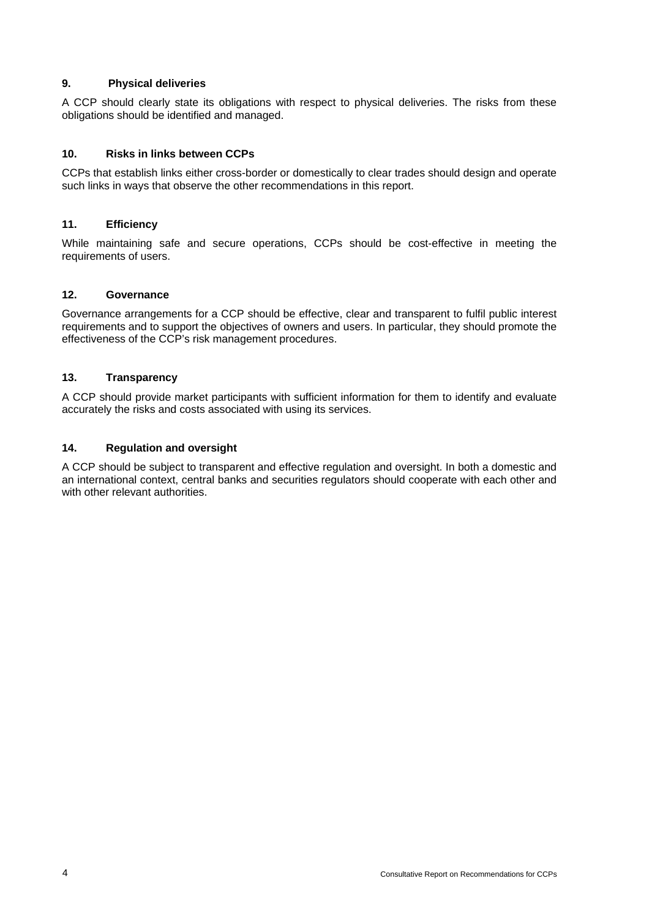**9. Physical deliveries**

A CCP should clearly state its obligations with respect to physical deliveries. The risks from these obligations should be identified and managed.

**10. Risks in links between CCPs**

CCPs that establish links either cross-border or domestically to clear trades should design and operate such links in ways that observe the other recommendations in this report.

**11. Efficiency**

While maintaining safe and secure operations, CCPs should be cost-effective in meeting the requirements of users.

**12. Governance**

Governance arrangements for a CCP should be effective, clear and transparent to fulfil public interest requirements and to support the objectives of owners and users. In particular, they should promote the effectiveness of the CCP's risk management procedures.

**13. Transparency**

A CCP should provide market participants with sufficient information for them to identify and evaluate accurately the risks and costs associated with using its services.

**14. Regulation and oversight**

A CCP should be subject to transparent and effective regulation and oversight. In both a domestic and an international context, central banks and securities regulators should cooperate with each other and with other relevant authorities.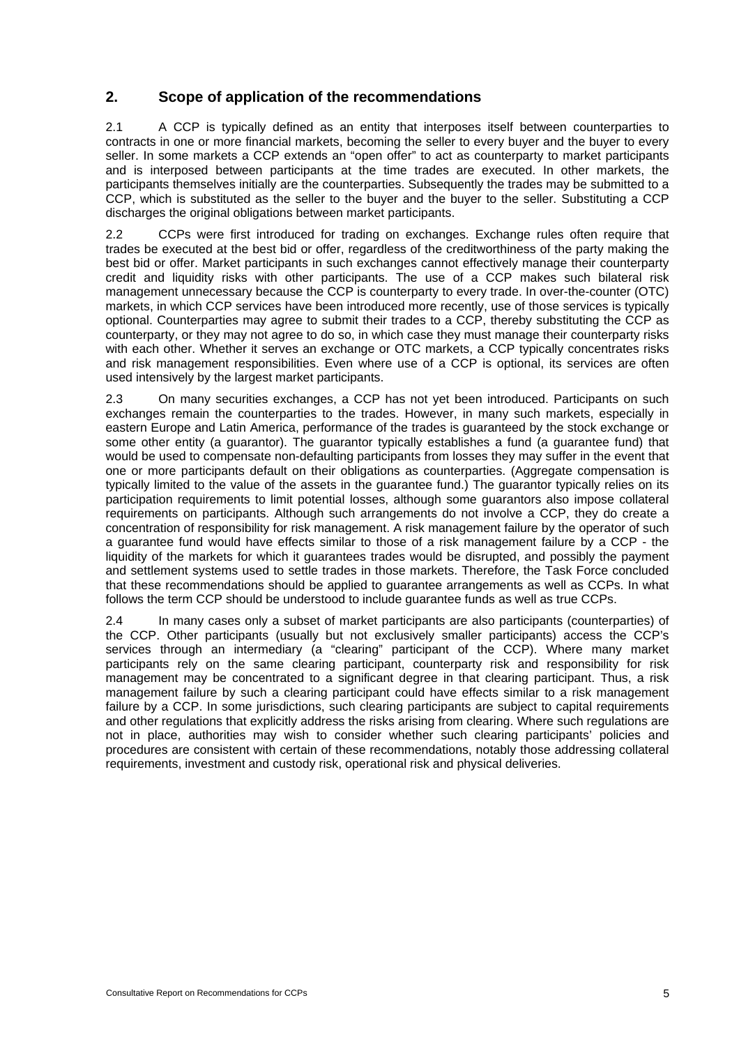## 2. Scope of application of the recommendations

2.1 A CCP is typically defined as an entity that interposes itself between counterparties to contracts in one or more financial markets, becoming the seller to every buyer and the buyer to every seller. In some markets a CCP extends an "open offer" to act as counterparty to market participants and is interposed between participants at the time trades are executed. In other markets, the participants themselves initially are the counterparties. Subsequently the trades may be submitted to a CCP, which is substituted as the seller to the buyer and the buyer to the seller. Substituting a CCP discharges the original obligations between market participants.

2.2 CCPs were first introduced for trading on exchanges. Exchange rules often require that trades be executed at the best bid or offer, regardless of the creditworthiness of the party making the best bid or offer. Market participants in such exchanges cannot effectively manage their counterparty credit and liquidity risks with other participants. The use of a CCP makes such bilateral risk management unnecessary because the CCP is counterparty to every trade. In over-the-counter (OTC) markets, in which CCP services have been introduced more recently, use of those services is typically optional. Counterparties may agree to submit their trades to a CCP, thereby substituting the CCP as counterparty, or they may not agree to do so, in which case they must manage their counterparty risks with each other. Whether it serves an exchange or OTC markets, a CCP typically concentrates risks and risk management responsibilities. Even where use of a CCP is optional, its services are often used intensively by the largest market participants.

2.3 On many securities exchanges, a CCP has not yet been introduced. Participants on such exchanges remain the counterparties to the trades. However, in many such markets, especially in eastern Europe and Latin America, performance of the trades is guaranteed by the stock exchange or some other entity (a guarantor). The guarantor typically establishes a fund (a guarantee fund) that would be used to compensate non-defaulting participants from losses they may suffer in the event that one or more participants default on their obligations as counterparties. (Aggregate compensation is typically limited to the value of the assets in the guarantee fund.) The guarantor typically relies on its participation requirements to limit potential losses, although some guarantors also impose collateral requirements on participants. Although such arrangements do not involve a CCP, they do create a concentration of responsibility for risk management. A risk management failure by the operator of such a guarantee fund would have effects similar to those of a risk management failure by a CCP - the liquidity of the markets for which it guarantees trades would be disrupted, and possibly the payment and settlement systems used to settle trades in those markets. Therefore, the Task Force concluded that these recommendations should be applied to guarantee arrangements as well as CCPs. In what follows the term CCP should be understood to include guarantee funds as well as true CCPs.

2.4 In many cases only a subset of market participants are also participants (counterparties) of the CCP. Other participants (usually but not exclusively smaller participants) access the CCP's services through an intermediary (a "clearing" participant of the CCP). Where many market participants rely on the same clearing participant, counterparty risk and responsibility for risk management may be concentrated to a significant degree in that clearing participant. Thus, a risk management failure by such a clearing participant could have effects similar to a risk management failure by a CCP. In some jurisdictions, such clearing participants are subject to capital requirements and other regulations that explicitly address the risks arising from clearing. Where such regulations are not in place, authorities may wish to consider whether such clearing participants' policies and procedures are consistent with certain of these recommendations, notably those addressing collateral requirements, investment and custody risk, operational risk and physical deliveries.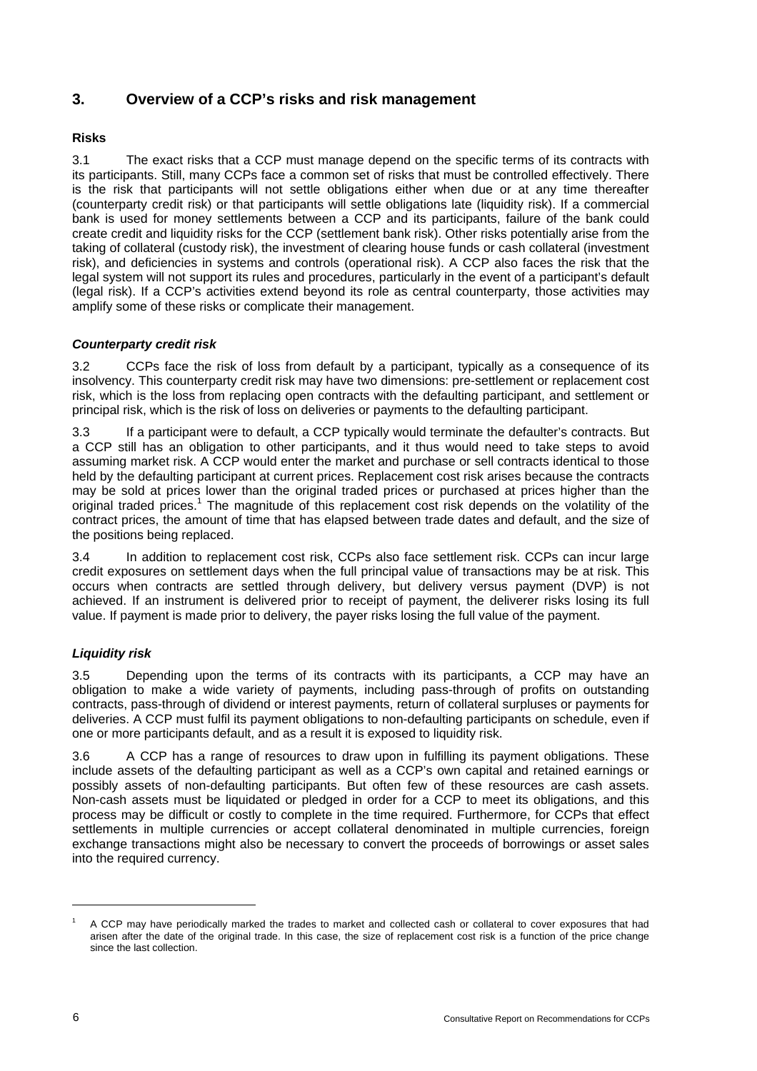## 3. Overview of a CCP's risks and risk management

### Risks

3.1 The exact risks that a CCP must manage depend on the specific terms of its contracts with its participants. Still, many CCPs face a common set of risks that must be controlled effectively. There is the risk that participants will not settle obligations either when due or at any time thereafter (counterparty credit risk) or that participants will settle obligations late (liquidity risk). If a commercial bank is used for money settlements between a CCP and its participants, failure of the bank could create credit and liquidity risks for the CCP (settlement bank risk). Other risks potentially arise from the taking of collateral (custody risk), the investment of clearing house funds or cash collateral (investment risk), and deficiencies in systems and controls (operational risk). A CCP also faces the risk that the legal system will not support its rules and procedures, particularly in the event of a participant's default (legal risk). If a CCP's activities extend beyond its role as central counterparty, those activities may amplify some of these risks or complicate their management.

#### *Counterparty credit risk*

3.2 CCPs face the risk of loss from default by a participant, typically as a consequence of its insolvency. This counterparty credit risk may have two dimensions: pre-settlement or replacement cost risk, which is the loss from replacing open contracts with the defaulting participant, and settlement or principal risk, which is the risk of loss on deliveries or payments to the defaulting participant.

3.3 If a participant were to default, a CCP typically would terminate the defaulter's contracts. But a CCP still has an obligation to other participants, and it thus would need to take steps to avoid assuming market risk. A CCP would enter the market and purchase or sell contracts identical to those held by the defaulting participant at current prices. Replacement cost risk arises because the contracts may be sold at prices lower than the original traded prices or purchased at prices higher than the original traded prices.[1] The magnitude of this replacement cost risk depends on the volatility of the contract prices, the amount of time that has elapsed between trade dates and default, and the size of the positions being replaced.

3.4 In addition to replacement cost risk, CCPs also face settlement risk. CCPs can incur large credit exposures on settlement days when the full principal value of transactions may be at risk. This occurs when contracts are settled through delivery, but delivery versus payment (DVP) is not achieved. If an instrument is delivered prior to receipt of payment, the deliverer risks losing its full value. If payment is made prior to delivery, the payer risks losing the full value of the payment.

#### *Liquidity risk*

3.5 Depending upon the terms of its contracts with its participants, a CCP may have an obligation to make a wide variety of payments, including pass-through of profits on outstanding contracts, pass-through of dividend or interest payments, return of collateral surpluses or payments for deliveries. A CCP must fulfil its payment obligations to non-defaulting participants on schedule, even if one or more participants default, and as a result it is exposed to liquidity risk.

3.6 A CCP has a range of resources to draw upon in fulfilling its payment obligations. These include assets of the defaulting participant as well as a CCP's own capital and retained earnings or possibly assets of non-defaulting participants. But often few of these resources are cash assets. Non-cash assets must be liquidated or pledged in order for a CCP to meet its obligations, and this process may be difficult or costly to complete in the time required. Furthermore, for CCPs that effect settlements in multiple currencies or accept collateral denominated in multiple currencies, foreign exchange transactions might also be necessary to convert the proceeds of borrowings or asset sales into the required currency.

---

[1] A CCP may have periodically marked the trades to market and collected cash or collateral to cover exposures that had arisen after the date of the original trade. In this case, the size of replacement cost risk is a function of the price change since the last collection.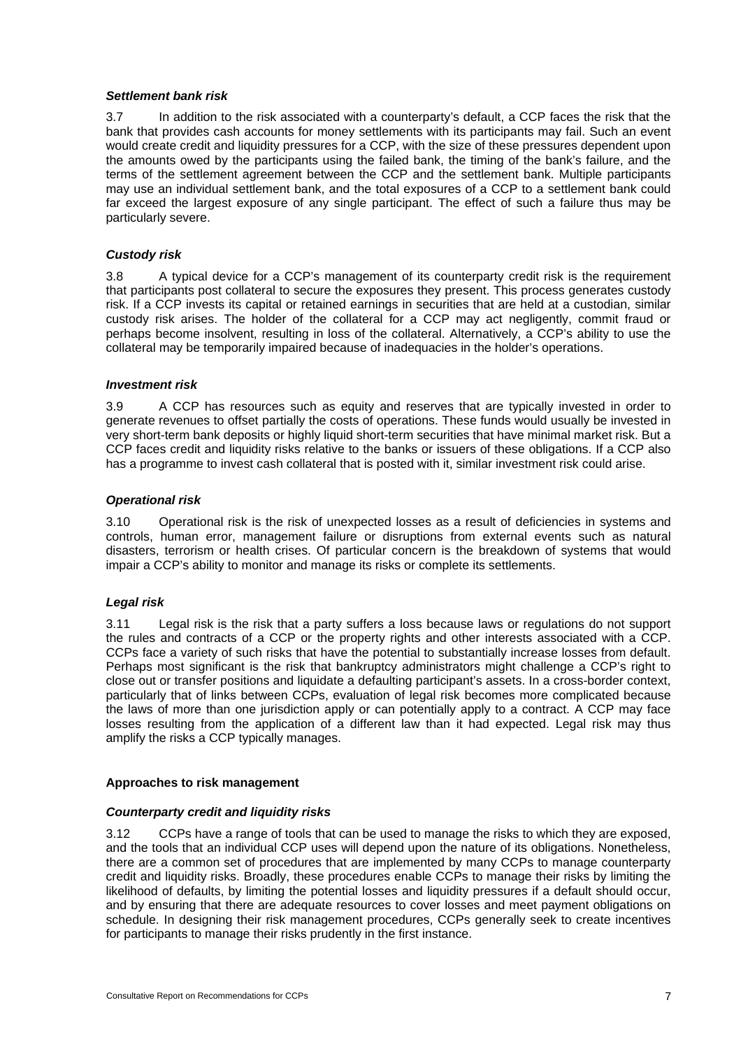***Settlement bank risk***

3.7 In addition to the risk associated with a counterparty's default, a CCP faces the risk that the bank that provides cash accounts for money settlements with its participants may fail. Such an event would create credit and liquidity pressures for a CCP, with the size of these pressures dependent upon the amounts owed by the participants using the failed bank, the timing of the bank's failure, and the terms of the settlement agreement between the CCP and the settlement bank. Multiple participants may use an individual settlement bank, and the total exposures of a CCP to a settlement bank could far exceed the largest exposure of any single participant. The effect of such a failure thus may be particularly severe.

***Custody risk***

3.8 A typical device for a CCP's management of its counterparty credit risk is the requirement that participants post collateral to secure the exposures they present. This process generates custody risk. If a CCP invests its capital or retained earnings in securities that are held at a custodian, similar custody risk arises. The holder of the collateral for a CCP may act negligently, commit fraud or perhaps become insolvent, resulting in loss of the collateral. Alternatively, a CCP's ability to use the collateral may be temporarily impaired because of inadequacies in the holder's operations.

***Investment risk***

3.9 A CCP has resources such as equity and reserves that are typically invested in order to generate revenues to offset partially the costs of operations. These funds would usually be invested in very short-term bank deposits or highly liquid short-term securities that have minimal market risk. But a CCP faces credit and liquidity risks relative to the banks or issuers of these obligations. If a CCP also has a programme to invest cash collateral that is posted with it, similar investment risk could arise.

***Operational risk***

3.10 Operational risk is the risk of unexpected losses as a result of deficiencies in systems and controls, human error, management failure or disruptions from external events such as natural disasters, terrorism or health crises. Of particular concern is the breakdown of systems that would impair a CCP's ability to monitor and manage its risks or complete its settlements.

***Legal risk***

3.11 Legal risk is the risk that a party suffers a loss because laws or regulations do not support the rules and contracts of a CCP or the property rights and other interests associated with a CCP. CCPs face a variety of such risks that have the potential to substantially increase losses from default. Perhaps most significant is the risk that bankruptcy administrators might challenge a CCP's right to close out or transfer positions and liquidate a defaulting participant's assets. In a cross-border context, particularly that of links between CCPs, evaluation of legal risk becomes more complicated because the laws of more than one jurisdiction apply or can potentially apply to a contract. A CCP may face losses resulting from the application of a different law than it had expected. Legal risk may thus amplify the risks a CCP typically manages.

**Approaches to risk management**

***Counterparty credit and liquidity risks***

3.12 CCPs have a range of tools that can be used to manage the risks to which they are exposed, and the tools that an individual CCP uses will depend upon the nature of its obligations. Nonetheless, there are a common set of procedures that are implemented by many CCPs to manage counterparty credit and liquidity risks. Broadly, these procedures enable CCPs to manage their risks by limiting the likelihood of defaults, by limiting the potential losses and liquidity pressures if a default should occur, and by ensuring that there are adequate resources to cover losses and meet payment obligations on schedule. In designing their risk management procedures, CCPs generally seek to create incentives for participants to manage their risks prudently in the first instance.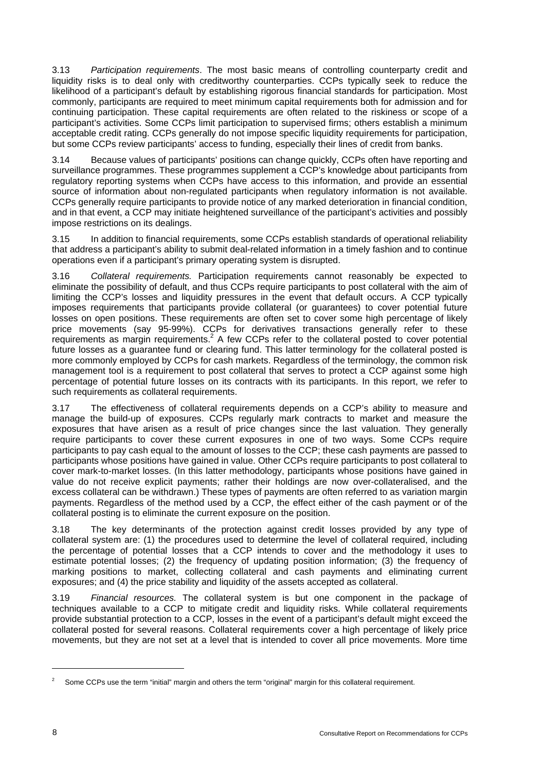3.13 *Participation requirements*. The most basic means of controlling counterparty credit and liquidity risks is to deal only with creditworthy counterparties. CCPs typically seek to reduce the likelihood of a participant's default by establishing rigorous financial standards for participation. Most commonly, participants are required to meet minimum capital requirements both for admission and for continuing participation. These capital requirements are often related to the riskiness or scope of a participant's activities. Some CCPs limit participation to supervised firms; others establish a minimum acceptable credit rating. CCPs generally do not impose specific liquidity requirements for participation, but some CCPs review participants' access to funding, especially their lines of credit from banks.

3.14 Because values of participants' positions can change quickly, CCPs often have reporting and surveillance programmes. These programmes supplement a CCP's knowledge about participants from regulatory reporting systems when CCPs have access to this information, and provide an essential source of information about non-regulated participants when regulatory information is not available. CCPs generally require participants to provide notice of any marked deterioration in financial condition, and in that event, a CCP may initiate heightened surveillance of the participant's activities and possibly impose restrictions on its dealings.

3.15 In addition to financial requirements, some CCPs establish standards of operational reliability that address a participant's ability to submit deal-related information in a timely fashion and to continue operations even if a participant's primary operating system is disrupted.

3.16 *Collateral requirements.* Participation requirements cannot reasonably be expected to eliminate the possibility of default, and thus CCPs require participants to post collateral with the aim of limiting the CCP's losses and liquidity pressures in the event that default occurs. A CCP typically imposes requirements that participants provide collateral (or guarantees) to cover potential future losses on open positions. These requirements are often set to cover some high percentage of likely price movements (say 95-99%). CCPs for derivatives transactions generally refer to these requirements as margin requirements.[2] A few CCPs refer to the collateral posted to cover potential future losses as a guarantee fund or clearing fund. This latter terminology for the collateral posted is more commonly employed by CCPs for cash markets. Regardless of the terminology, the common risk management tool is a requirement to post collateral that serves to protect a CCP against some high percentage of potential future losses on its contracts with its participants. In this report, we refer to such requirements as collateral requirements.

3.17 The effectiveness of collateral requirements depends on a CCP's ability to measure and manage the build-up of exposures. CCPs regularly mark contracts to market and measure the exposures that have arisen as a result of price changes since the last valuation. They generally require participants to cover these current exposures in one of two ways. Some CCPs require participants to pay cash equal to the amount of losses to the CCP; these cash payments are passed to participants whose positions have gained in value. Other CCPs require participants to post collateral to cover mark-to-market losses. (In this latter methodology, participants whose positions have gained in value do not receive explicit payments; rather their holdings are now over-collateralised, and the excess collateral can be withdrawn.) These types of payments are often referred to as variation margin payments. Regardless of the method used by a CCP, the effect either of the cash payment or of the collateral posting is to eliminate the current exposure on the position.

3.18 The key determinants of the protection against credit losses provided by any type of collateral system are: (1) the procedures used to determine the level of collateral required, including the percentage of potential losses that a CCP intends to cover and the methodology it uses to estimate potential losses; (2) the frequency of updating position information; (3) the frequency of marking positions to market, collecting collateral and cash payments and eliminating current exposures; and (4) the price stability and liquidity of the assets accepted as collateral.

3.19 *Financial resources.* The collateral system is but one component in the package of techniques available to a CCP to mitigate credit and liquidity risks. While collateral requirements provide substantial protection to a CCP, losses in the event of a participant's default might exceed the collateral posted for several reasons. Collateral requirements cover a high percentage of likely price movements, but they are not set at a level that is intended to cover all price movements. More time

---

[2] Some CCPs use the term "initial" margin and others the term "original" margin for this collateral requirement.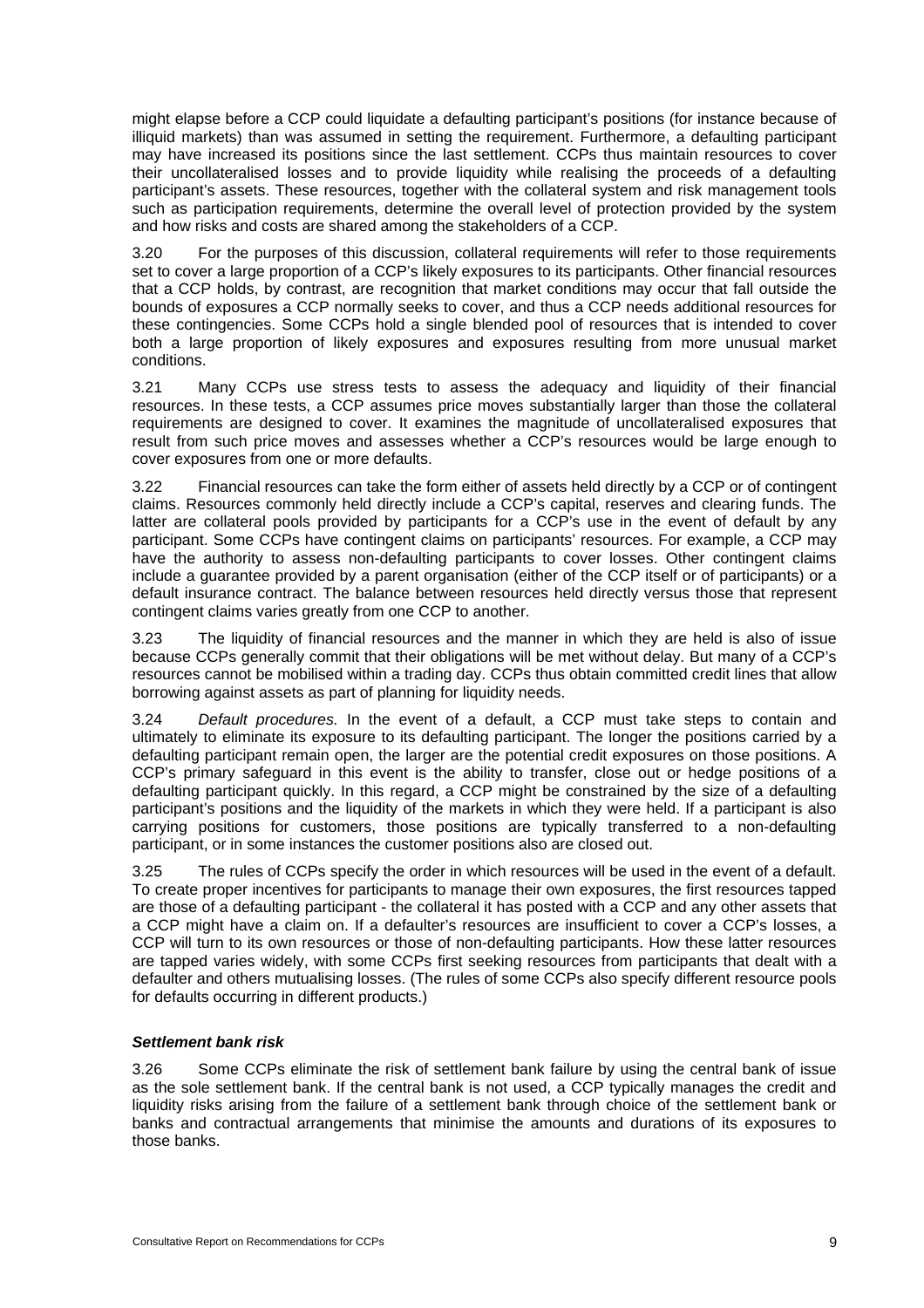might elapse before a CCP could liquidate a defaulting participant's positions (for instance because of illiquid markets) than was assumed in setting the requirement. Furthermore, a defaulting participant may have increased its positions since the last settlement. CCPs thus maintain resources to cover their uncollateralised losses and to provide liquidity while realising the proceeds of a defaulting participant's assets. These resources, together with the collateral system and risk management tools such as participation requirements, determine the overall level of protection provided by the system and how risks and costs are shared among the stakeholders of a CCP.

3.20 For the purposes of this discussion, collateral requirements will refer to those requirements set to cover a large proportion of a CCP's likely exposures to its participants. Other financial resources that a CCP holds, by contrast, are recognition that market conditions may occur that fall outside the bounds of exposures a CCP normally seeks to cover, and thus a CCP needs additional resources for these contingencies. Some CCPs hold a single blended pool of resources that is intended to cover both a large proportion of likely exposures and exposures resulting from more unusual market conditions.

3.21 Many CCPs use stress tests to assess the adequacy and liquidity of their financial resources. In these tests, a CCP assumes price moves substantially larger than those the collateral requirements are designed to cover. It examines the magnitude of uncollateralised exposures that result from such price moves and assesses whether a CCP's resources would be large enough to cover exposures from one or more defaults.

3.22 Financial resources can take the form either of assets held directly by a CCP or of contingent claims. Resources commonly held directly include a CCP's capital, reserves and clearing funds. The latter are collateral pools provided by participants for a CCP's use in the event of default by any participant. Some CCPs have contingent claims on participants' resources. For example, a CCP may have the authority to assess non-defaulting participants to cover losses. Other contingent claims include a guarantee provided by a parent organisation (either of the CCP itself or of participants) or a default insurance contract. The balance between resources held directly versus those that represent contingent claims varies greatly from one CCP to another.

3.23 The liquidity of financial resources and the manner in which they are held is also of issue because CCPs generally commit that their obligations will be met without delay. But many of a CCP's resources cannot be mobilised within a trading day. CCPs thus obtain committed credit lines that allow borrowing against assets as part of planning for liquidity needs.

3.24 *Default procedures.* In the event of a default, a CCP must take steps to contain and ultimately to eliminate its exposure to its defaulting participant. The longer the positions carried by a defaulting participant remain open, the larger are the potential credit exposures on those positions. A CCP's primary safeguard in this event is the ability to transfer, close out or hedge positions of a defaulting participant quickly. In this regard, a CCP might be constrained by the size of a defaulting participant's positions and the liquidity of the markets in which they were held. If a participant is also carrying positions for customers, those positions are typically transferred to a non-defaulting participant, or in some instances the customer positions also are closed out.

3.25 The rules of CCPs specify the order in which resources will be used in the event of a default. To create proper incentives for participants to manage their own exposures, the first resources tapped are those of a defaulting participant - the collateral it has posted with a CCP and any other assets that a CCP might have a claim on. If a defaulter's resources are insufficient to cover a CCP's losses, a CCP will turn to its own resources or those of non-defaulting participants. How these latter resources are tapped varies widely, with some CCPs first seeking resources from participants that dealt with a defaulter and others mutualising losses. (The rules of some CCPs also specify different resource pools for defaults occurring in different products.)

### *Settlement bank risk*

3.26 Some CCPs eliminate the risk of settlement bank failure by using the central bank of issue as the sole settlement bank. If the central bank is not used, a CCP typically manages the credit and liquidity risks arising from the failure of a settlement bank through choice of the settlement bank or banks and contractual arrangements that minimise the amounts and durations of its exposures to those banks.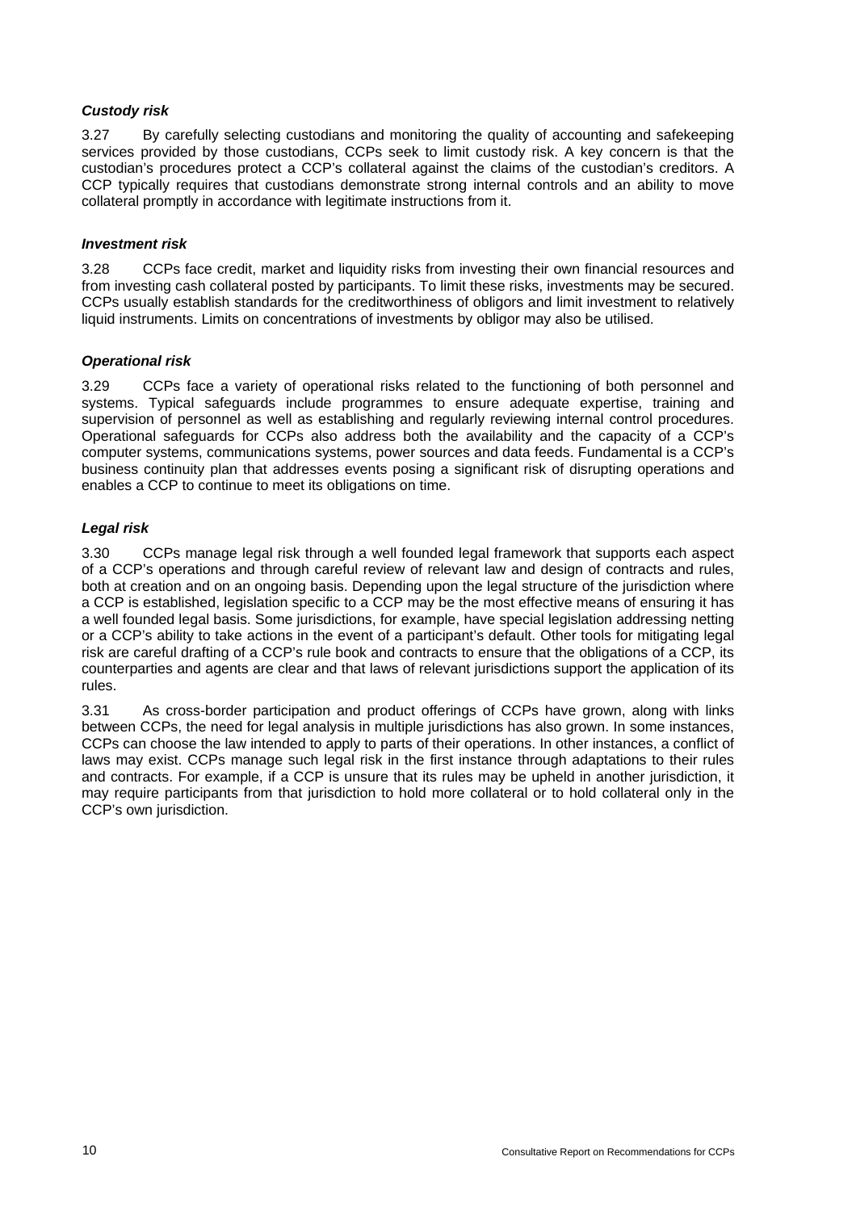***Custody risk***

3.27 By carefully selecting custodians and monitoring the quality of accounting and safekeeping services provided by those custodians, CCPs seek to limit custody risk. A key concern is that the custodian's procedures protect a CCP's collateral against the claims of the custodian's creditors. A CCP typically requires that custodians demonstrate strong internal controls and an ability to move collateral promptly in accordance with legitimate instructions from it.

***Investment risk***

3.28 CCPs face credit, market and liquidity risks from investing their own financial resources and from investing cash collateral posted by participants. To limit these risks, investments may be secured. CCPs usually establish standards for the creditworthiness of obligors and limit investment to relatively liquid instruments. Limits on concentrations of investments by obligor may also be utilised.

***Operational risk***

3.29 CCPs face a variety of operational risks related to the functioning of both personnel and systems. Typical safeguards include programmes to ensure adequate expertise, training and supervision of personnel as well as establishing and regularly reviewing internal control procedures. Operational safeguards for CCPs also address both the availability and the capacity of a CCP's computer systems, communications systems, power sources and data feeds. Fundamental is a CCP's business continuity plan that addresses events posing a significant risk of disrupting operations and enables a CCP to continue to meet its obligations on time.

***Legal risk***

3.30 CCPs manage legal risk through a well founded legal framework that supports each aspect of a CCP's operations and through careful review of relevant law and design of contracts and rules, both at creation and on an ongoing basis. Depending upon the legal structure of the jurisdiction where a CCP is established, legislation specific to a CCP may be the most effective means of ensuring it has a well founded legal basis. Some jurisdictions, for example, have special legislation addressing netting or a CCP's ability to take actions in the event of a participant's default. Other tools for mitigating legal risk are careful drafting of a CCP's rule book and contracts to ensure that the obligations of a CCP, its counterparties and agents are clear and that laws of relevant jurisdictions support the application of its rules.

3.31 As cross-border participation and product offerings of CCPs have grown, along with links between CCPs, the need for legal analysis in multiple jurisdictions has also grown. In some instances, CCPs can choose the law intended to apply to parts of their operations. In other instances, a conflict of laws may exist. CCPs manage such legal risk in the first instance through adaptations to their rules and contracts. For example, if a CCP is unsure that its rules may be upheld in another jurisdiction, it may require participants from that jurisdiction to hold more collateral or to hold collateral only in the CCP's own jurisdiction.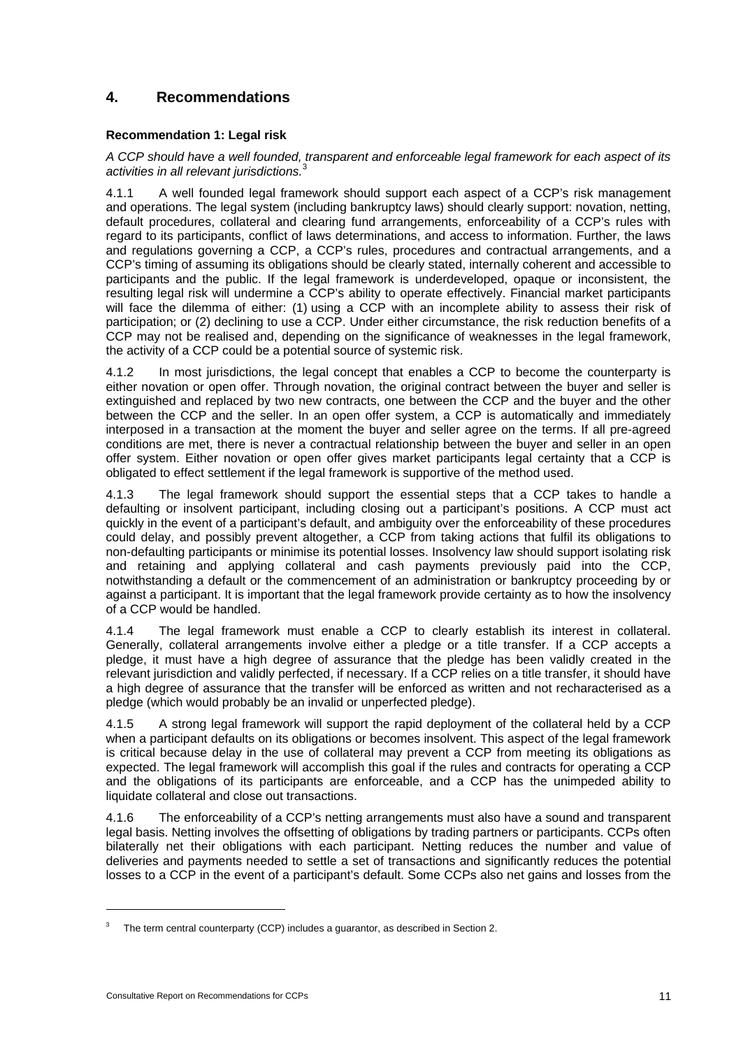## 4. Recommendations

### Recommendation 1: Legal risk

*A CCP should have a well founded, transparent and enforceable legal framework for each aspect of its activities in all relevant jurisdictions.*[3]

4.1.1 A well founded legal framework should support each aspect of a CCP's risk management and operations. The legal system (including bankruptcy laws) should clearly support: novation, netting, default procedures, collateral and clearing fund arrangements, enforceability of a CCP's rules with regard to its participants, conflict of laws determinations, and access to information. Further, the laws and regulations governing a CCP, a CCP's rules, procedures and contractual arrangements, and a CCP's timing of assuming its obligations should be clearly stated, internally coherent and accessible to participants and the public. If the legal framework is underdeveloped, opaque or inconsistent, the resulting legal risk will undermine a CCP's ability to operate effectively. Financial market participants will face the dilemma of either: (1) using a CCP with an incomplete ability to assess their risk of participation; or (2) declining to use a CCP. Under either circumstance, the risk reduction benefits of a CCP may not be realised and, depending on the significance of weaknesses in the legal framework, the activity of a CCP could be a potential source of systemic risk.

4.1.2 In most jurisdictions, the legal concept that enables a CCP to become the counterparty is either novation or open offer. Through novation, the original contract between the buyer and seller is extinguished and replaced by two new contracts, one between the CCP and the buyer and the other between the CCP and the seller. In an open offer system, a CCP is automatically and immediately interposed in a transaction at the moment the buyer and seller agree on the terms. If all pre-agreed conditions are met, there is never a contractual relationship between the buyer and seller in an open offer system. Either novation or open offer gives market participants legal certainty that a CCP is obligated to effect settlement if the legal framework is supportive of the method used.

4.1.3 The legal framework should support the essential steps that a CCP takes to handle a defaulting or insolvent participant, including closing out a participant's positions. A CCP must act quickly in the event of a participant's default, and ambiguity over the enforceability of these procedures could delay, and possibly prevent altogether, a CCP from taking actions that fulfil its obligations to non-defaulting participants or minimise its potential losses. Insolvency law should support isolating risk and retaining and applying collateral and cash payments previously paid into the CCP, notwithstanding a default or the commencement of an administration or bankruptcy proceeding by or against a participant. It is important that the legal framework provide certainty as to how the insolvency of a CCP would be handled.

4.1.4 The legal framework must enable a CCP to clearly establish its interest in collateral. Generally, collateral arrangements involve either a pledge or a title transfer. If a CCP accepts a pledge, it must have a high degree of assurance that the pledge has been validly created in the relevant jurisdiction and validly perfected, if necessary. If a CCP relies on a title transfer, it should have a high degree of assurance that the transfer will be enforced as written and not recharacterised as a pledge (which would probably be an invalid or unperfected pledge).

4.1.5 A strong legal framework will support the rapid deployment of the collateral held by a CCP when a participant defaults on its obligations or becomes insolvent. This aspect of the legal framework is critical because delay in the use of collateral may prevent a CCP from meeting its obligations as expected. The legal framework will accomplish this goal if the rules and contracts for operating a CCP and the obligations of its participants are enforceable, and a CCP has the unimpeded ability to liquidate collateral and close out transactions.

4.1.6 The enforceability of a CCP's netting arrangements must also have a sound and transparent legal basis. Netting involves the offsetting of obligations by trading partners or participants. CCPs often bilaterally net their obligations with each participant. Netting reduces the number and value of deliveries and payments needed to settle a set of transactions and significantly reduces the potential losses to a CCP in the event of a participant's default. Some CCPs also net gains and losses from the

---

[3] The term central counterparty (CCP) includes a guarantor, as described in Section 2.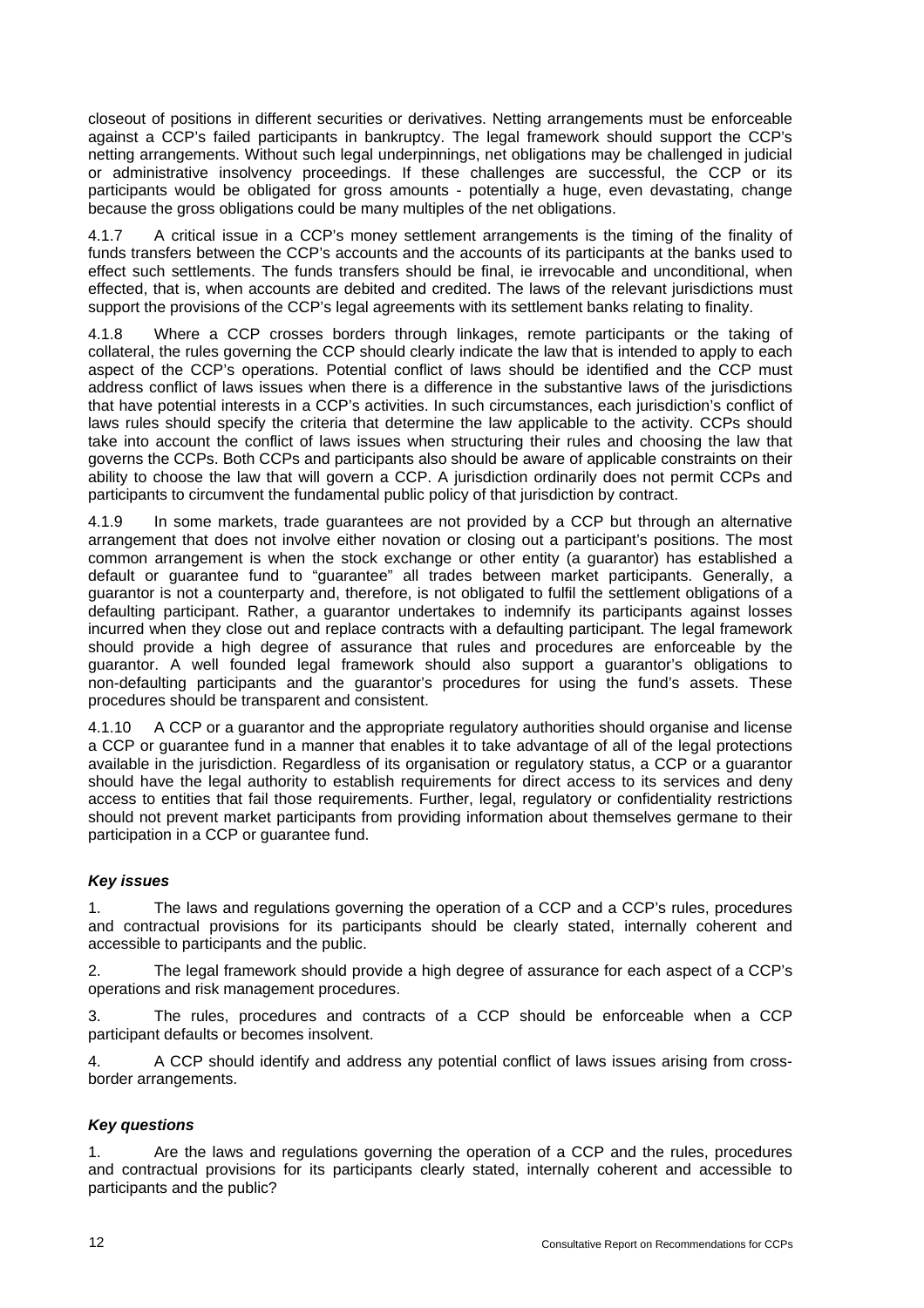closeout of positions in different securities or derivatives. Netting arrangements must be enforceable against a CCP's failed participants in bankruptcy. The legal framework should support the CCP's netting arrangements. Without such legal underpinnings, net obligations may be challenged in judicial or administrative insolvency proceedings. If these challenges are successful, the CCP or its participants would be obligated for gross amounts - potentially a huge, even devastating, change because the gross obligations could be many multiples of the net obligations.

4.1.7 A critical issue in a CCP's money settlement arrangements is the timing of the finality of funds transfers between the CCP's accounts and the accounts of its participants at the banks used to effect such settlements. The funds transfers should be final, ie irrevocable and unconditional, when effected, that is, when accounts are debited and credited. The laws of the relevant jurisdictions must support the provisions of the CCP's legal agreements with its settlement banks relating to finality.

4.1.8 Where a CCP crosses borders through linkages, remote participants or the taking of collateral, the rules governing the CCP should clearly indicate the law that is intended to apply to each aspect of the CCP's operations. Potential conflict of laws should be identified and the CCP must address conflict of laws issues when there is a difference in the substantive laws of the jurisdictions that have potential interests in a CCP's activities. In such circumstances, each jurisdiction's conflict of laws rules should specify the criteria that determine the law applicable to the activity. CCPs should take into account the conflict of laws issues when structuring their rules and choosing the law that governs the CCPs. Both CCPs and participants also should be aware of applicable constraints on their ability to choose the law that will govern a CCP. A jurisdiction ordinarily does not permit CCPs and participants to circumvent the fundamental public policy of that jurisdiction by contract.

4.1.9 In some markets, trade guarantees are not provided by a CCP but through an alternative arrangement that does not involve either novation or closing out a participant's positions. The most common arrangement is when the stock exchange or other entity (a guarantor) has established a default or guarantee fund to "guarantee" all trades between market participants. Generally, a guarantor is not a counterparty and, therefore, is not obligated to fulfil the settlement obligations of a defaulting participant. Rather, a guarantor undertakes to indemnify its participants against losses incurred when they close out and replace contracts with a defaulting participant. The legal framework should provide a high degree of assurance that rules and procedures are enforceable by the guarantor. A well founded legal framework should also support a guarantor's obligations to non-defaulting participants and the guarantor's procedures for using the fund's assets. These procedures should be transparent and consistent.

4.1.10 A CCP or a guarantor and the appropriate regulatory authorities should organise and license a CCP or guarantee fund in a manner that enables it to take advantage of all of the legal protections available in the jurisdiction. Regardless of its organisation or regulatory status, a CCP or a guarantor should have the legal authority to establish requirements for direct access to its services and deny access to entities that fail those requirements. Further, legal, regulatory or confidentiality restrictions should not prevent market participants from providing information about themselves germane to their participation in a CCP or guarantee fund.

#### *Key issues*

1. The laws and regulations governing the operation of a CCP and a CCP's rules, procedures and contractual provisions for its participants should be clearly stated, internally coherent and accessible to participants and the public.

2. The legal framework should provide a high degree of assurance for each aspect of a CCP's operations and risk management procedures.

3. The rules, procedures and contracts of a CCP should be enforceable when a CCP participant defaults or becomes insolvent.

4. A CCP should identify and address any potential conflict of laws issues arising from cross-border arrangements.

#### *Key questions*

1. Are the laws and regulations governing the operation of a CCP and the rules, procedures and contractual provisions for its participants clearly stated, internally coherent and accessible to participants and the public?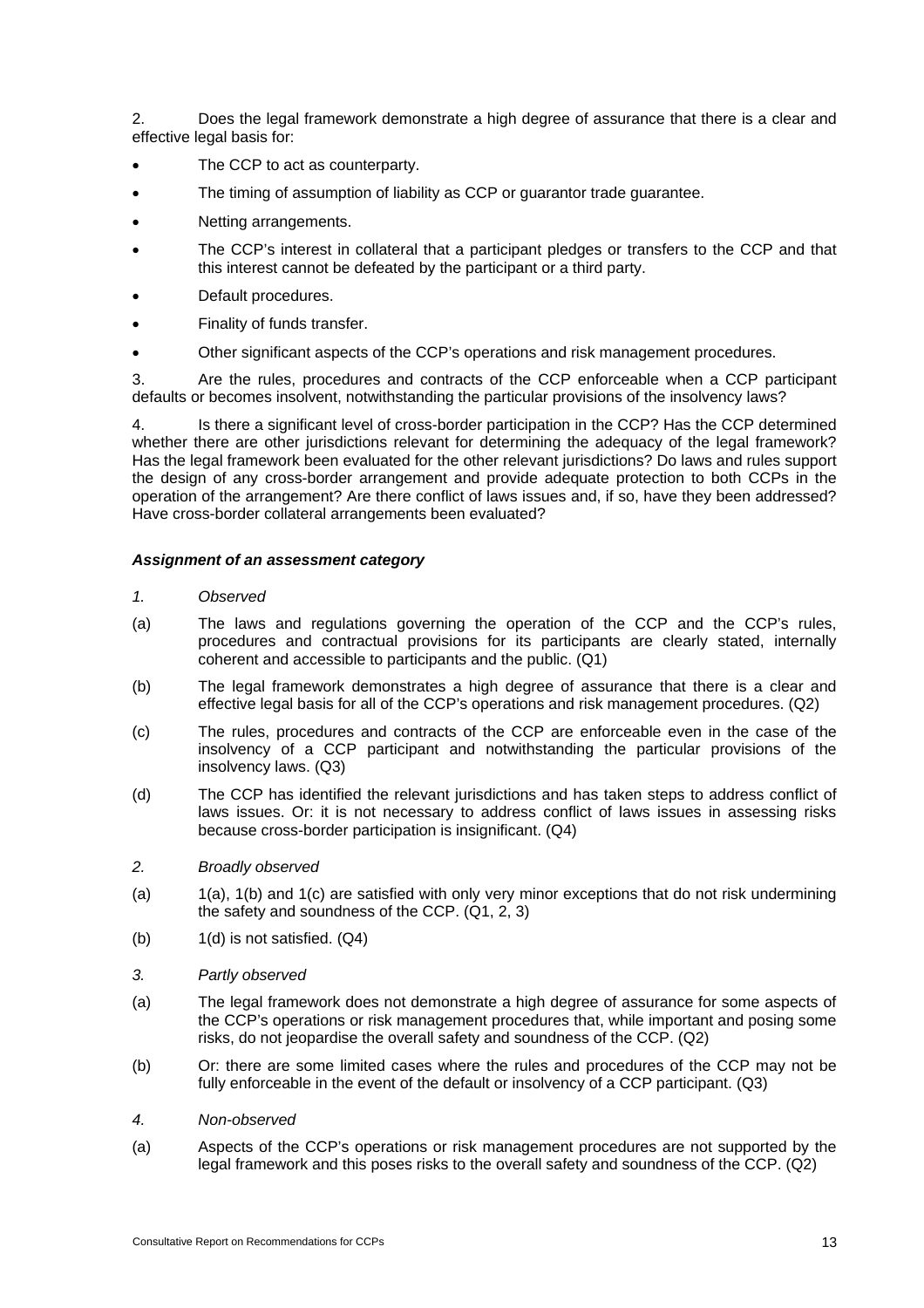2. Does the legal framework demonstrate a high degree of assurance that there is a clear and effective legal basis for:

- The CCP to act as counterparty.
- The timing of assumption of liability as CCP or guarantor trade guarantee.
- Netting arrangements.
- The CCP's interest in collateral that a participant pledges or transfers to the CCP and that this interest cannot be defeated by the participant or a third party.
- Default procedures.
- Finality of funds transfer.
- Other significant aspects of the CCP's operations and risk management procedures.

3. Are the rules, procedures and contracts of the CCP enforceable when a CCP participant defaults or becomes insolvent, notwithstanding the particular provisions of the insolvency laws?

4. Is there a significant level of cross-border participation in the CCP? Has the CCP determined whether there are other jurisdictions relevant for determining the adequacy of the legal framework? Has the legal framework been evaluated for the other relevant jurisdictions? Do laws and rules support the design of any cross-border arrangement and provide adequate protection to both CCPs in the operation of the arrangement? Are there conflict of laws issues and, if so, have they been addressed? Have cross-border collateral arrangements been evaluated?

***Assignment of an assessment category***

*1. Observed*

(a) The laws and regulations governing the operation of the CCP and the CCP's rules, procedures and contractual provisions for its participants are clearly stated, internally coherent and accessible to participants and the public. (Q1)

(b) The legal framework demonstrates a high degree of assurance that there is a clear and effective legal basis for all of the CCP's operations and risk management procedures. (Q2)

(c) The rules, procedures and contracts of the CCP are enforceable even in the case of the insolvency of a CCP participant and notwithstanding the particular provisions of the insolvency laws. (Q3)

(d) The CCP has identified the relevant jurisdictions and has taken steps to address conflict of laws issues. Or: it is not necessary to address conflict of laws issues in assessing risks because cross-border participation is insignificant. (Q4)

*2. Broadly observed*

(a) 1(a), 1(b) and 1(c) are satisfied with only very minor exceptions that do not risk undermining the safety and soundness of the CCP. (Q1, 2, 3)

(b) 1(d) is not satisfied. (Q4)

*3. Partly observed*

(a) The legal framework does not demonstrate a high degree of assurance for some aspects of the CCP's operations or risk management procedures that, while important and posing some risks, do not jeopardise the overall safety and soundness of the CCP. (Q2)

(b) Or: there are some limited cases where the rules and procedures of the CCP may not be fully enforceable in the event of the default or insolvency of a CCP participant. (Q3)

*4. Non-observed*

(a) Aspects of the CCP's operations or risk management procedures are not supported by the legal framework and this poses risks to the overall safety and soundness of the CCP. (Q2)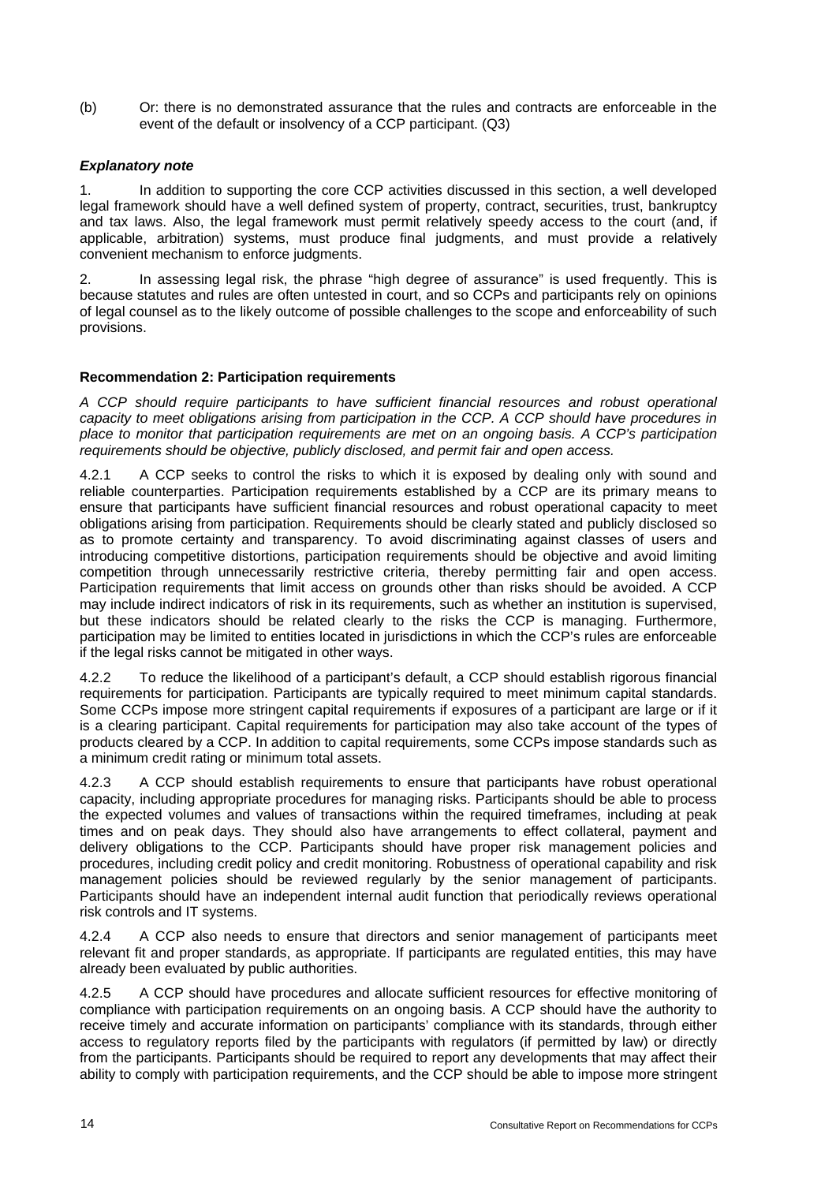(b) Or: there is no demonstrated assurance that the rules and contracts are enforceable in the event of the default or insolvency of a CCP participant. (Q3)

***Explanatory note***

1. In addition to supporting the core CCP activities discussed in this section, a well developed legal framework should have a well defined system of property, contract, securities, trust, bankruptcy and tax laws. Also, the legal framework must permit relatively speedy access to the court (and, if applicable, arbitration) systems, must produce final judgments, and must provide a relatively convenient mechanism to enforce judgments.

2. In assessing legal risk, the phrase "high degree of assurance" is used frequently. This is because statutes and rules are often untested in court, and so CCPs and participants rely on opinions of legal counsel as to the likely outcome of possible challenges to the scope and enforceability of such provisions.

**Recommendation 2: Participation requirements**

*A CCP should require participants to have sufficient financial resources and robust operational capacity to meet obligations arising from participation in the CCP. A CCP should have procedures in place to monitor that participation requirements are met on an ongoing basis. A CCP's participation requirements should be objective, publicly disclosed, and permit fair and open access.*

4.2.1 A CCP seeks to control the risks to which it is exposed by dealing only with sound and reliable counterparties. Participation requirements established by a CCP are its primary means to ensure that participants have sufficient financial resources and robust operational capacity to meet obligations arising from participation. Requirements should be clearly stated and publicly disclosed so as to promote certainty and transparency. To avoid discriminating against classes of users and introducing competitive distortions, participation requirements should be objective and avoid limiting competition through unnecessarily restrictive criteria, thereby permitting fair and open access. Participation requirements that limit access on grounds other than risks should be avoided. A CCP may include indirect indicators of risk in its requirements, such as whether an institution is supervised, but these indicators should be related clearly to the risks the CCP is managing. Furthermore, participation may be limited to entities located in jurisdictions in which the CCP's rules are enforceable if the legal risks cannot be mitigated in other ways.

4.2.2 To reduce the likelihood of a participant's default, a CCP should establish rigorous financial requirements for participation. Participants are typically required to meet minimum capital standards. Some CCPs impose more stringent capital requirements if exposures of a participant are large or if it is a clearing participant. Capital requirements for participation may also take account of the types of products cleared by a CCP. In addition to capital requirements, some CCPs impose standards such as a minimum credit rating or minimum total assets.

4.2.3 A CCP should establish requirements to ensure that participants have robust operational capacity, including appropriate procedures for managing risks. Participants should be able to process the expected volumes and values of transactions within the required timeframes, including at peak times and on peak days. They should also have arrangements to effect collateral, payment and delivery obligations to the CCP. Participants should have proper risk management policies and procedures, including credit policy and credit monitoring. Robustness of operational capability and risk management policies should be reviewed regularly by the senior management of participants. Participants should have an independent internal audit function that periodically reviews operational risk controls and IT systems.

4.2.4 A CCP also needs to ensure that directors and senior management of participants meet relevant fit and proper standards, as appropriate. If participants are regulated entities, this may have already been evaluated by public authorities.

4.2.5 A CCP should have procedures and allocate sufficient resources for effective monitoring of compliance with participation requirements on an ongoing basis. A CCP should have the authority to receive timely and accurate information on participants' compliance with its standards, through either access to regulatory reports filed by the participants with regulators (if permitted by law) or directly from the participants. Participants should be required to report any developments that may affect their ability to comply with participation requirements, and the CCP should be able to impose more stringent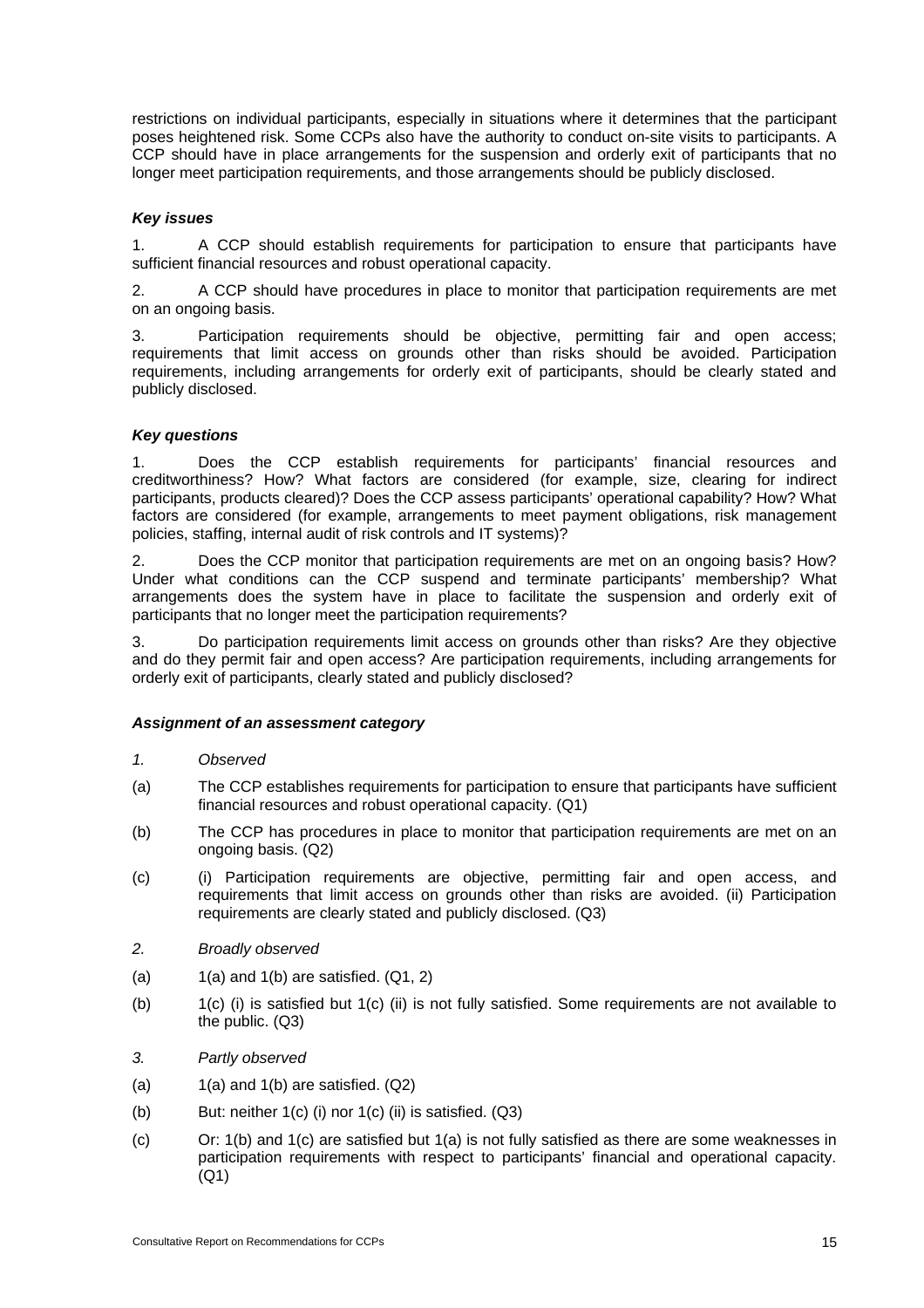restrictions on individual participants, especially in situations where it determines that the participant poses heightened risk. Some CCPs also have the authority to conduct on-site visits to participants. A CCP should have in place arrangements for the suspension and orderly exit of participants that no longer meet participation requirements, and those arrangements should be publicly disclosed.

### *Key issues*

1. A CCP should establish requirements for participation to ensure that participants have sufficient financial resources and robust operational capacity.

2. A CCP should have procedures in place to monitor that participation requirements are met on an ongoing basis.

3. Participation requirements should be objective, permitting fair and open access; requirements that limit access on grounds other than risks should be avoided. Participation requirements, including arrangements for orderly exit of participants, should be clearly stated and publicly disclosed.

### *Key questions*

1. Does the CCP establish requirements for participants' financial resources and creditworthiness? How? What factors are considered (for example, size, clearing for indirect participants, products cleared)? Does the CCP assess participants' operational capability? How? What factors are considered (for example, arrangements to meet payment obligations, risk management policies, staffing, internal audit of risk controls and IT systems)?

2. Does the CCP monitor that participation requirements are met on an ongoing basis? How? Under what conditions can the CCP suspend and terminate participants' membership? What arrangements does the system have in place to facilitate the suspension and orderly exit of participants that no longer meet the participation requirements?

3. Do participation requirements limit access on grounds other than risks? Are they objective and do they permit fair and open access? Are participation requirements, including arrangements for orderly exit of participants, clearly stated and publicly disclosed?

### *Assignment of an assessment category*

*1. Observed*

(a) The CCP establishes requirements for participation to ensure that participants have sufficient financial resources and robust operational capacity. (Q1)

(b) The CCP has procedures in place to monitor that participation requirements are met on an ongoing basis. (Q2)

(c) (i) Participation requirements are objective, permitting fair and open access, and requirements that limit access on grounds other than risks are avoided. (ii) Participation requirements are clearly stated and publicly disclosed. (Q3)

*2. Broadly observed*

(a) 1(a) and 1(b) are satisfied. (Q1, 2)

(b) 1(c) (i) is satisfied but 1(c) (ii) is not fully satisfied. Some requirements are not available to the public. (Q3)

*3. Partly observed*

(a) 1(a) and 1(b) are satisfied. (Q2)

(b) But: neither 1(c) (i) nor 1(c) (ii) is satisfied. (Q3)

(c) Or: 1(b) and 1(c) are satisfied but 1(a) is not fully satisfied as there are some weaknesses in participation requirements with respect to participants' financial and operational capacity. (Q1)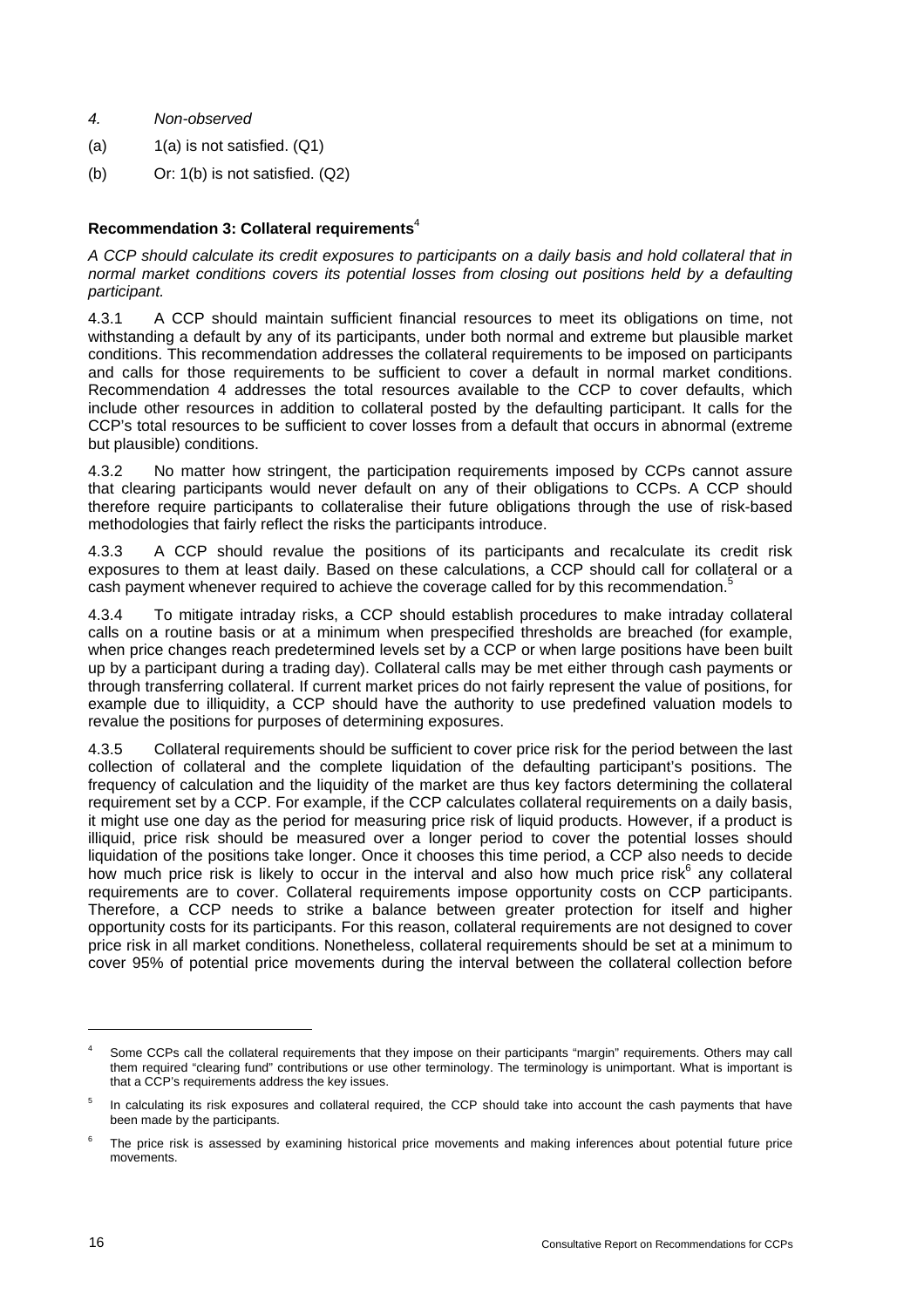*4. Non-observed*

(a) 1(a) is not satisfied. (Q1)

(b) Or: 1(b) is not satisfied. (Q2)

**Recommendation 3: Collateral requirements**[4]

*A CCP should calculate its credit exposures to participants on a daily basis and hold collateral that in normal market conditions covers its potential losses from closing out positions held by a defaulting participant.*

4.3.1 A CCP should maintain sufficient financial resources to meet its obligations on time, not withstanding a default by any of its participants, under both normal and extreme but plausible market conditions. This recommendation addresses the collateral requirements to be imposed on participants and calls for those requirements to be sufficient to cover a default in normal market conditions. Recommendation 4 addresses the total resources available to the CCP to cover defaults, which include other resources in addition to collateral posted by the defaulting participant. It calls for the CCP's total resources to be sufficient to cover losses from a default that occurs in abnormal (extreme but plausible) conditions.

4.3.2 No matter how stringent, the participation requirements imposed by CCPs cannot assure that clearing participants would never default on any of their obligations to CCPs. A CCP should therefore require participants to collateralise their future obligations through the use of risk-based methodologies that fairly reflect the risks the participants introduce.

4.3.3 A CCP should revalue the positions of its participants and recalculate its credit risk exposures to them at least daily. Based on these calculations, a CCP should call for collateral or a cash payment whenever required to achieve the coverage called for by this recommendation.[5]

4.3.4 To mitigate intraday risks, a CCP should establish procedures to make intraday collateral calls on a routine basis or at a minimum when prespecified thresholds are breached (for example, when price changes reach predetermined levels set by a CCP or when large positions have been built up by a participant during a trading day). Collateral calls may be met either through cash payments or through transferring collateral. If current market prices do not fairly represent the value of positions, for example due to illiquidity, a CCP should have the authority to use predefined valuation models to revalue the positions for purposes of determining exposures.

4.3.5 Collateral requirements should be sufficient to cover price risk for the period between the last collection of collateral and the complete liquidation of the defaulting participant's positions. The frequency of calculation and the liquidity of the market are thus key factors determining the collateral requirement set by a CCP. For example, if the CCP calculates collateral requirements on a daily basis, it might use one day as the period for measuring price risk of liquid products. However, if a product is illiquid, price risk should be measured over a longer period to cover the potential losses should liquidation of the positions take longer. Once it chooses this time period, a CCP also needs to decide how much price risk is likely to occur in the interval and also how much price risk[6] any collateral requirements are to cover. Collateral requirements impose opportunity costs on CCP participants. Therefore, a CCP needs to strike a balance between greater protection for itself and higher opportunity costs for its participants. For this reason, collateral requirements are not designed to cover price risk in all market conditions. Nonetheless, collateral requirements should be set at a minimum to cover 95% of potential price movements during the interval between the collateral collection before

---

[4] Some CCPs call the collateral requirements that they impose on their participants "margin" requirements. Others may call them required "clearing fund" contributions or use other terminology. The terminology is unimportant. What is important is that a CCP's requirements address the key issues.

[5] In calculating its risk exposures and collateral required, the CCP should take into account the cash payments that have been made by the participants.

[6] The price risk is assessed by examining historical price movements and making inferences about potential future price movements.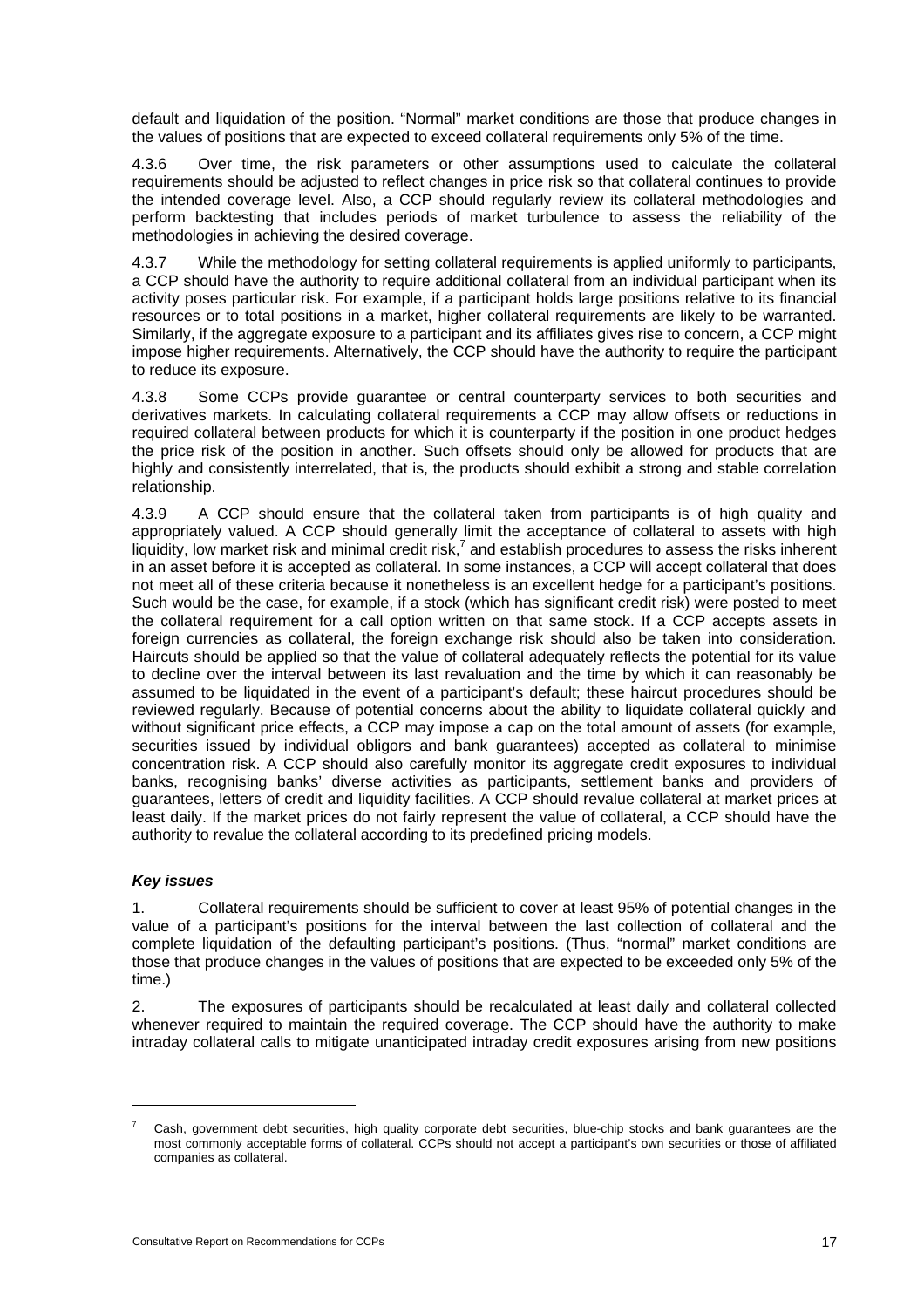default and liquidation of the position. "Normal" market conditions are those that produce changes in the values of positions that are expected to exceed collateral requirements only 5% of the time.

4.3.6 Over time, the risk parameters or other assumptions used to calculate the collateral requirements should be adjusted to reflect changes in price risk so that collateral continues to provide the intended coverage level. Also, a CCP should regularly review its collateral methodologies and perform backtesting that includes periods of market turbulence to assess the reliability of the methodologies in achieving the desired coverage.

4.3.7 While the methodology for setting collateral requirements is applied uniformly to participants, a CCP should have the authority to require additional collateral from an individual participant when its activity poses particular risk. For example, if a participant holds large positions relative to its financial resources or to total positions in a market, higher collateral requirements are likely to be warranted. Similarly, if the aggregate exposure to a participant and its affiliates gives rise to concern, a CCP might impose higher requirements. Alternatively, the CCP should have the authority to require the participant to reduce its exposure.

4.3.8 Some CCPs provide guarantee or central counterparty services to both securities and derivatives markets. In calculating collateral requirements a CCP may allow offsets or reductions in required collateral between products for which it is counterparty if the position in one product hedges the price risk of the position in another. Such offsets should only be allowed for products that are highly and consistently interrelated, that is, the products should exhibit a strong and stable correlation relationship.

4.3.9 A CCP should ensure that the collateral taken from participants is of high quality and appropriately valued. A CCP should generally limit the acceptance of collateral to assets with high liquidity, low market risk and minimal credit risk,[7] and establish procedures to assess the risks inherent in an asset before it is accepted as collateral. In some instances, a CCP will accept collateral that does not meet all of these criteria because it nonetheless is an excellent hedge for a participant's positions. Such would be the case, for example, if a stock (which has significant credit risk) were posted to meet the collateral requirement for a call option written on that same stock. If a CCP accepts assets in foreign currencies as collateral, the foreign exchange risk should also be taken into consideration. Haircuts should be applied so that the value of collateral adequately reflects the potential for its value to decline over the interval between its last revaluation and the time by which it can reasonably be assumed to be liquidated in the event of a participant's default; these haircut procedures should be reviewed regularly. Because of potential concerns about the ability to liquidate collateral quickly and without significant price effects, a CCP may impose a cap on the total amount of assets (for example, securities issued by individual obligors and bank guarantees) accepted as collateral to minimise concentration risk. A CCP should also carefully monitor its aggregate credit exposures to individual banks, recognising banks' diverse activities as participants, settlement banks and providers of guarantees, letters of credit and liquidity facilities. A CCP should revalue collateral at market prices at least daily. If the market prices do not fairly represent the value of collateral, a CCP should have the authority to revalue the collateral according to its predefined pricing models.

### *Key issues*

1. Collateral requirements should be sufficient to cover at least 95% of potential changes in the value of a participant's positions for the interval between the last collection of collateral and the complete liquidation of the defaulting participant's positions. (Thus, "normal" market conditions are those that produce changes in the values of positions that are expected to be exceeded only 5% of the time.)

2. The exposures of participants should be recalculated at least daily and collateral collected whenever required to maintain the required coverage. The CCP should have the authority to make intraday collateral calls to mitigate unanticipated intraday credit exposures arising from new positions

[7] Cash, government debt securities, high quality corporate debt securities, blue-chip stocks and bank guarantees are the most commonly acceptable forms of collateral. CCPs should not accept a participant's own securities or those of affiliated companies as collateral.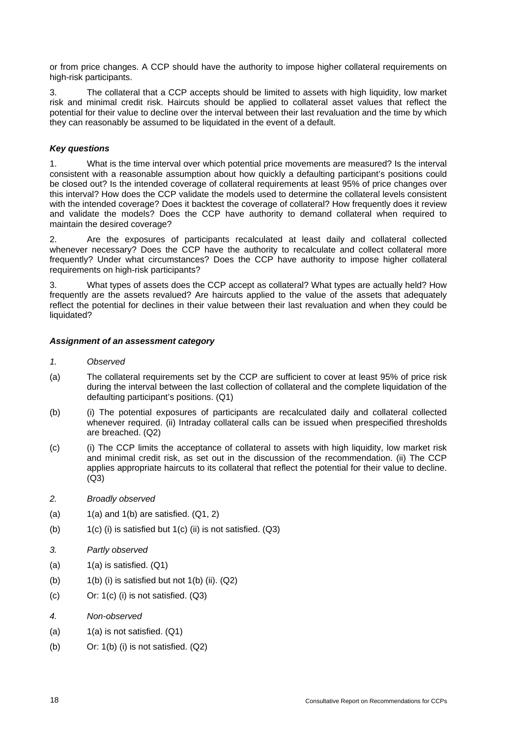or from price changes. A CCP should have the authority to impose higher collateral requirements on high-risk participants.

3. The collateral that a CCP accepts should be limited to assets with high liquidity, low market risk and minimal credit risk. Haircuts should be applied to collateral asset values that reflect the potential for their value to decline over the interval between their last revaluation and the time by which they can reasonably be assumed to be liquidated in the event of a default.

### *Key questions*

1. What is the time interval over which potential price movements are measured? Is the interval consistent with a reasonable assumption about how quickly a defaulting participant's positions could be closed out? Is the intended coverage of collateral requirements at least 95% of price changes over this interval? How does the CCP validate the models used to determine the collateral levels consistent with the intended coverage? Does it backtest the coverage of collateral? How frequently does it review and validate the models? Does the CCP have authority to demand collateral when required to maintain the desired coverage?

2. Are the exposures of participants recalculated at least daily and collateral collected whenever necessary? Does the CCP have the authority to recalculate and collect collateral more frequently? Under what circumstances? Does the CCP have authority to impose higher collateral requirements on high-risk participants?

3. What types of assets does the CCP accept as collateral? What types are actually held? How frequently are the assets revalued? Are haircuts applied to the value of the assets that adequately reflect the potential for declines in their value between their last revaluation and when they could be liquidated?

### *Assignment of an assessment category*

*1. Observed*

(a) The collateral requirements set by the CCP are sufficient to cover at least 95% of price risk during the interval between the last collection of collateral and the complete liquidation of the defaulting participant's positions. (Q1)

(b) (i) The potential exposures of participants are recalculated daily and collateral collected whenever required. (ii) Intraday collateral calls can be issued when prespecified thresholds are breached. (Q2)

(c) (i) The CCP limits the acceptance of collateral to assets with high liquidity, low market risk and minimal credit risk, as set out in the discussion of the recommendation. (ii) The CCP applies appropriate haircuts to its collateral that reflect the potential for their value to decline. (Q3)

*2. Broadly observed*

(a) 1(a) and 1(b) are satisfied. (Q1, 2)

(b) 1(c) (i) is satisfied but 1(c) (ii) is not satisfied. (Q3)

*3. Partly observed*

(a) 1(a) is satisfied. (Q1)

(b) 1(b) (i) is satisfied but not 1(b) (ii). (Q2)

(c) Or: 1(c) (i) is not satisfied. (Q3)

*4. Non-observed*

(a) 1(a) is not satisfied. (Q1)

(b) Or: 1(b) (i) is not satisfied. (Q2)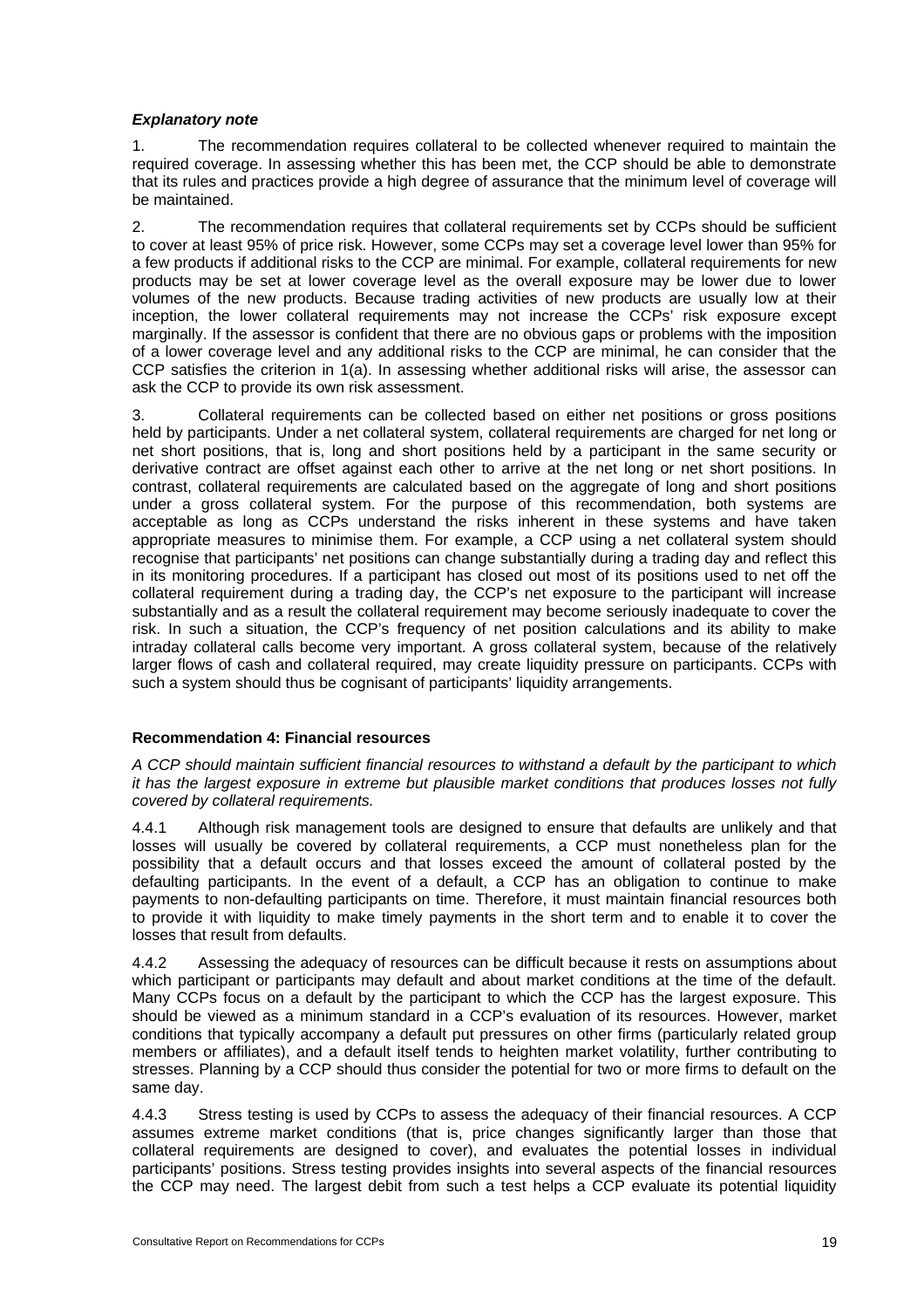### *Explanatory note*

1. The recommendation requires collateral to be collected whenever required to maintain the required coverage. In assessing whether this has been met, the CCP should be able to demonstrate that its rules and practices provide a high degree of assurance that the minimum level of coverage will be maintained.

2. The recommendation requires that collateral requirements set by CCPs should be sufficient to cover at least 95% of price risk. However, some CCPs may set a coverage level lower than 95% for a few products if additional risks to the CCP are minimal. For example, collateral requirements for new products may be set at lower coverage level as the overall exposure may be lower due to lower volumes of the new products. Because trading activities of new products are usually low at their inception, the lower collateral requirements may not increase the CCPs' risk exposure except marginally. If the assessor is confident that there are no obvious gaps or problems with the imposition of a lower coverage level and any additional risks to the CCP are minimal, he can consider that the CCP satisfies the criterion in 1(a). In assessing whether additional risks will arise, the assessor can ask the CCP to provide its own risk assessment.

3. Collateral requirements can be collected based on either net positions or gross positions held by participants. Under a net collateral system, collateral requirements are charged for net long or net short positions, that is, long and short positions held by a participant in the same security or derivative contract are offset against each other to arrive at the net long or net short positions. In contrast, collateral requirements are calculated based on the aggregate of long and short positions under a gross collateral system. For the purpose of this recommendation, both systems are acceptable as long as CCPs understand the risks inherent in these systems and have taken appropriate measures to minimise them. For example, a CCP using a net collateral system should recognise that participants' net positions can change substantially during a trading day and reflect this in its monitoring procedures. If a participant has closed out most of its positions used to net off the collateral requirement during a trading day, the CCP's net exposure to the participant will increase substantially and as a result the collateral requirement may become seriously inadequate to cover the risk. In such a situation, the CCP's frequency of net position calculations and its ability to make intraday collateral calls become very important. A gross collateral system, because of the relatively larger flows of cash and collateral required, may create liquidity pressure on participants. CCPs with such a system should thus be cognisant of participants' liquidity arrangements.

### Recommendation 4: Financial resources

*A CCP should maintain sufficient financial resources to withstand a default by the participant to which it has the largest exposure in extreme but plausible market conditions that produces losses not fully covered by collateral requirements.*

4.4.1 Although risk management tools are designed to ensure that defaults are unlikely and that losses will usually be covered by collateral requirements, a CCP must nonetheless plan for the possibility that a default occurs and that losses exceed the amount of collateral posted by the defaulting participants. In the event of a default, a CCP has an obligation to continue to make payments to non-defaulting participants on time. Therefore, it must maintain financial resources both to provide it with liquidity to make timely payments in the short term and to enable it to cover the losses that result from defaults.

4.4.2 Assessing the adequacy of resources can be difficult because it rests on assumptions about which participant or participants may default and about market conditions at the time of the default. Many CCPs focus on a default by the participant to which the CCP has the largest exposure. This should be viewed as a minimum standard in a CCP's evaluation of its resources. However, market conditions that typically accompany a default put pressures on other firms (particularly related group members or affiliates), and a default itself tends to heighten market volatility, further contributing to stresses. Planning by a CCP should thus consider the potential for two or more firms to default on the same day.

4.4.3 Stress testing is used by CCPs to assess the adequacy of their financial resources. A CCP assumes extreme market conditions (that is, price changes significantly larger than those that collateral requirements are designed to cover), and evaluates the potential losses in individual participants' positions. Stress testing provides insights into several aspects of the financial resources the CCP may need. The largest debit from such a test helps a CCP evaluate its potential liquidity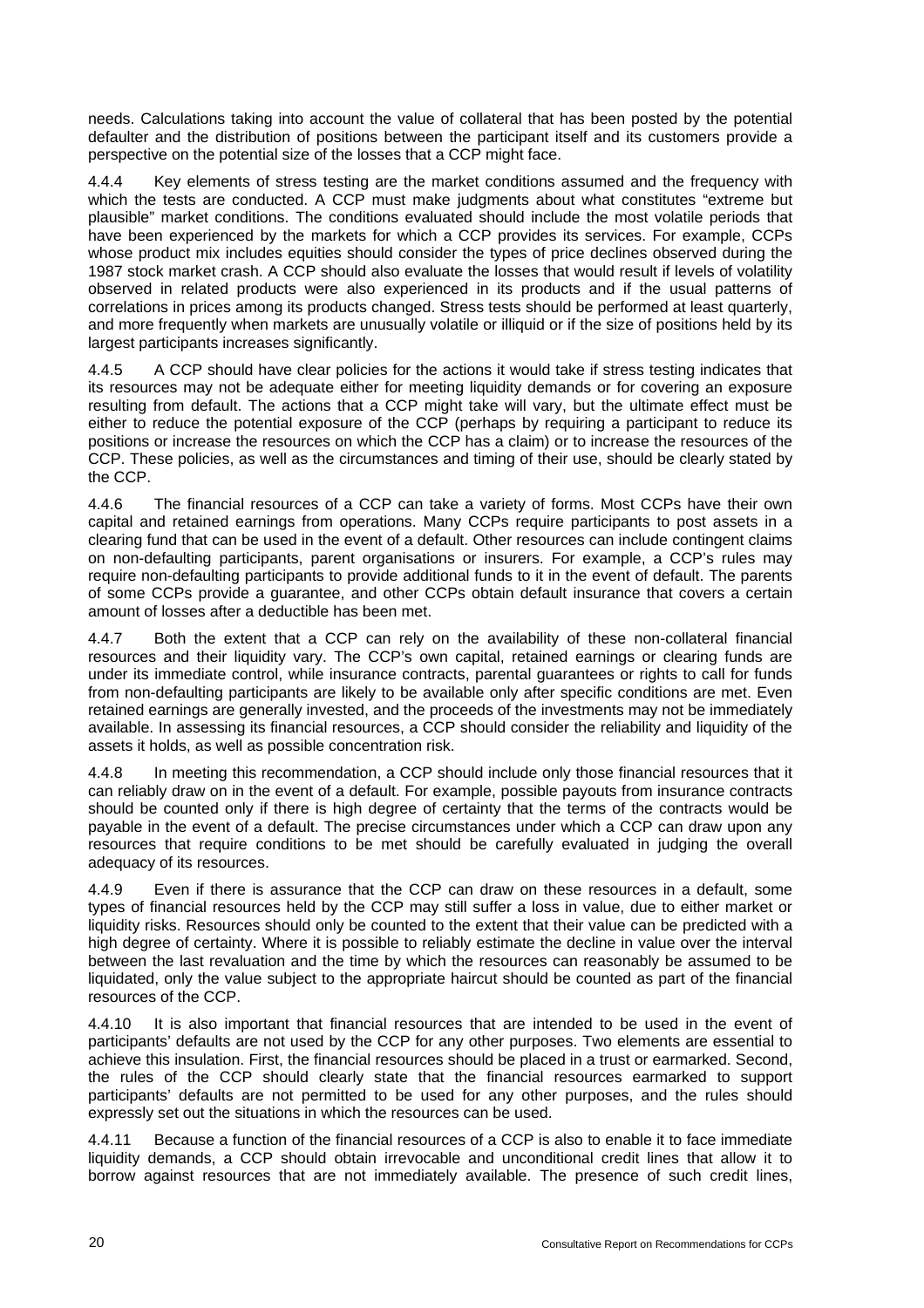needs. Calculations taking into account the value of collateral that has been posted by the potential defaulter and the distribution of positions between the participant itself and its customers provide a perspective on the potential size of the losses that a CCP might face.

4.4.4 Key elements of stress testing are the market conditions assumed and the frequency with which the tests are conducted. A CCP must make judgments about what constitutes "extreme but plausible" market conditions. The conditions evaluated should include the most volatile periods that have been experienced by the markets for which a CCP provides its services. For example, CCPs whose product mix includes equities should consider the types of price declines observed during the 1987 stock market crash. A CCP should also evaluate the losses that would result if levels of volatility observed in related products were also experienced in its products and if the usual patterns of correlations in prices among its products changed. Stress tests should be performed at least quarterly, and more frequently when markets are unusually volatile or illiquid or if the size of positions held by its largest participants increases significantly.

4.4.5 A CCP should have clear policies for the actions it would take if stress testing indicates that its resources may not be adequate either for meeting liquidity demands or for covering an exposure resulting from default. The actions that a CCP might take will vary, but the ultimate effect must be either to reduce the potential exposure of the CCP (perhaps by requiring a participant to reduce its positions or increase the resources on which the CCP has a claim) or to increase the resources of the CCP. These policies, as well as the circumstances and timing of their use, should be clearly stated by the CCP.

4.4.6 The financial resources of a CCP can take a variety of forms. Most CCPs have their own capital and retained earnings from operations. Many CCPs require participants to post assets in a clearing fund that can be used in the event of a default. Other resources can include contingent claims on non-defaulting participants, parent organisations or insurers. For example, a CCP's rules may require non-defaulting participants to provide additional funds to it in the event of default. The parents of some CCPs provide a guarantee, and other CCPs obtain default insurance that covers a certain amount of losses after a deductible has been met.

4.4.7 Both the extent that a CCP can rely on the availability of these non-collateral financial resources and their liquidity vary. The CCP's own capital, retained earnings or clearing funds are under its immediate control, while insurance contracts, parental guarantees or rights to call for funds from non-defaulting participants are likely to be available only after specific conditions are met. Even retained earnings are generally invested, and the proceeds of the investments may not be immediately available. In assessing its financial resources, a CCP should consider the reliability and liquidity of the assets it holds, as well as possible concentration risk.

4.4.8 In meeting this recommendation, a CCP should include only those financial resources that it can reliably draw on in the event of a default. For example, possible payouts from insurance contracts should be counted only if there is high degree of certainty that the terms of the contracts would be payable in the event of a default. The precise circumstances under which a CCP can draw upon any resources that require conditions to be met should be carefully evaluated in judging the overall adequacy of its resources.

4.4.9 Even if there is assurance that the CCP can draw on these resources in a default, some types of financial resources held by the CCP may still suffer a loss in value, due to either market or liquidity risks. Resources should only be counted to the extent that their value can be predicted with a high degree of certainty. Where it is possible to reliably estimate the decline in value over the interval between the last revaluation and the time by which the resources can reasonably be assumed to be liquidated, only the value subject to the appropriate haircut should be counted as part of the financial resources of the CCP.

4.4.10 It is also important that financial resources that are intended to be used in the event of participants' defaults are not used by the CCP for any other purposes. Two elements are essential to achieve this insulation. First, the financial resources should be placed in a trust or earmarked. Second, the rules of the CCP should clearly state that the financial resources earmarked to support participants' defaults are not permitted to be used for any other purposes, and the rules should expressly set out the situations in which the resources can be used.

4.4.11 Because a function of the financial resources of a CCP is also to enable it to face immediate liquidity demands, a CCP should obtain irrevocable and unconditional credit lines that allow it to borrow against resources that are not immediately available. The presence of such credit lines,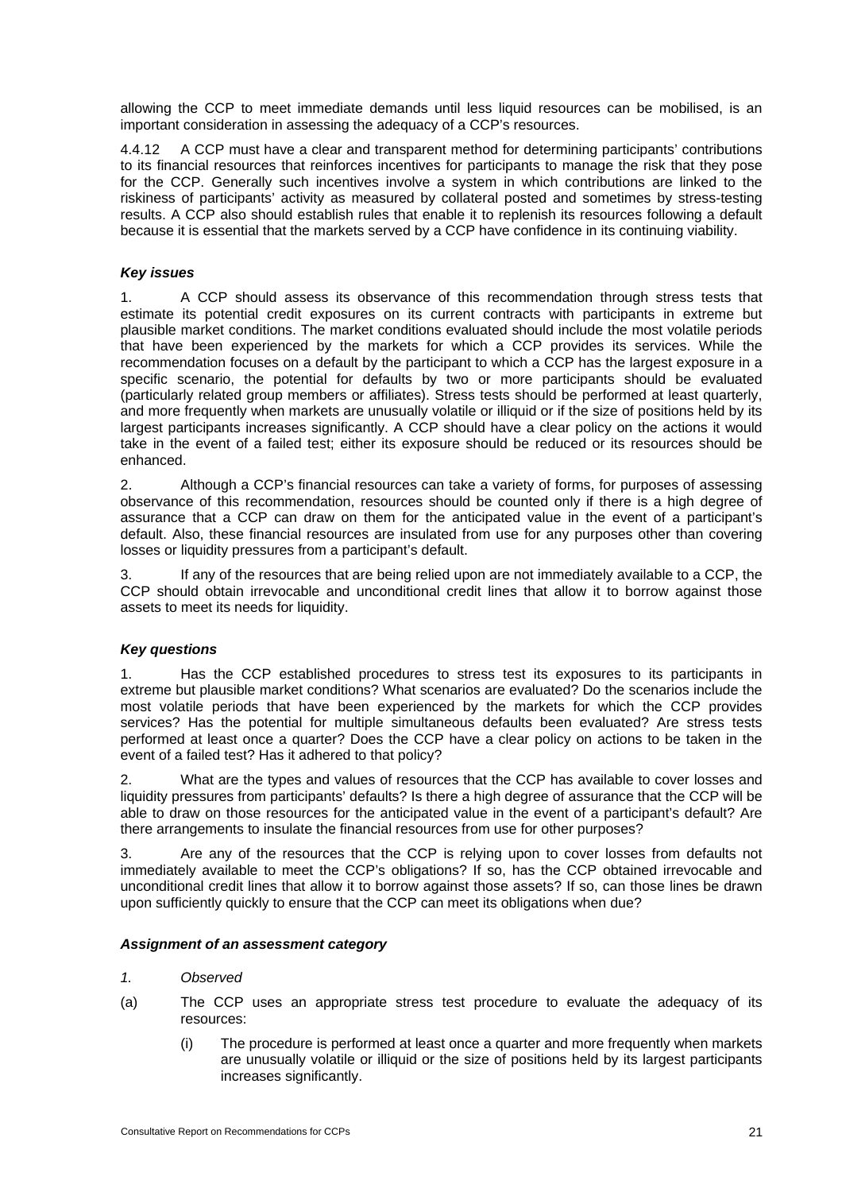allowing the CCP to meet immediate demands until less liquid resources can be mobilised, is an important consideration in assessing the adequacy of a CCP's resources.

4.4.12 A CCP must have a clear and transparent method for determining participants' contributions to its financial resources that reinforces incentives for participants to manage the risk that they pose for the CCP. Generally such incentives involve a system in which contributions are linked to the riskiness of participants' activity as measured by collateral posted and sometimes by stress-testing results. A CCP also should establish rules that enable it to replenish its resources following a default because it is essential that the markets served by a CCP have confidence in its continuing viability.

### *Key issues*

1. A CCP should assess its observance of this recommendation through stress tests that estimate its potential credit exposures on its current contracts with participants in extreme but plausible market conditions. The market conditions evaluated should include the most volatile periods that have been experienced by the markets for which a CCP provides its services. While the recommendation focuses on a default by the participant to which a CCP has the largest exposure in a specific scenario, the potential for defaults by two or more participants should be evaluated (particularly related group members or affiliates). Stress tests should be performed at least quarterly, and more frequently when markets are unusually volatile or illiquid or if the size of positions held by its largest participants increases significantly. A CCP should have a clear policy on the actions it would take in the event of a failed test; either its exposure should be reduced or its resources should be enhanced.

2. Although a CCP's financial resources can take a variety of forms, for purposes of assessing observance of this recommendation, resources should be counted only if there is a high degree of assurance that a CCP can draw on them for the anticipated value in the event of a participant's default. Also, these financial resources are insulated from use for any purposes other than covering losses or liquidity pressures from a participant's default.

3. If any of the resources that are being relied upon are not immediately available to a CCP, the CCP should obtain irrevocable and unconditional credit lines that allow it to borrow against those assets to meet its needs for liquidity.

### *Key questions*

1. Has the CCP established procedures to stress test its exposures to its participants in extreme but plausible market conditions? What scenarios are evaluated? Do the scenarios include the most volatile periods that have been experienced by the markets for which the CCP provides services? Has the potential for multiple simultaneous defaults been evaluated? Are stress tests performed at least once a quarter? Does the CCP have a clear policy on actions to be taken in the event of a failed test? Has it adhered to that policy?

2. What are the types and values of resources that the CCP has available to cover losses and liquidity pressures from participants' defaults? Is there a high degree of assurance that the CCP will be able to draw on those resources for the anticipated value in the event of a participant's default? Are there arrangements to insulate the financial resources from use for other purposes?

3. Are any of the resources that the CCP is relying upon to cover losses from defaults not immediately available to meet the CCP's obligations? If so, has the CCP obtained irrevocable and unconditional credit lines that allow it to borrow against those assets? If so, can those lines be drawn upon sufficiently quickly to ensure that the CCP can meet its obligations when due?

### *Assignment of an assessment category*

*1. Observed*

(a) The CCP uses an appropriate stress test procedure to evaluate the adequacy of its resources:

   (i) The procedure is performed at least once a quarter and more frequently when markets are unusually volatile or illiquid or the size of positions held by its largest participants increases significantly.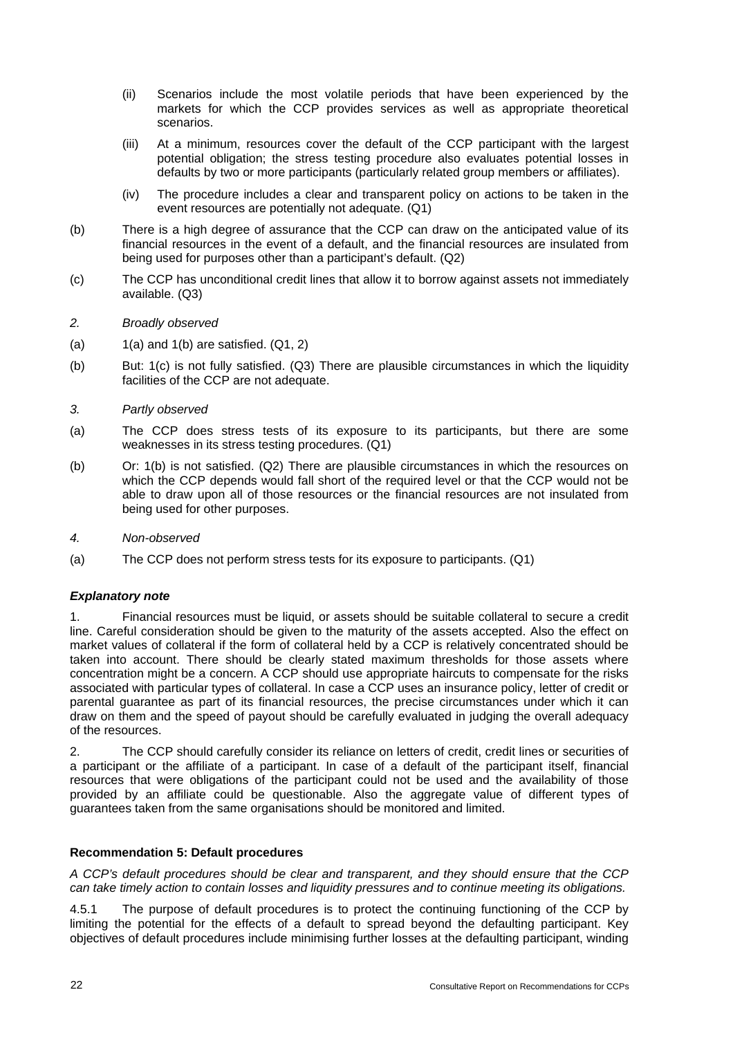(ii) Scenarios include the most volatile periods that have been experienced by the markets for which the CCP provides services as well as appropriate theoretical scenarios.

(iii) At a minimum, resources cover the default of the CCP participant with the largest potential obligation; the stress testing procedure also evaluates potential losses in defaults by two or more participants (particularly related group members or affiliates).

(iv) The procedure includes a clear and transparent policy on actions to be taken in the event resources are potentially not adequate. (Q1)

(b) There is a high degree of assurance that the CCP can draw on the anticipated value of its financial resources in the event of a default, and the financial resources are insulated from being used for purposes other than a participant's default. (Q2)

(c) The CCP has unconditional credit lines that allow it to borrow against assets not immediately available. (Q3)

*2. Broadly observed*

(a) 1(a) and 1(b) are satisfied. (Q1, 2)

(b) But: 1(c) is not fully satisfied. (Q3) There are plausible circumstances in which the liquidity facilities of the CCP are not adequate.

*3. Partly observed*

(a) The CCP does stress tests of its exposure to its participants, but there are some weaknesses in its stress testing procedures. (Q1)

(b) Or: 1(b) is not satisfied. (Q2) There are plausible circumstances in which the resources on which the CCP depends would fall short of the required level or that the CCP would not be able to draw upon all of those resources or the financial resources are not insulated from being used for other purposes.

*4. Non-observed*

(a) The CCP does not perform stress tests for its exposure to participants. (Q1)

***Explanatory note***

1. Financial resources must be liquid, or assets should be suitable collateral to secure a credit line. Careful consideration should be given to the maturity of the assets accepted. Also the effect on market values of collateral if the form of collateral held by a CCP is relatively concentrated should be taken into account. There should be clearly stated maximum thresholds for those assets where concentration might be a concern. A CCP should use appropriate haircuts to compensate for the risks associated with particular types of collateral. In case a CCP uses an insurance policy, letter of credit or parental guarantee as part of its financial resources, the precise circumstances under which it can draw on them and the speed of payout should be carefully evaluated in judging the overall adequacy of the resources.

2. The CCP should carefully consider its reliance on letters of credit, credit lines or securities of a participant or the affiliate of a participant. In case of a default of the participant itself, financial resources that were obligations of the participant could not be used and the availability of those provided by an affiliate could be questionable. Also the aggregate value of different types of guarantees taken from the same organisations should be monitored and limited.

**Recommendation 5: Default procedures**

*A CCP's default procedures should be clear and transparent, and they should ensure that the CCP can take timely action to contain losses and liquidity pressures and to continue meeting its obligations.*

4.5.1 The purpose of default procedures is to protect the continuing functioning of the CCP by limiting the potential for the effects of a default to spread beyond the defaulting participant. Key objectives of default procedures include minimising further losses at the defaulting participant, winding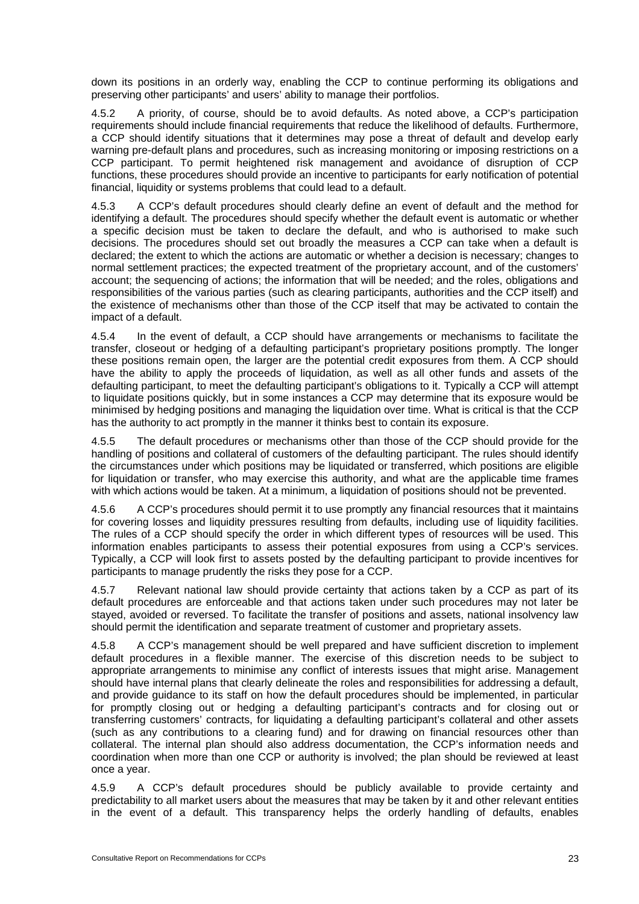down its positions in an orderly way, enabling the CCP to continue performing its obligations and preserving other participants' and users' ability to manage their portfolios.

4.5.2 A priority, of course, should be to avoid defaults. As noted above, a CCP's participation requirements should include financial requirements that reduce the likelihood of defaults. Furthermore, a CCP should identify situations that it determines may pose a threat of default and develop early warning pre-default plans and procedures, such as increasing monitoring or imposing restrictions on a CCP participant. To permit heightened risk management and avoidance of disruption of CCP functions, these procedures should provide an incentive to participants for early notification of potential financial, liquidity or systems problems that could lead to a default.

4.5.3 A CCP's default procedures should clearly define an event of default and the method for identifying a default. The procedures should specify whether the default event is automatic or whether a specific decision must be taken to declare the default, and who is authorised to make such decisions. The procedures should set out broadly the measures a CCP can take when a default is declared; the extent to which the actions are automatic or whether a decision is necessary; changes to normal settlement practices; the expected treatment of the proprietary account, and of the customers' account; the sequencing of actions; the information that will be needed; and the roles, obligations and responsibilities of the various parties (such as clearing participants, authorities and the CCP itself) and the existence of mechanisms other than those of the CCP itself that may be activated to contain the impact of a default.

4.5.4 In the event of default, a CCP should have arrangements or mechanisms to facilitate the transfer, closeout or hedging of a defaulting participant's proprietary positions promptly. The longer these positions remain open, the larger are the potential credit exposures from them. A CCP should have the ability to apply the proceeds of liquidation, as well as all other funds and assets of the defaulting participant, to meet the defaulting participant's obligations to it. Typically a CCP will attempt to liquidate positions quickly, but in some instances a CCP may determine that its exposure would be minimised by hedging positions and managing the liquidation over time. What is critical is that the CCP has the authority to act promptly in the manner it thinks best to contain its exposure.

4.5.5 The default procedures or mechanisms other than those of the CCP should provide for the handling of positions and collateral of customers of the defaulting participant. The rules should identify the circumstances under which positions may be liquidated or transferred, which positions are eligible for liquidation or transfer, who may exercise this authority, and what are the applicable time frames with which actions would be taken. At a minimum, a liquidation of positions should not be prevented.

4.5.6 A CCP's procedures should permit it to use promptly any financial resources that it maintains for covering losses and liquidity pressures resulting from defaults, including use of liquidity facilities. The rules of a CCP should specify the order in which different types of resources will be used. This information enables participants to assess their potential exposures from using a CCP's services. Typically, a CCP will look first to assets posted by the defaulting participant to provide incentives for participants to manage prudently the risks they pose for a CCP.

4.5.7 Relevant national law should provide certainty that actions taken by a CCP as part of its default procedures are enforceable and that actions taken under such procedures may not later be stayed, avoided or reversed. To facilitate the transfer of positions and assets, national insolvency law should permit the identification and separate treatment of customer and proprietary assets.

4.5.8 A CCP's management should be well prepared and have sufficient discretion to implement default procedures in a flexible manner. The exercise of this discretion needs to be subject to appropriate arrangements to minimise any conflict of interests issues that might arise. Management should have internal plans that clearly delineate the roles and responsibilities for addressing a default, and provide guidance to its staff on how the default procedures should be implemented, in particular for promptly closing out or hedging a defaulting participant's contracts and for closing out or transferring customers' contracts, for liquidating a defaulting participant's collateral and other assets (such as any contributions to a clearing fund) and for drawing on financial resources other than collateral. The internal plan should also address documentation, the CCP's information needs and coordination when more than one CCP or authority is involved; the plan should be reviewed at least once a year.

4.5.9 A CCP's default procedures should be publicly available to provide certainty and predictability to all market users about the measures that may be taken by it and other relevant entities in the event of a default. This transparency helps the orderly handling of defaults, enables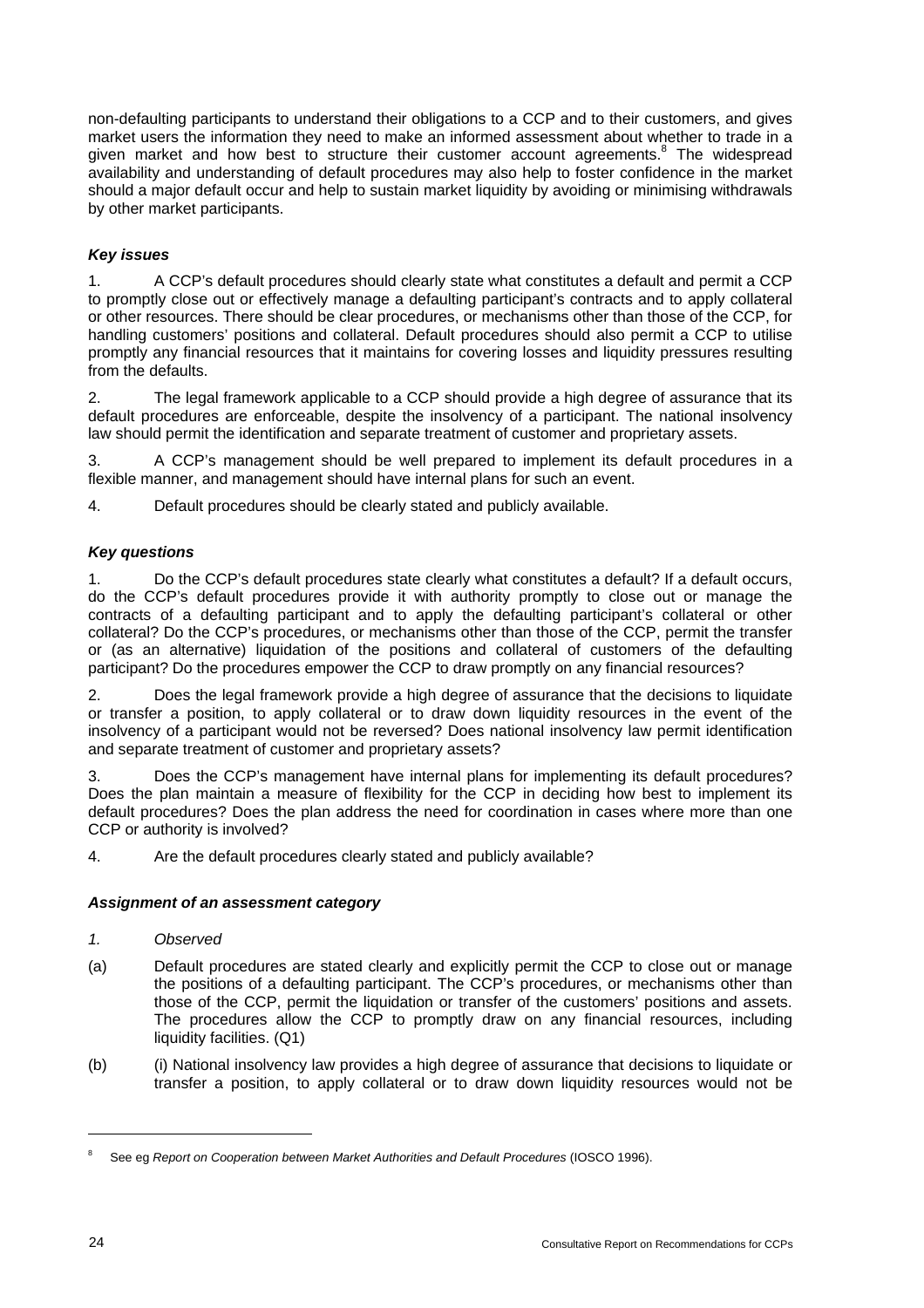non-defaulting participants to understand their obligations to a CCP and to their customers, and gives market users the information they need to make an informed assessment about whether to trade in a given market and how best to structure their customer account agreements.[8] The widespread availability and understanding of default procedures may also help to foster confidence in the market should a major default occur and help to sustain market liquidity by avoiding or minimising withdrawals by other market participants.

### *Key issues*

1. A CCP's default procedures should clearly state what constitutes a default and permit a CCP to promptly close out or effectively manage a defaulting participant's contracts and to apply collateral or other resources. There should be clear procedures, or mechanisms other than those of the CCP, for handling customers' positions and collateral. Default procedures should also permit a CCP to utilise promptly any financial resources that it maintains for covering losses and liquidity pressures resulting from the defaults.

2. The legal framework applicable to a CCP should provide a high degree of assurance that its default procedures are enforceable, despite the insolvency of a participant. The national insolvency law should permit the identification and separate treatment of customer and proprietary assets.

3. A CCP's management should be well prepared to implement its default procedures in a flexible manner, and management should have internal plans for such an event.

4. Default procedures should be clearly stated and publicly available.

### *Key questions*

1. Do the CCP's default procedures state clearly what constitutes a default? If a default occurs, do the CCP's default procedures provide it with authority promptly to close out or manage the contracts of a defaulting participant and to apply the defaulting participant's collateral or other collateral? Do the CCP's procedures, or mechanisms other than those of the CCP, permit the transfer or (as an alternative) liquidation of the positions and collateral of customers of the defaulting participant? Do the procedures empower the CCP to draw promptly on any financial resources?

2. Does the legal framework provide a high degree of assurance that the decisions to liquidate or transfer a position, to apply collateral or to draw down liquidity resources in the event of the insolvency of a participant would not be reversed? Does national insolvency law permit identification and separate treatment of customer and proprietary assets?

3. Does the CCP's management have internal plans for implementing its default procedures? Does the plan maintain a measure of flexibility for the CCP in deciding how best to implement its default procedures? Does the plan address the need for coordination in cases where more than one CCP or authority is involved?

4. Are the default procedures clearly stated and publicly available?

### *Assignment of an assessment category*

*1. Observed*

(a) Default procedures are stated clearly and explicitly permit the CCP to close out or manage the positions of a defaulting participant. The CCP's procedures, or mechanisms other than those of the CCP, permit the liquidation or transfer of the customers' positions and assets. The procedures allow the CCP to promptly draw on any financial resources, including liquidity facilities. (Q1)

(b) (i) National insolvency law provides a high degree of assurance that decisions to liquidate or transfer a position, to apply collateral or to draw down liquidity resources would not be

[8] See eg *Report on Cooperation between Market Authorities and Default Procedures* (IOSCO 1996).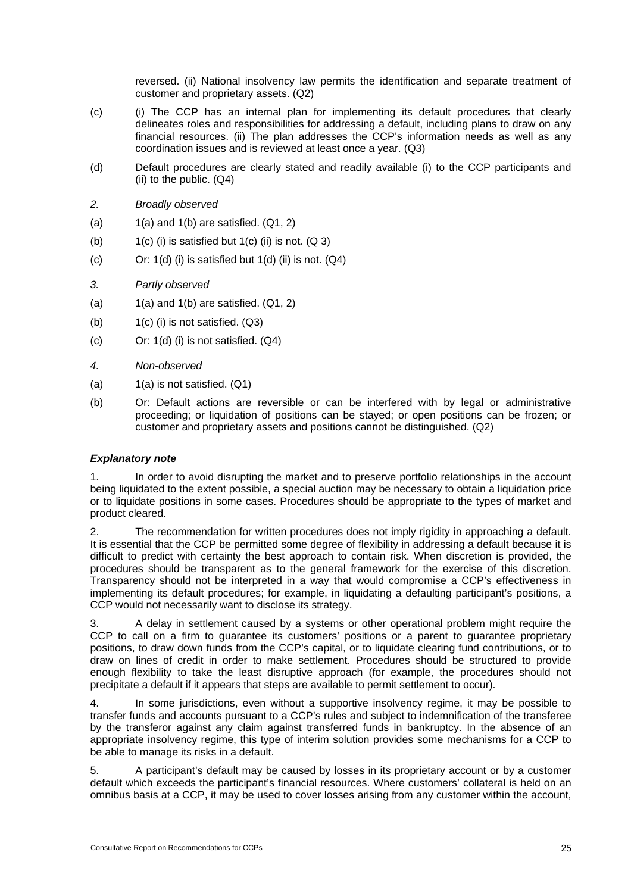reversed. (ii) National insolvency law permits the identification and separate treatment of customer and proprietary assets. (Q2)

(c) (i) The CCP has an internal plan for implementing its default procedures that clearly delineates roles and responsibilities for addressing a default, including plans to draw on any financial resources. (ii) The plan addresses the CCP's information needs as well as any coordination issues and is reviewed at least once a year. (Q3)

(d) Default procedures are clearly stated and readily available (i) to the CCP participants and (ii) to the public. (Q4)

*2. Broadly observed*

(a) 1(a) and 1(b) are satisfied. (Q1, 2)

(b) 1(c) (i) is satisfied but 1(c) (ii) is not. (Q 3)

(c) Or: 1(d) (i) is satisfied but 1(d) (ii) is not. (Q4)

*3. Partly observed*

(a) 1(a) and 1(b) are satisfied. (Q1, 2)

(b) 1(c) (i) is not satisfied. (Q3)

(c) Or: 1(d) (i) is not satisfied. (Q4)

*4. Non-observed*

(a) 1(a) is not satisfied. (Q1)

(b) Or: Default actions are reversible or can be interfered with by legal or administrative proceeding; or liquidation of positions can be stayed; or open positions can be frozen; or customer and proprietary assets and positions cannot be distinguished. (Q2)

***Explanatory note***

1. In order to avoid disrupting the market and to preserve portfolio relationships in the account being liquidated to the extent possible, a special auction may be necessary to obtain a liquidation price or to liquidate positions in some cases. Procedures should be appropriate to the types of market and product cleared.

2. The recommendation for written procedures does not imply rigidity in approaching a default. It is essential that the CCP be permitted some degree of flexibility in addressing a default because it is difficult to predict with certainty the best approach to contain risk. When discretion is provided, the procedures should be transparent as to the general framework for the exercise of this discretion. Transparency should not be interpreted in a way that would compromise a CCP's effectiveness in implementing its default procedures; for example, in liquidating a defaulting participant's positions, a CCP would not necessarily want to disclose its strategy.

3. A delay in settlement caused by a systems or other operational problem might require the CCP to call on a firm to guarantee its customers' positions or a parent to guarantee proprietary positions, to draw down funds from the CCP's capital, or to liquidate clearing fund contributions, or to draw on lines of credit in order to make settlement. Procedures should be structured to provide enough flexibility to take the least disruptive approach (for example, the procedures should not precipitate a default if it appears that steps are available to permit settlement to occur).

4. In some jurisdictions, even without a supportive insolvency regime, it may be possible to transfer funds and accounts pursuant to a CCP's rules and subject to indemnification of the transferee by the transferor against any claim against transferred funds in bankruptcy. In the absence of an appropriate insolvency regime, this type of interim solution provides some mechanisms for a CCP to be able to manage its risks in a default.

5. A participant's default may be caused by losses in its proprietary account or by a customer default which exceeds the participant's financial resources. Where customers' collateral is held on an omnibus basis at a CCP, it may be used to cover losses arising from any customer within the account,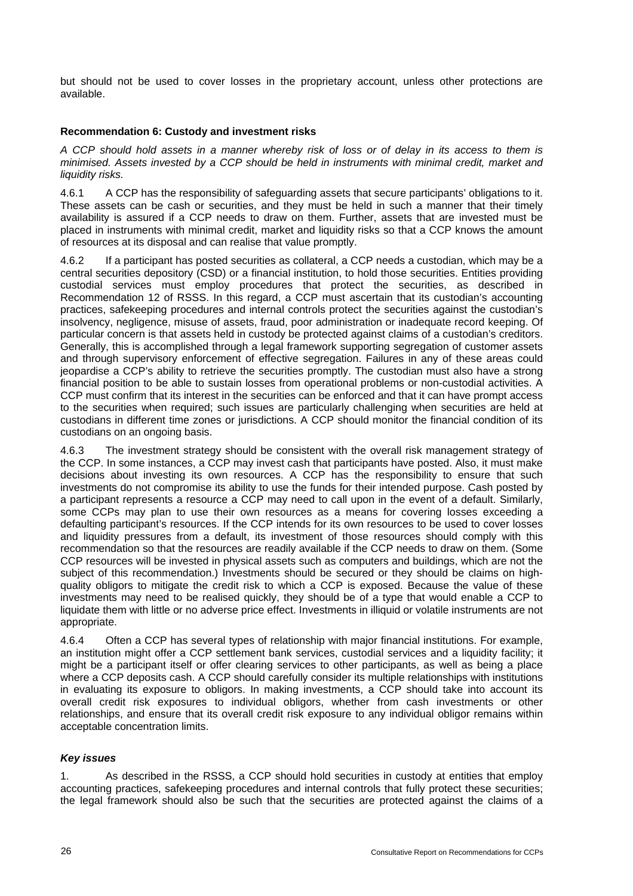but should not be used to cover losses in the proprietary account, unless other protections are available.

**Recommendation 6: Custody and investment risks**

*A CCP should hold assets in a manner whereby risk of loss or of delay in its access to them is minimised. Assets invested by a CCP should be held in instruments with minimal credit, market and liquidity risks.*

4.6.1 A CCP has the responsibility of safeguarding assets that secure participants' obligations to it. These assets can be cash or securities, and they must be held in such a manner that their timely availability is assured if a CCP needs to draw on them. Further, assets that are invested must be placed in instruments with minimal credit, market and liquidity risks so that a CCP knows the amount of resources at its disposal and can realise that value promptly.

4.6.2 If a participant has posted securities as collateral, a CCP needs a custodian, which may be a central securities depository (CSD) or a financial institution, to hold those securities. Entities providing custodial services must employ procedures that protect the securities, as described in Recommendation 12 of RSSS. In this regard, a CCP must ascertain that its custodian's accounting practices, safekeeping procedures and internal controls protect the securities against the custodian's insolvency, negligence, misuse of assets, fraud, poor administration or inadequate record keeping. Of particular concern is that assets held in custody be protected against claims of a custodian's creditors. Generally, this is accomplished through a legal framework supporting segregation of customer assets and through supervisory enforcement of effective segregation. Failures in any of these areas could jeopardise a CCP's ability to retrieve the securities promptly. The custodian must also have a strong financial position to be able to sustain losses from operational problems or non-custodial activities. A CCP must confirm that its interest in the securities can be enforced and that it can have prompt access to the securities when required; such issues are particularly challenging when securities are held at custodians in different time zones or jurisdictions. A CCP should monitor the financial condition of its custodians on an ongoing basis.

4.6.3 The investment strategy should be consistent with the overall risk management strategy of the CCP. In some instances, a CCP may invest cash that participants have posted. Also, it must make decisions about investing its own resources. A CCP has the responsibility to ensure that such investments do not compromise its ability to use the funds for their intended purpose. Cash posted by a participant represents a resource a CCP may need to call upon in the event of a default. Similarly, some CCPs may plan to use their own resources as a means for covering losses exceeding a defaulting participant's resources. If the CCP intends for its own resources to be used to cover losses and liquidity pressures from a default, its investment of those resources should comply with this recommendation so that the resources are readily available if the CCP needs to draw on them. (Some CCP resources will be invested in physical assets such as computers and buildings, which are not the subject of this recommendation.) Investments should be secured or they should be claims on high-quality obligors to mitigate the credit risk to which a CCP is exposed. Because the value of these investments may need to be realised quickly, they should be of a type that would enable a CCP to liquidate them with little or no adverse price effect. Investments in illiquid or volatile instruments are not appropriate.

4.6.4 Often a CCP has several types of relationship with major financial institutions. For example, an institution might offer a CCP settlement bank services, custodial services and a liquidity facility; it might be a participant itself or offer clearing services to other participants, as well as being a place where a CCP deposits cash. A CCP should carefully consider its multiple relationships with institutions in evaluating its exposure to obligors. In making investments, a CCP should take into account its overall credit risk exposures to individual obligors, whether from cash investments or other relationships, and ensure that its overall credit risk exposure to any individual obligor remains within acceptable concentration limits.

***Key issues***

1. As described in the RSSS, a CCP should hold securities in custody at entities that employ accounting practices, safekeeping procedures and internal controls that fully protect these securities; the legal framework should also be such that the securities are protected against the claims of a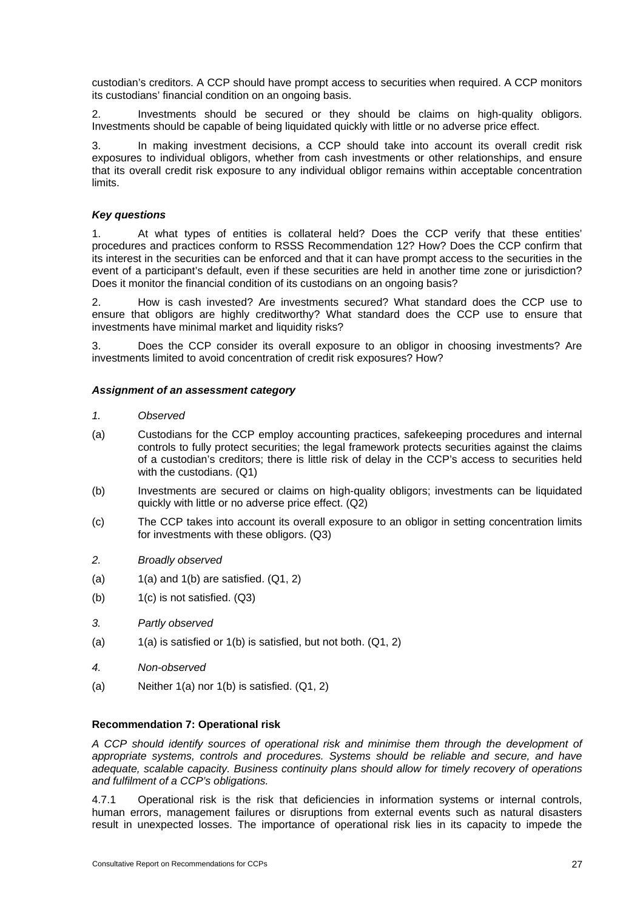custodian's creditors. A CCP should have prompt access to securities when required. A CCP monitors its custodians' financial condition on an ongoing basis.

2. Investments should be secured or they should be claims on high-quality obligors. Investments should be capable of being liquidated quickly with little or no adverse price effect.

3. In making investment decisions, a CCP should take into account its overall credit risk exposures to individual obligors, whether from cash investments or other relationships, and ensure that its overall credit risk exposure to any individual obligor remains within acceptable concentration limits.

***Key questions***

1. At what types of entities is collateral held? Does the CCP verify that these entities' procedures and practices conform to RSSS Recommendation 12? How? Does the CCP confirm that its interest in the securities can be enforced and that it can have prompt access to the securities in the event of a participant's default, even if these securities are held in another time zone or jurisdiction? Does it monitor the financial condition of its custodians on an ongoing basis?

2. How is cash invested? Are investments secured? What standard does the CCP use to ensure that obligors are highly creditworthy? What standard does the CCP use to ensure that investments have minimal market and liquidity risks?

3. Does the CCP consider its overall exposure to an obligor in choosing investments? Are investments limited to avoid concentration of credit risk exposures? How?

***Assignment of an assessment category***

*1. Observed*

(a) Custodians for the CCP employ accounting practices, safekeeping procedures and internal controls to fully protect securities; the legal framework protects securities against the claims of a custodian's creditors; there is little risk of delay in the CCP's access to securities held with the custodians. (Q1)

(b) Investments are secured or claims on high-quality obligors; investments can be liquidated quickly with little or no adverse price effect. (Q2)

(c) The CCP takes into account its overall exposure to an obligor in setting concentration limits for investments with these obligors. (Q3)

*2. Broadly observed*

(a) 1(a) and 1(b) are satisfied. (Q1, 2)

(b) 1(c) is not satisfied. (Q3)

*3. Partly observed*

(a) 1(a) is satisfied or 1(b) is satisfied, but not both. (Q1, 2)

*4. Non-observed*

(a) Neither 1(a) nor 1(b) is satisfied. (Q1, 2)

**Recommendation 7: Operational risk**

*A CCP should identify sources of operational risk and minimise them through the development of appropriate systems, controls and procedures. Systems should be reliable and secure, and have adequate, scalable capacity. Business continuity plans should allow for timely recovery of operations and fulfilment of a CCP's obligations.*

4.7.1 Operational risk is the risk that deficiencies in information systems or internal controls, human errors, management failures or disruptions from external events such as natural disasters result in unexpected losses. The importance of operational risk lies in its capacity to impede the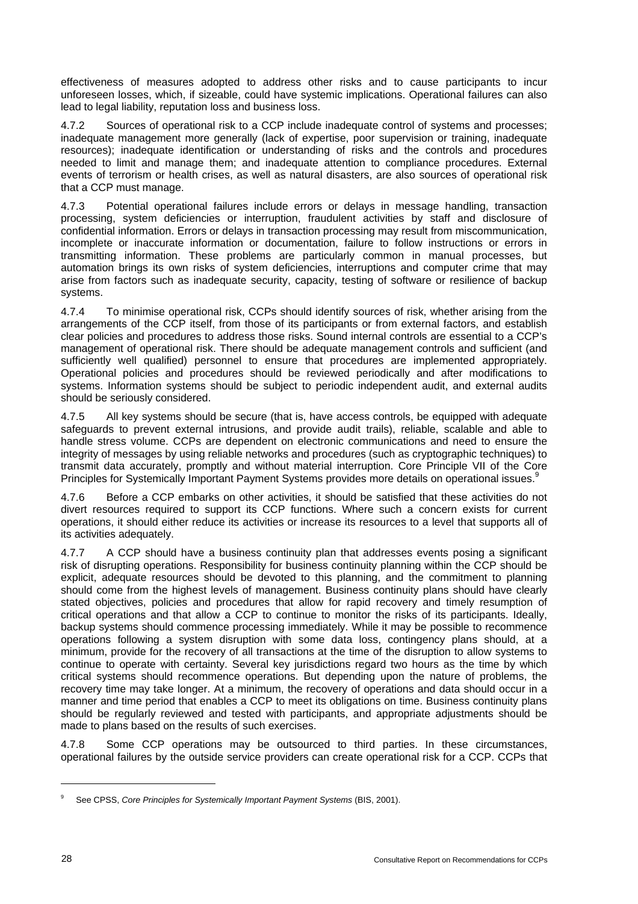effectiveness of measures adopted to address other risks and to cause participants to incur unforeseen losses, which, if sizeable, could have systemic implications. Operational failures can also lead to legal liability, reputation loss and business loss.

4.7.2 Sources of operational risk to a CCP include inadequate control of systems and processes; inadequate management more generally (lack of expertise, poor supervision or training, inadequate resources); inadequate identification or understanding of risks and the controls and procedures needed to limit and manage them; and inadequate attention to compliance procedures. External events of terrorism or health crises, as well as natural disasters, are also sources of operational risk that a CCP must manage.

4.7.3 Potential operational failures include errors or delays in message handling, transaction processing, system deficiencies or interruption, fraudulent activities by staff and disclosure of confidential information. Errors or delays in transaction processing may result from miscommunication, incomplete or inaccurate information or documentation, failure to follow instructions or errors in transmitting information. These problems are particularly common in manual processes, but automation brings its own risks of system deficiencies, interruptions and computer crime that may arise from factors such as inadequate security, capacity, testing of software or resilience of backup systems.

4.7.4 To minimise operational risk, CCPs should identify sources of risk, whether arising from the arrangements of the CCP itself, from those of its participants or from external factors, and establish clear policies and procedures to address those risks. Sound internal controls are essential to a CCP's management of operational risk. There should be adequate management controls and sufficient (and sufficiently well qualified) personnel to ensure that procedures are implemented appropriately. Operational policies and procedures should be reviewed periodically and after modifications to systems. Information systems should be subject to periodic independent audit, and external audits should be seriously considered.

4.7.5 All key systems should be secure (that is, have access controls, be equipped with adequate safeguards to prevent external intrusions, and provide audit trails), reliable, scalable and able to handle stress volume. CCPs are dependent on electronic communications and need to ensure the integrity of messages by using reliable networks and procedures (such as cryptographic techniques) to transmit data accurately, promptly and without material interruption. Core Principle VII of the Core Principles for Systemically Important Payment Systems provides more details on operational issues.[9]

4.7.6 Before a CCP embarks on other activities, it should be satisfied that these activities do not divert resources required to support its CCP functions. Where such a concern exists for current operations, it should either reduce its activities or increase its resources to a level that supports all of its activities adequately.

4.7.7 A CCP should have a business continuity plan that addresses events posing a significant risk of disrupting operations. Responsibility for business continuity planning within the CCP should be explicit, adequate resources should be devoted to this planning, and the commitment to planning should come from the highest levels of management. Business continuity plans should have clearly stated objectives, policies and procedures that allow for rapid recovery and timely resumption of critical operations and that allow a CCP to continue to monitor the risks of its participants. Ideally, backup systems should commence processing immediately. While it may be possible to recommence operations following a system disruption with some data loss, contingency plans should, at a minimum, provide for the recovery of all transactions at the time of the disruption to allow systems to continue to operate with certainty. Several key jurisdictions regard two hours as the time by which critical systems should recommence operations. But depending upon the nature of problems, the recovery time may take longer. At a minimum, the recovery of operations and data should occur in a manner and time period that enables a CCP to meet its obligations on time. Business continuity plans should be regularly reviewed and tested with participants, and appropriate adjustments should be made to plans based on the results of such exercises.

4.7.8 Some CCP operations may be outsourced to third parties. In these circumstances, operational failures by the outside service providers can create operational risk for a CCP. CCPs that

---

[9] See CPSS, *Core Principles for Systemically Important Payment Systems* (BIS, 2001).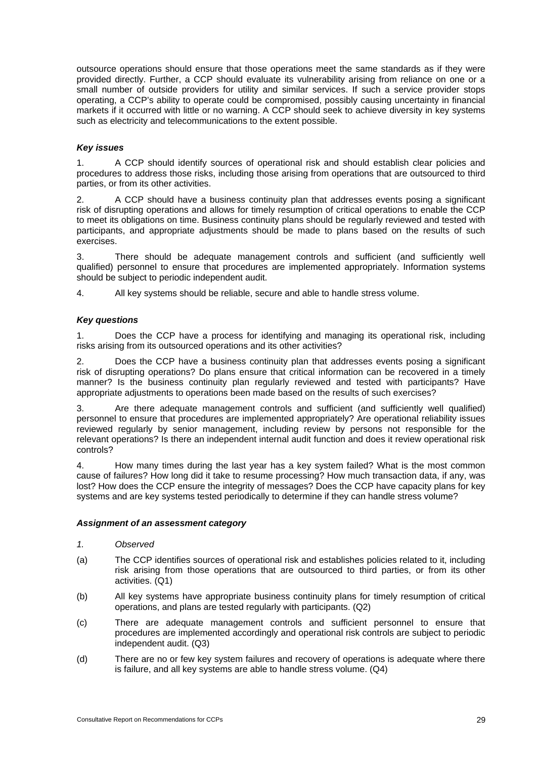outsource operations should ensure that those operations meet the same standards as if they were provided directly. Further, a CCP should evaluate its vulnerability arising from reliance on one or a small number of outside providers for utility and similar services. If such a service provider stops operating, a CCP's ability to operate could be compromised, possibly causing uncertainty in financial markets if it occurred with little or no warning. A CCP should seek to achieve diversity in key systems such as electricity and telecommunications to the extent possible.

***Key issues***

1. A CCP should identify sources of operational risk and should establish clear policies and procedures to address those risks, including those arising from operations that are outsourced to third parties, or from its other activities.

2. A CCP should have a business continuity plan that addresses events posing a significant risk of disrupting operations and allows for timely resumption of critical operations to enable the CCP to meet its obligations on time. Business continuity plans should be regularly reviewed and tested with participants, and appropriate adjustments should be made to plans based on the results of such exercises.

3. There should be adequate management controls and sufficient (and sufficiently well qualified) personnel to ensure that procedures are implemented appropriately. Information systems should be subject to periodic independent audit.

4. All key systems should be reliable, secure and able to handle stress volume.

***Key questions***

1. Does the CCP have a process for identifying and managing its operational risk, including risks arising from its outsourced operations and its other activities?

2. Does the CCP have a business continuity plan that addresses events posing a significant risk of disrupting operations? Do plans ensure that critical information can be recovered in a timely manner? Is the business continuity plan regularly reviewed and tested with participants? Have appropriate adjustments to operations been made based on the results of such exercises?

3. Are there adequate management controls and sufficient (and sufficiently well qualified) personnel to ensure that procedures are implemented appropriately? Are operational reliability issues reviewed regularly by senior management, including review by persons not responsible for the relevant operations? Is there an independent internal audit function and does it review operational risk controls?

4. How many times during the last year has a key system failed? What is the most common cause of failures? How long did it take to resume processing? How much transaction data, if any, was lost? How does the CCP ensure the integrity of messages? Does the CCP have capacity plans for key systems and are key systems tested periodically to determine if they can handle stress volume?

***Assignment of an assessment category***

*1. Observed*

(a) The CCP identifies sources of operational risk and establishes policies related to it, including risk arising from those operations that are outsourced to third parties, or from its other activities. (Q1)

(b) All key systems have appropriate business continuity plans for timely resumption of critical operations, and plans are tested regularly with participants. (Q2)

(c) There are adequate management controls and sufficient personnel to ensure that procedures are implemented accordingly and operational risk controls are subject to periodic independent audit. (Q3)

(d) There are no or few key system failures and recovery of operations is adequate where there is failure, and all key systems are able to handle stress volume. (Q4)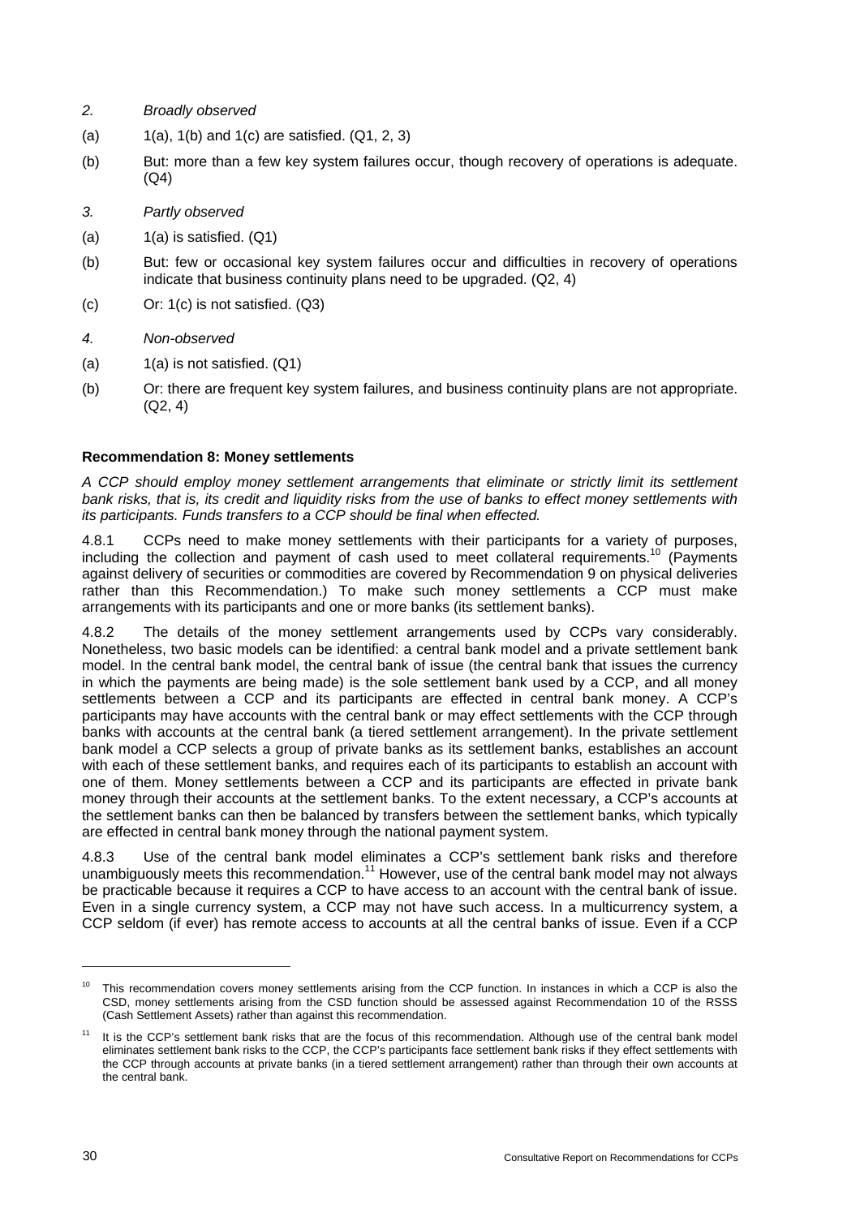*2. Broadly observed*

(a) 1(a), 1(b) and 1(c) are satisfied. (Q1, 2, 3)

(b) But: more than a few key system failures occur, though recovery of operations is adequate. (Q4)

*3. Partly observed*

(a) 1(a) is satisfied. (Q1)

(b) But: few or occasional key system failures occur and difficulties in recovery of operations indicate that business continuity plans need to be upgraded. (Q2, 4)

(c) Or: 1(c) is not satisfied. (Q3)

*4. Non-observed*

(a) 1(a) is not satisfied. (Q1)

(b) Or: there are frequent key system failures, and business continuity plans are not appropriate. (Q2, 4)

**Recommendation 8: Money settlements**

*A CCP should employ money settlement arrangements that eliminate or strictly limit its settlement bank risks, that is, its credit and liquidity risks from the use of banks to effect money settlements with its participants. Funds transfers to a CCP should be final when effected.*

4.8.1 CCPs need to make money settlements with their participants for a variety of purposes, including the collection and payment of cash used to meet collateral requirements.[10] (Payments against delivery of securities or commodities are covered by Recommendation 9 on physical deliveries rather than this Recommendation.) To make such money settlements a CCP must make arrangements with its participants and one or more banks (its settlement banks).

4.8.2 The details of the money settlement arrangements used by CCPs vary considerably. Nonetheless, two basic models can be identified: a central bank model and a private settlement bank model. In the central bank model, the central bank of issue (the central bank that issues the currency in which the payments are being made) is the sole settlement bank used by a CCP, and all money settlements between a CCP and its participants are effected in central bank money. A CCP's participants may have accounts with the central bank or may effect settlements with the CCP through banks with accounts at the central bank (a tiered settlement arrangement). In the private settlement bank model a CCP selects a group of private banks as its settlement banks, establishes an account with each of these settlement banks, and requires each of its participants to establish an account with one of them. Money settlements between a CCP and its participants are effected in private bank money through their accounts at the settlement banks. To the extent necessary, a CCP's accounts at the settlement banks can then be balanced by transfers between the settlement banks, which typically are effected in central bank money through the national payment system.

4.8.3 Use of the central bank model eliminates a CCP's settlement bank risks and therefore unambiguously meets this recommendation.[11] However, use of the central bank model may not always be practicable because it requires a CCP to have access to an account with the central bank of issue. Even in a single currency system, a CCP may not have such access. In a multicurrency system, a CCP seldom (if ever) has remote access to accounts at all the central banks of issue. Even if a CCP

[10] This recommendation covers money settlements arising from the CCP function. In instances in which a CCP is also the CSD, money settlements arising from the CSD function should be assessed against Recommendation 10 of the RSSS (Cash Settlement Assets) rather than against this recommendation.

[11] It is the CCP's settlement bank risks that are the focus of this recommendation. Although use of the central bank model eliminates settlement bank risks to the CCP, the CCP's participants face settlement bank risks if they effect settlements with the CCP through accounts at private banks (in a tiered settlement arrangement) rather than through their own accounts at the central bank.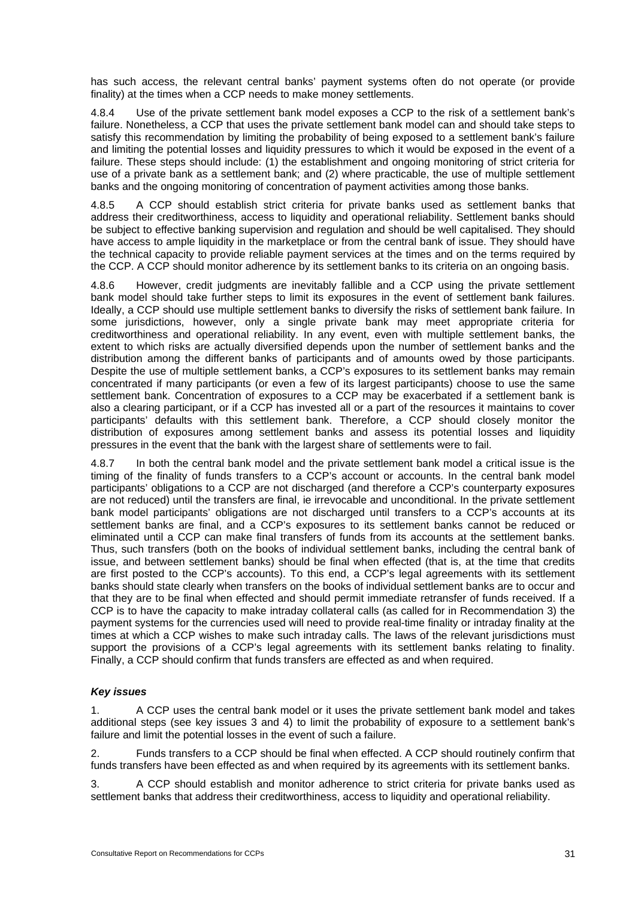has such access, the relevant central banks' payment systems often do not operate (or provide finality) at the times when a CCP needs to make money settlements.

4.8.4 Use of the private settlement bank model exposes a CCP to the risk of a settlement bank's failure. Nonetheless, a CCP that uses the private settlement bank model can and should take steps to satisfy this recommendation by limiting the probability of being exposed to a settlement bank's failure and limiting the potential losses and liquidity pressures to which it would be exposed in the event of a failure. These steps should include: (1) the establishment and ongoing monitoring of strict criteria for use of a private bank as a settlement bank; and (2) where practicable, the use of multiple settlement banks and the ongoing monitoring of concentration of payment activities among those banks.

4.8.5 A CCP should establish strict criteria for private banks used as settlement banks that address their creditworthiness, access to liquidity and operational reliability. Settlement banks should be subject to effective banking supervision and regulation and should be well capitalised. They should have access to ample liquidity in the marketplace or from the central bank of issue. They should have the technical capacity to provide reliable payment services at the times and on the terms required by the CCP. A CCP should monitor adherence by its settlement banks to its criteria on an ongoing basis.

4.8.6 However, credit judgments are inevitably fallible and a CCP using the private settlement bank model should take further steps to limit its exposures in the event of settlement bank failures. Ideally, a CCP should use multiple settlement banks to diversify the risks of settlement bank failure. In some jurisdictions, however, only a single private bank may meet appropriate criteria for creditworthiness and operational reliability. In any event, even with multiple settlement banks, the extent to which risks are actually diversified depends upon the number of settlement banks and the distribution among the different banks of participants and of amounts owed by those participants. Despite the use of multiple settlement banks, a CCP's exposures to its settlement banks may remain concentrated if many participants (or even a few of its largest participants) choose to use the same settlement bank. Concentration of exposures to a CCP may be exacerbated if a settlement bank is also a clearing participant, or if a CCP has invested all or a part of the resources it maintains to cover participants' defaults with this settlement bank. Therefore, a CCP should closely monitor the distribution of exposures among settlement banks and assess its potential losses and liquidity pressures in the event that the bank with the largest share of settlements were to fail.

4.8.7 In both the central bank model and the private settlement bank model a critical issue is the timing of the finality of funds transfers to a CCP's account or accounts. In the central bank model participants' obligations to a CCP are not discharged (and therefore a CCP's counterparty exposures are not reduced) until the transfers are final, ie irrevocable and unconditional. In the private settlement bank model participants' obligations are not discharged until transfers to a CCP's accounts at its settlement banks are final, and a CCP's exposures to its settlement banks cannot be reduced or eliminated until a CCP can make final transfers of funds from its accounts at the settlement banks. Thus, such transfers (both on the books of individual settlement banks, including the central bank of issue, and between settlement banks) should be final when effected (that is, at the time that credits are first posted to the CCP's accounts). To this end, a CCP's legal agreements with its settlement banks should state clearly when transfers on the books of individual settlement banks are to occur and that they are to be final when effected and should permit immediate retransfer of funds received. If a CCP is to have the capacity to make intraday collateral calls (as called for in Recommendation 3) the payment systems for the currencies used will need to provide real-time finality or intraday finality at the times at which a CCP wishes to make such intraday calls. The laws of the relevant jurisdictions must support the provisions of a CCP's legal agreements with its settlement banks relating to finality. Finally, a CCP should confirm that funds transfers are effected as and when required.

***Key issues***

1. A CCP uses the central bank model or it uses the private settlement bank model and takes additional steps (see key issues 3 and 4) to limit the probability of exposure to a settlement bank's failure and limit the potential losses in the event of such a failure.

2. Funds transfers to a CCP should be final when effected. A CCP should routinely confirm that funds transfers have been effected as and when required by its agreements with its settlement banks.

3. A CCP should establish and monitor adherence to strict criteria for private banks used as settlement banks that address their creditworthiness, access to liquidity and operational reliability.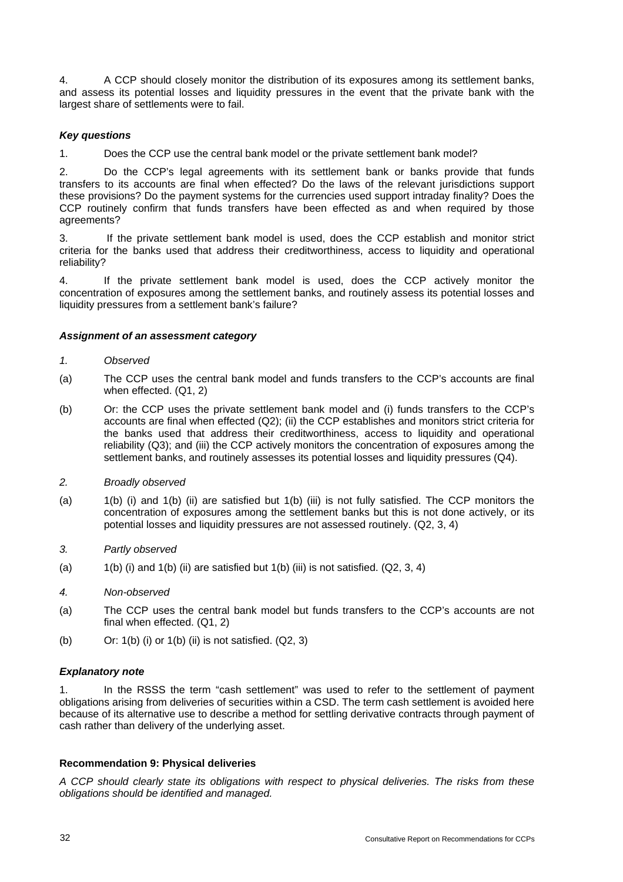4. A CCP should closely monitor the distribution of its exposures among its settlement banks, and assess its potential losses and liquidity pressures in the event that the private bank with the largest share of settlements were to fail.

***Key questions***

1. Does the CCP use the central bank model or the private settlement bank model?

2. Do the CCP's legal agreements with its settlement bank or banks provide that funds transfers to its accounts are final when effected? Do the laws of the relevant jurisdictions support these provisions? Do the payment systems for the currencies used support intraday finality? Does the CCP routinely confirm that funds transfers have been effected as and when required by those agreements?

3. If the private settlement bank model is used, does the CCP establish and monitor strict criteria for the banks used that address their creditworthiness, access to liquidity and operational reliability?

4. If the private settlement bank model is used, does the CCP actively monitor the concentration of exposures among the settlement banks, and routinely assess its potential losses and liquidity pressures from a settlement bank's failure?

***Assignment of an assessment category***

*1. Observed*

(a) The CCP uses the central bank model and funds transfers to the CCP's accounts are final when effected. (Q1, 2)

(b) Or: the CCP uses the private settlement bank model and (i) funds transfers to the CCP's accounts are final when effected (Q2); (ii) the CCP establishes and monitors strict criteria for the banks used that address their creditworthiness, access to liquidity and operational reliability (Q3); and (iii) the CCP actively monitors the concentration of exposures among the settlement banks, and routinely assesses its potential losses and liquidity pressures (Q4).

*2. Broadly observed*

(a) 1(b) (i) and 1(b) (ii) are satisfied but 1(b) (iii) is not fully satisfied. The CCP monitors the concentration of exposures among the settlement banks but this is not done actively, or its potential losses and liquidity pressures are not assessed routinely. (Q2, 3, 4)

*3. Partly observed*

(a) 1(b) (i) and 1(b) (ii) are satisfied but 1(b) (iii) is not satisfied. (Q2, 3, 4)

*4. Non-observed*

(a) The CCP uses the central bank model but funds transfers to the CCP's accounts are not final when effected. (Q1, 2)

(b) Or: 1(b) (i) or 1(b) (ii) is not satisfied. (Q2, 3)

***Explanatory note***

1. In the RSSS the term "cash settlement" was used to refer to the settlement of payment obligations arising from deliveries of securities within a CSD. The term cash settlement is avoided here because of its alternative use to describe a method for settling derivative contracts through payment of cash rather than delivery of the underlying asset.

**Recommendation 9: Physical deliveries**

*A CCP should clearly state its obligations with respect to physical deliveries. The risks from these obligations should be identified and managed.*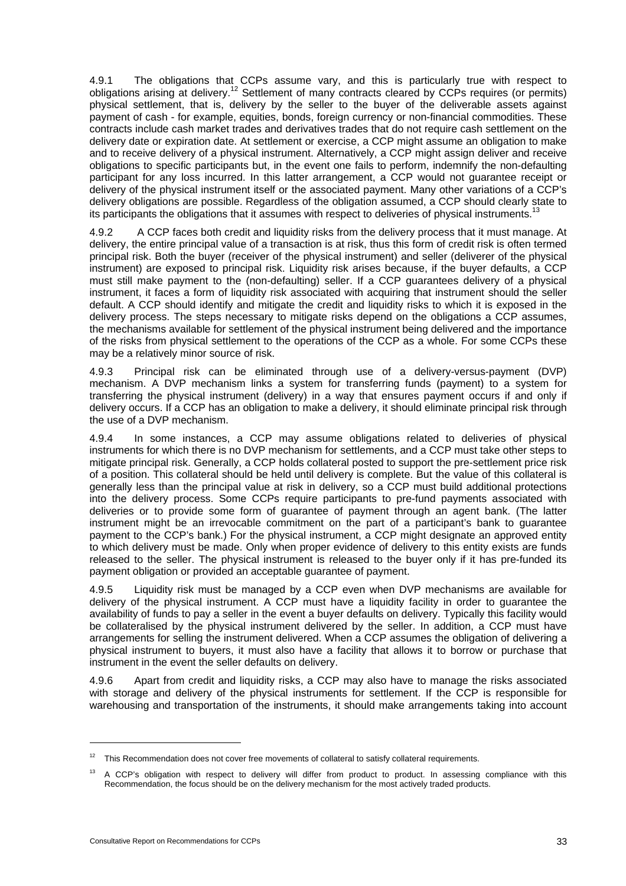4.9.1 The obligations that CCPs assume vary, and this is particularly true with respect to obligations arising at delivery.[12] Settlement of many contracts cleared by CCPs requires (or permits) physical settlement, that is, delivery by the seller to the buyer of the deliverable assets against payment of cash - for example, equities, bonds, foreign currency or non-financial commodities. These contracts include cash market trades and derivatives trades that do not require cash settlement on the delivery date or expiration date. At settlement or exercise, a CCP might assume an obligation to make and to receive delivery of a physical instrument. Alternatively, a CCP might assign deliver and receive obligations to specific participants but, in the event one fails to perform, indemnify the non-defaulting participant for any loss incurred. In this latter arrangement, a CCP would not guarantee receipt or delivery of the physical instrument itself or the associated payment. Many other variations of a CCP's delivery obligations are possible. Regardless of the obligation assumed, a CCP should clearly state to its participants the obligations that it assumes with respect to deliveries of physical instruments.[13]

4.9.2 A CCP faces both credit and liquidity risks from the delivery process that it must manage. At delivery, the entire principal value of a transaction is at risk, thus this form of credit risk is often termed principal risk. Both the buyer (receiver of the physical instrument) and seller (deliverer of the physical instrument) are exposed to principal risk. Liquidity risk arises because, if the buyer defaults, a CCP must still make payment to the (non-defaulting) seller. If a CCP guarantees delivery of a physical instrument, it faces a form of liquidity risk associated with acquiring that instrument should the seller default. A CCP should identify and mitigate the credit and liquidity risks to which it is exposed in the delivery process. The steps necessary to mitigate risks depend on the obligations a CCP assumes, the mechanisms available for settlement of the physical instrument being delivered and the importance of the risks from physical settlement to the operations of the CCP as a whole. For some CCPs these may be a relatively minor source of risk.

4.9.3 Principal risk can be eliminated through use of a delivery-versus-payment (DVP) mechanism. A DVP mechanism links a system for transferring funds (payment) to a system for transferring the physical instrument (delivery) in a way that ensures payment occurs if and only if delivery occurs. If a CCP has an obligation to make a delivery, it should eliminate principal risk through the use of a DVP mechanism.

4.9.4 In some instances, a CCP may assume obligations related to deliveries of physical instruments for which there is no DVP mechanism for settlements, and a CCP must take other steps to mitigate principal risk. Generally, a CCP holds collateral posted to support the pre-settlement price risk of a position. This collateral should be held until delivery is complete. But the value of this collateral is generally less than the principal value at risk in delivery, so a CCP must build additional protections into the delivery process. Some CCPs require participants to pre-fund payments associated with deliveries or to provide some form of guarantee of payment through an agent bank. (The latter instrument might be an irrevocable commitment on the part of a participant's bank to guarantee payment to the CCP's bank.) For the physical instrument, a CCP might designate an approved entity to which delivery must be made. Only when proper evidence of delivery to this entity exists are funds released to the seller. The physical instrument is released to the buyer only if it has pre-funded its payment obligation or provided an acceptable guarantee of payment.

4.9.5 Liquidity risk must be managed by a CCP even when DVP mechanisms are available for delivery of the physical instrument. A CCP must have a liquidity facility in order to guarantee the availability of funds to pay a seller in the event a buyer defaults on delivery. Typically this facility would be collateralised by the physical instrument delivered by the seller. In addition, a CCP must have arrangements for selling the instrument delivered. When a CCP assumes the obligation of delivering a physical instrument to buyers, it must also have a facility that allows it to borrow or purchase that instrument in the event the seller defaults on delivery.

4.9.6 Apart from credit and liquidity risks, a CCP may also have to manage the risks associated with storage and delivery of the physical instruments for settlement. If the CCP is responsible for warehousing and transportation of the instruments, it should make arrangements taking into account

---

[12] This Recommendation does not cover free movements of collateral to satisfy collateral requirements.

[13] A CCP's obligation with respect to delivery will differ from product to product. In assessing compliance with this Recommendation, the focus should be on the delivery mechanism for the most actively traded products.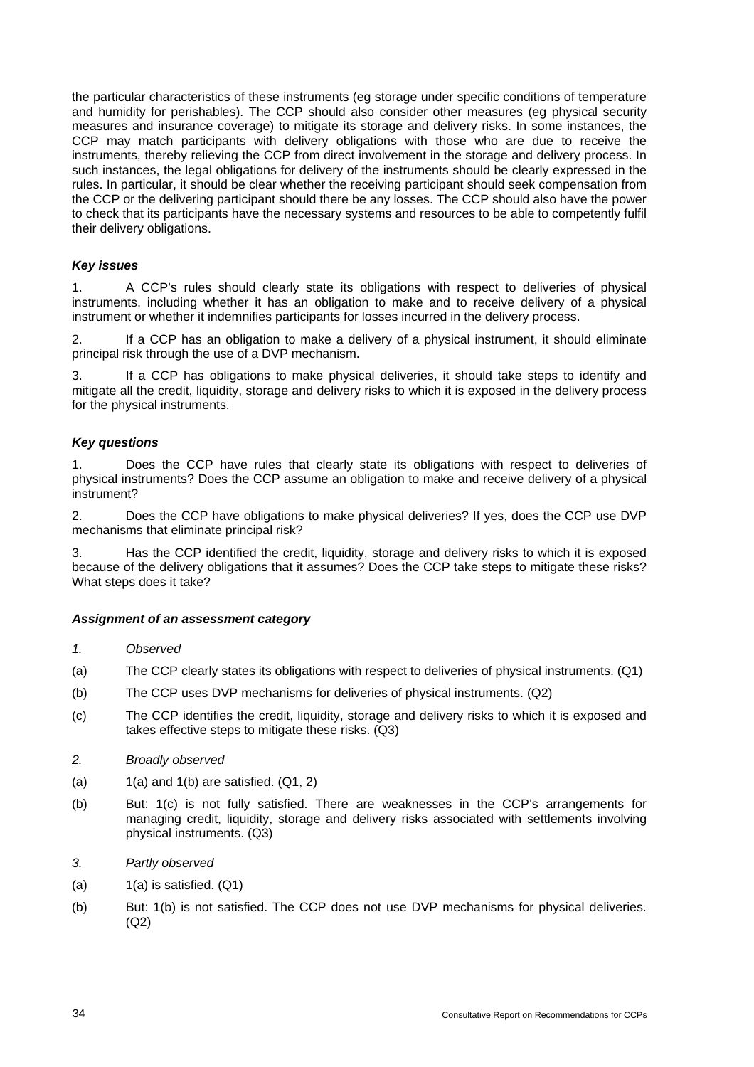the particular characteristics of these instruments (eg storage under specific conditions of temperature and humidity for perishables). The CCP should also consider other measures (eg physical security measures and insurance coverage) to mitigate its storage and delivery risks. In some instances, the CCP may match participants with delivery obligations with those who are due to receive the instruments, thereby relieving the CCP from direct involvement in the storage and delivery process. In such instances, the legal obligations for delivery of the instruments should be clearly expressed in the rules. In particular, it should be clear whether the receiving participant should seek compensation from the CCP or the delivering participant should there be any losses. The CCP should also have the power to check that its participants have the necessary systems and resources to be able to competently fulfil their delivery obligations.

#### *Key issues*

1. A CCP's rules should clearly state its obligations with respect to deliveries of physical instruments, including whether it has an obligation to make and to receive delivery of a physical instrument or whether it indemnifies participants for losses incurred in the delivery process.

2. If a CCP has an obligation to make a delivery of a physical instrument, it should eliminate principal risk through the use of a DVP mechanism.

3. If a CCP has obligations to make physical deliveries, it should take steps to identify and mitigate all the credit, liquidity, storage and delivery risks to which it is exposed in the delivery process for the physical instruments.

#### *Key questions*

1. Does the CCP have rules that clearly state its obligations with respect to deliveries of physical instruments? Does the CCP assume an obligation to make and receive delivery of a physical instrument?

2. Does the CCP have obligations to make physical deliveries? If yes, does the CCP use DVP mechanisms that eliminate principal risk?

3. Has the CCP identified the credit, liquidity, storage and delivery risks to which it is exposed because of the delivery obligations that it assumes? Does the CCP take steps to mitigate these risks? What steps does it take?

#### *Assignment of an assessment category*

*1. Observed*

(a) The CCP clearly states its obligations with respect to deliveries of physical instruments. (Q1)

(b) The CCP uses DVP mechanisms for deliveries of physical instruments. (Q2)

(c) The CCP identifies the credit, liquidity, storage and delivery risks to which it is exposed and takes effective steps to mitigate these risks. (Q3)

*2. Broadly observed*

(a) 1(a) and 1(b) are satisfied. (Q1, 2)

(b) But: 1(c) is not fully satisfied. There are weaknesses in the CCP's arrangements for managing credit, liquidity, storage and delivery risks associated with settlements involving physical instruments. (Q3)

*3. Partly observed*

(a) 1(a) is satisfied. (Q1)

(b) But: 1(b) is not satisfied. The CCP does not use DVP mechanisms for physical deliveries. (Q2)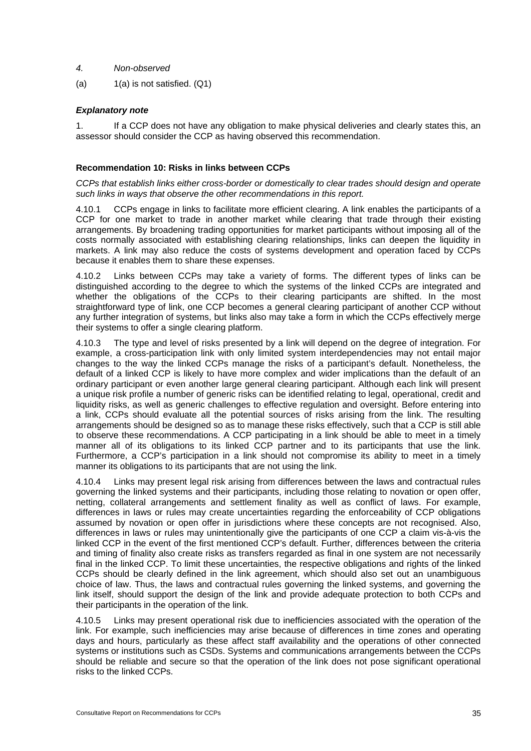*4. Non-observed*

(a) 1(a) is not satisfied. (Q1)

### *Explanatory note*

1. If a CCP does not have any obligation to make physical deliveries and clearly states this, an assessor should consider the CCP as having observed this recommendation.

### Recommendation 10: Risks in links between CCPs

*CCPs that establish links either cross-border or domestically to clear trades should design and operate such links in ways that observe the other recommendations in this report.*

4.10.1 CCPs engage in links to facilitate more efficient clearing. A link enables the participants of a CCP for one market to trade in another market while clearing that trade through their existing arrangements. By broadening trading opportunities for market participants without imposing all of the costs normally associated with establishing clearing relationships, links can deepen the liquidity in markets. A link may also reduce the costs of systems development and operation faced by CCPs because it enables them to share these expenses.

4.10.2 Links between CCPs may take a variety of forms. The different types of links can be distinguished according to the degree to which the systems of the linked CCPs are integrated and whether the obligations of the CCPs to their clearing participants are shifted. In the most straightforward type of link, one CCP becomes a general clearing participant of another CCP without any further integration of systems, but links also may take a form in which the CCPs effectively merge their systems to offer a single clearing platform.

4.10.3 The type and level of risks presented by a link will depend on the degree of integration. For example, a cross-participation link with only limited system interdependencies may not entail major changes to the way the linked CCPs manage the risks of a participant's default. Nonetheless, the default of a linked CCP is likely to have more complex and wider implications than the default of an ordinary participant or even another large general clearing participant. Although each link will present a unique risk profile a number of generic risks can be identified relating to legal, operational, credit and liquidity risks, as well as generic challenges to effective regulation and oversight. Before entering into a link, CCPs should evaluate all the potential sources of risks arising from the link. The resulting arrangements should be designed so as to manage these risks effectively, such that a CCP is still able to observe these recommendations. A CCP participating in a link should be able to meet in a timely manner all of its obligations to its linked CCP partner and to its participants that use the link. Furthermore, a CCP's participation in a link should not compromise its ability to meet in a timely manner its obligations to its participants that are not using the link.

4.10.4 Links may present legal risk arising from differences between the laws and contractual rules governing the linked systems and their participants, including those relating to novation or open offer, netting, collateral arrangements and settlement finality as well as conflict of laws. For example, differences in laws or rules may create uncertainties regarding the enforceability of CCP obligations assumed by novation or open offer in jurisdictions where these concepts are not recognised. Also, differences in laws or rules may unintentionally give the participants of one CCP a claim vis-à-vis the linked CCP in the event of the first mentioned CCP's default. Further, differences between the criteria and timing of finality also create risks as transfers regarded as final in one system are not necessarily final in the linked CCP. To limit these uncertainties, the respective obligations and rights of the linked CCPs should be clearly defined in the link agreement, which should also set out an unambiguous choice of law. Thus, the laws and contractual rules governing the linked systems, and governing the link itself, should support the design of the link and provide adequate protection to both CCPs and their participants in the operation of the link.

4.10.5 Links may present operational risk due to inefficiencies associated with the operation of the link. For example, such inefficiencies may arise because of differences in time zones and operating days and hours, particularly as these affect staff availability and the operations of other connected systems or institutions such as CSDs. Systems and communications arrangements between the CCPs should be reliable and secure so that the operation of the link does not pose significant operational risks to the linked CCPs.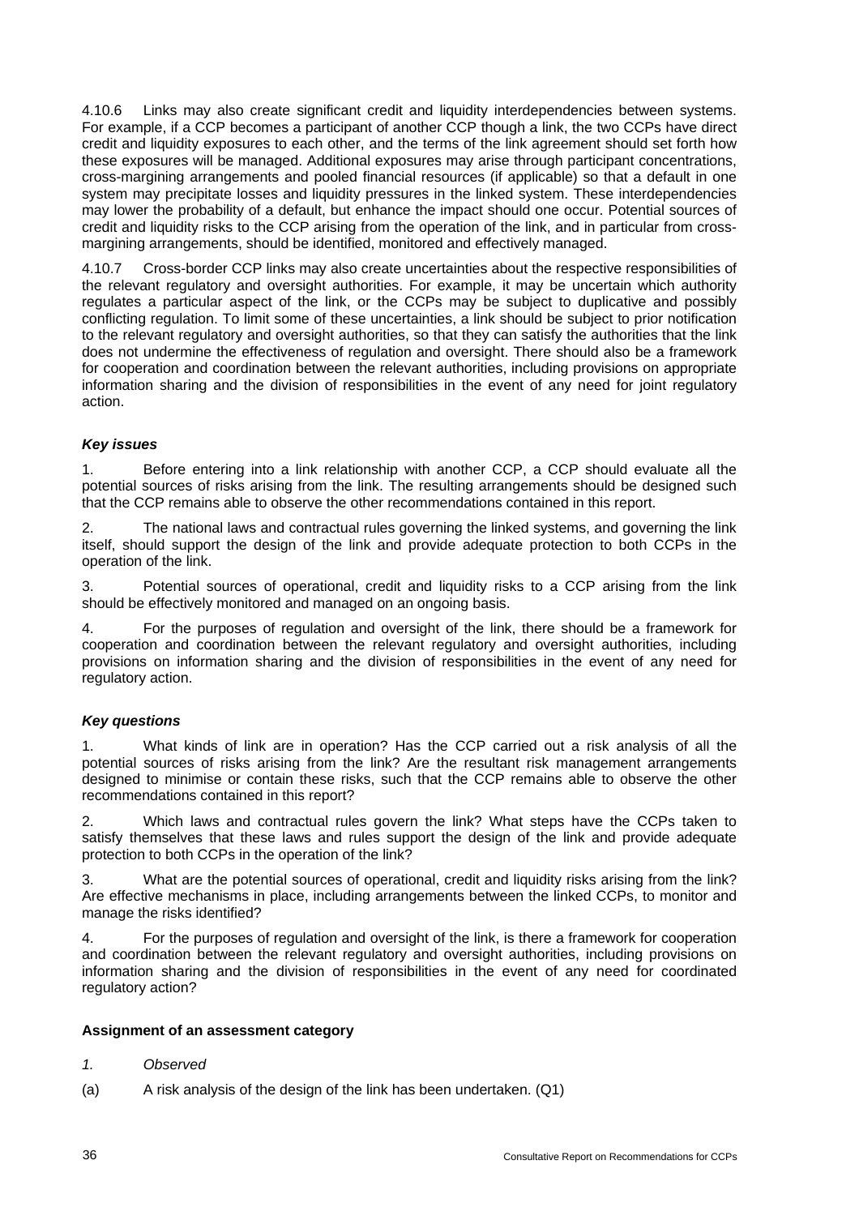4.10.6 Links may also create significant credit and liquidity interdependencies between systems. For example, if a CCP becomes a participant of another CCP though a link, the two CCPs have direct credit and liquidity exposures to each other, and the terms of the link agreement should set forth how these exposures will be managed. Additional exposures may arise through participant concentrations, cross-margining arrangements and pooled financial resources (if applicable) so that a default in one system may precipitate losses and liquidity pressures in the linked system. These interdependencies may lower the probability of a default, but enhance the impact should one occur. Potential sources of credit and liquidity risks to the CCP arising from the operation of the link, and in particular from cross-margining arrangements, should be identified, monitored and effectively managed.

4.10.7 Cross-border CCP links may also create uncertainties about the respective responsibilities of the relevant regulatory and oversight authorities. For example, it may be uncertain which authority regulates a particular aspect of the link, or the CCPs may be subject to duplicative and possibly conflicting regulation. To limit some of these uncertainties, a link should be subject to prior notification to the relevant regulatory and oversight authorities, so that they can satisfy the authorities that the link does not undermine the effectiveness of regulation and oversight. There should also be a framework for cooperation and coordination between the relevant authorities, including provisions on appropriate information sharing and the division of responsibilities in the event of any need for joint regulatory action.

### *Key issues*

1. Before entering into a link relationship with another CCP, a CCP should evaluate all the potential sources of risks arising from the link. The resulting arrangements should be designed such that the CCP remains able to observe the other recommendations contained in this report.

2. The national laws and contractual rules governing the linked systems, and governing the link itself, should support the design of the link and provide adequate protection to both CCPs in the operation of the link.

3. Potential sources of operational, credit and liquidity risks to a CCP arising from the link should be effectively monitored and managed on an ongoing basis.

4. For the purposes of regulation and oversight of the link, there should be a framework for cooperation and coordination between the relevant regulatory and oversight authorities, including provisions on information sharing and the division of responsibilities in the event of any need for regulatory action.

### *Key questions*

1. What kinds of link are in operation? Has the CCP carried out a risk analysis of all the potential sources of risks arising from the link? Are the resultant risk management arrangements designed to minimise or contain these risks, such that the CCP remains able to observe the other recommendations contained in this report?

2. Which laws and contractual rules govern the link? What steps have the CCPs taken to satisfy themselves that these laws and rules support the design of the link and provide adequate protection to both CCPs in the operation of the link?

3. What are the potential sources of operational, credit and liquidity risks arising from the link? Are effective mechanisms in place, including arrangements between the linked CCPs, to monitor and manage the risks identified?

4. For the purposes of regulation and oversight of the link, is there a framework for cooperation and coordination between the relevant regulatory and oversight authorities, including provisions on information sharing and the division of responsibilities in the event of any need for coordinated regulatory action?

### **Assignment of an assessment category**

*1. Observed*

(a) A risk analysis of the design of the link has been undertaken. (Q1)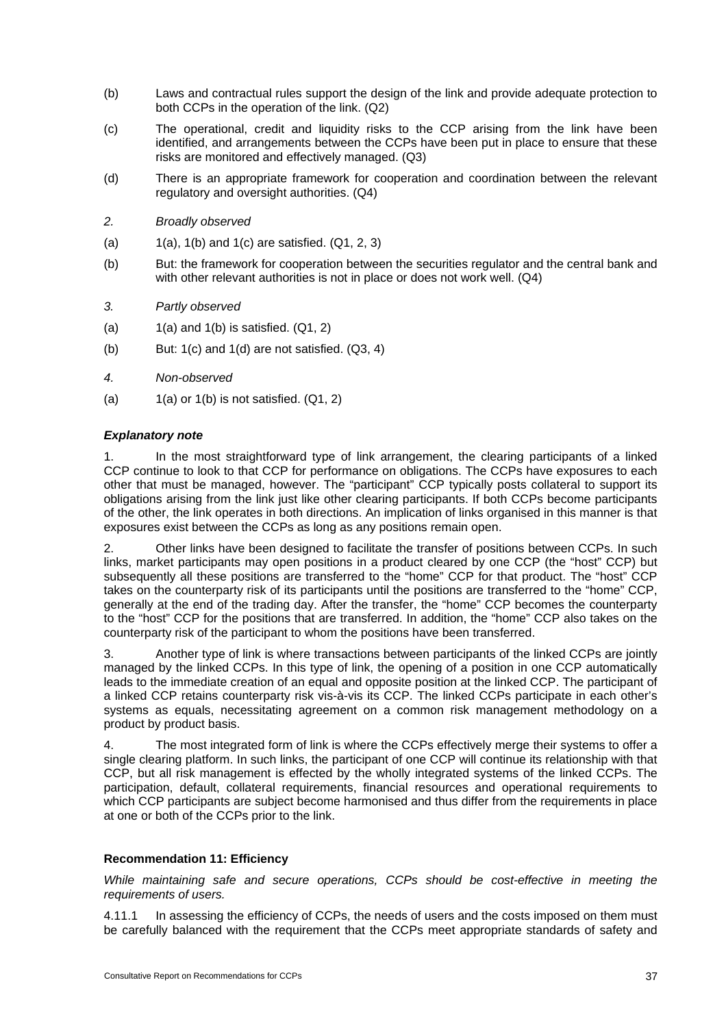(b) Laws and contractual rules support the design of the link and provide adequate protection to both CCPs in the operation of the link. (Q2)

(c) The operational, credit and liquidity risks to the CCP arising from the link have been identified, and arrangements between the CCPs have been put in place to ensure that these risks are monitored and effectively managed. (Q3)

(d) There is an appropriate framework for cooperation and coordination between the relevant regulatory and oversight authorities. (Q4)

*2. Broadly observed*

(a) 1(a), 1(b) and 1(c) are satisfied. (Q1, 2, 3)

(b) But: the framework for cooperation between the securities regulator and the central bank and with other relevant authorities is not in place or does not work well. (Q4)

*3. Partly observed*

(a) 1(a) and 1(b) is satisfied. (Q1, 2)

(b) But: 1(c) and 1(d) are not satisfied. (Q3, 4)

*4. Non-observed*

(a) 1(a) or 1(b) is not satisfied. (Q1, 2)

***Explanatory note***

1. In the most straightforward type of link arrangement, the clearing participants of a linked CCP continue to look to that CCP for performance on obligations. The CCPs have exposures to each other that must be managed, however. The "participant" CCP typically posts collateral to support its obligations arising from the link just like other clearing participants. If both CCPs become participants of the other, the link operates in both directions. An implication of links organised in this manner is that exposures exist between the CCPs as long as any positions remain open.

2. Other links have been designed to facilitate the transfer of positions between CCPs. In such links, market participants may open positions in a product cleared by one CCP (the "host" CCP) but subsequently all these positions are transferred to the "home" CCP for that product. The "host" CCP takes on the counterparty risk of its participants until the positions are transferred to the "home" CCP, generally at the end of the trading day. After the transfer, the "home" CCP becomes the counterparty to the "host" CCP for the positions that are transferred. In addition, the "home" CCP also takes on the counterparty risk of the participant to whom the positions have been transferred.

3. Another type of link is where transactions between participants of the linked CCPs are jointly managed by the linked CCPs. In this type of link, the opening of a position in one CCP automatically leads to the immediate creation of an equal and opposite position at the linked CCP. The participant of a linked CCP retains counterparty risk vis-à-vis its CCP. The linked CCPs participate in each other's systems as equals, necessitating agreement on a common risk management methodology on a product by product basis.

4. The most integrated form of link is where the CCPs effectively merge their systems to offer a single clearing platform. In such links, the participant of one CCP will continue its relationship with that CCP, but all risk management is effected by the wholly integrated systems of the linked CCPs. The participation, default, collateral requirements, financial resources and operational requirements to which CCP participants are subject become harmonised and thus differ from the requirements in place at one or both of the CCPs prior to the link.

**Recommendation 11: Efficiency**

*While maintaining safe and secure operations, CCPs should be cost-effective in meeting the requirements of users.*

4.11.1 In assessing the efficiency of CCPs, the needs of users and the costs imposed on them must be carefully balanced with the requirement that the CCPs meet appropriate standards of safety and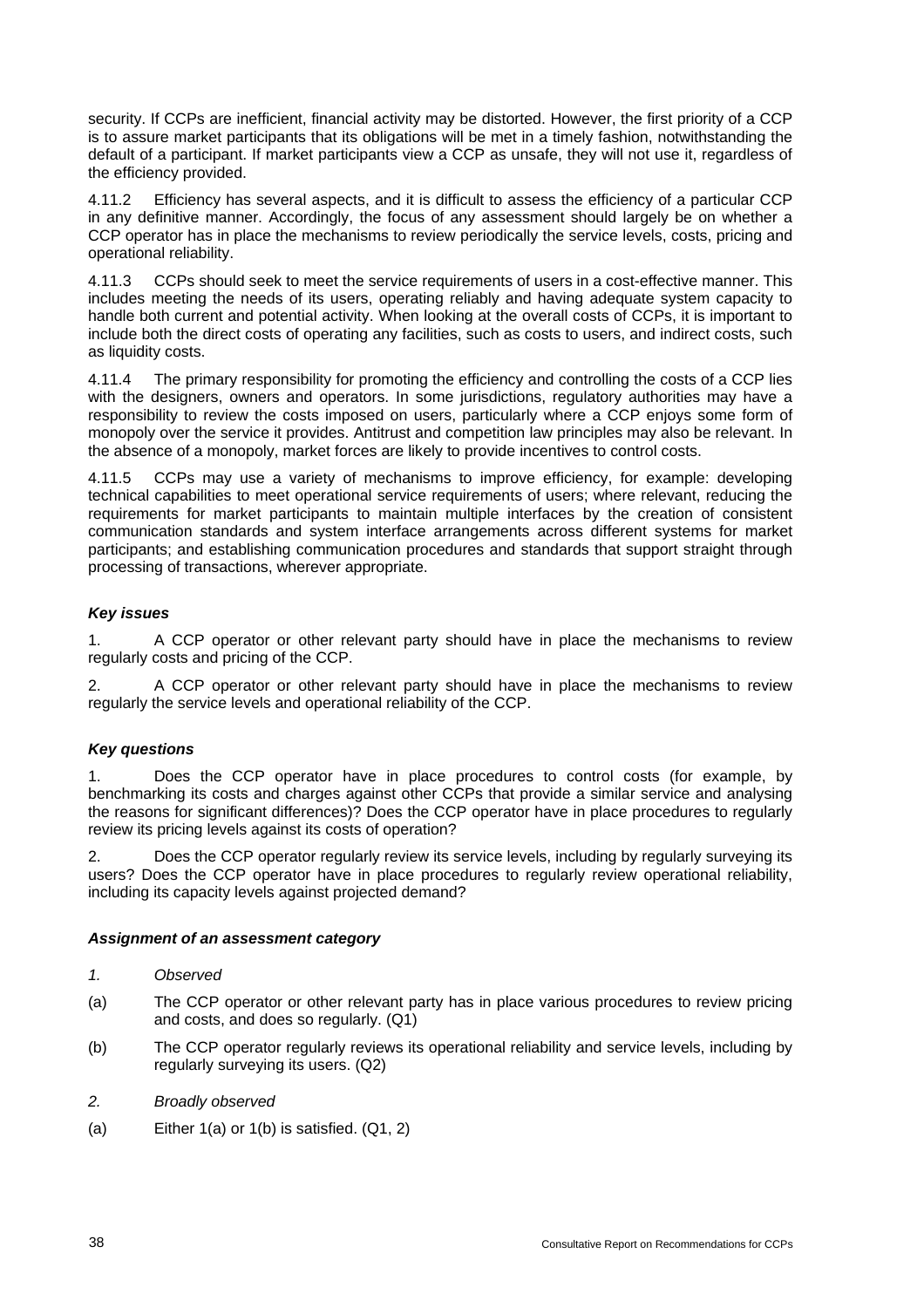security. If CCPs are inefficient, financial activity may be distorted. However, the first priority of a CCP is to assure market participants that its obligations will be met in a timely fashion, notwithstanding the default of a participant. If market participants view a CCP as unsafe, they will not use it, regardless of the efficiency provided.

4.11.2 Efficiency has several aspects, and it is difficult to assess the efficiency of a particular CCP in any definitive manner. Accordingly, the focus of any assessment should largely be on whether a CCP operator has in place the mechanisms to review periodically the service levels, costs, pricing and operational reliability.

4.11.3 CCPs should seek to meet the service requirements of users in a cost-effective manner. This includes meeting the needs of its users, operating reliably and having adequate system capacity to handle both current and potential activity. When looking at the overall costs of CCPs, it is important to include both the direct costs of operating any facilities, such as costs to users, and indirect costs, such as liquidity costs.

4.11.4 The primary responsibility for promoting the efficiency and controlling the costs of a CCP lies with the designers, owners and operators. In some jurisdictions, regulatory authorities may have a responsibility to review the costs imposed on users, particularly where a CCP enjoys some form of monopoly over the service it provides. Antitrust and competition law principles may also be relevant. In the absence of a monopoly, market forces are likely to provide incentives to control costs.

4.11.5 CCPs may use a variety of mechanisms to improve efficiency, for example: developing technical capabilities to meet operational service requirements of users; where relevant, reducing the requirements for market participants to maintain multiple interfaces by the creation of consistent communication standards and system interface arrangements across different systems for market participants; and establishing communication procedures and standards that support straight through processing of transactions, wherever appropriate.

***Key issues***

1. A CCP operator or other relevant party should have in place the mechanisms to review regularly costs and pricing of the CCP.

2. A CCP operator or other relevant party should have in place the mechanisms to review regularly the service levels and operational reliability of the CCP.

***Key questions***

1. Does the CCP operator have in place procedures to control costs (for example, by benchmarking its costs and charges against other CCPs that provide a similar service and analysing the reasons for significant differences)? Does the CCP operator have in place procedures to regularly review its pricing levels against its costs of operation?

2. Does the CCP operator regularly review its service levels, including by regularly surveying its users? Does the CCP operator have in place procedures to regularly review operational reliability, including its capacity levels against projected demand?

***Assignment of an assessment category***

*1. Observed*

(a) The CCP operator or other relevant party has in place various procedures to review pricing and costs, and does so regularly. (Q1)

(b) The CCP operator regularly reviews its operational reliability and service levels, including by regularly surveying its users. (Q2)

*2. Broadly observed*

(a) Either 1(a) or 1(b) is satisfied. (Q1, 2)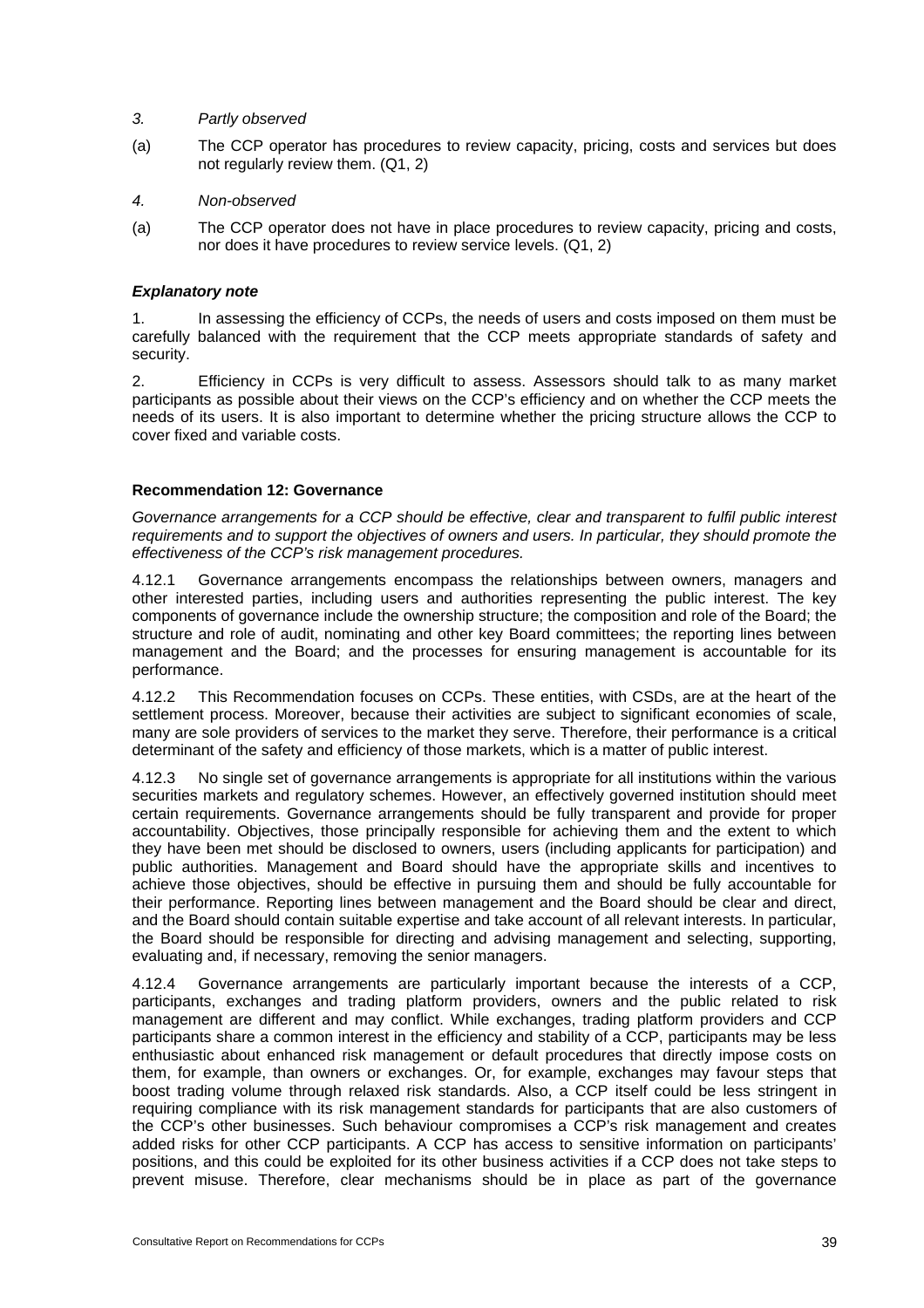*3. Partly observed*

(a) The CCP operator has procedures to review capacity, pricing, costs and services but does not regularly review them. (Q1, 2)

*4. Non-observed*

(a) The CCP operator does not have in place procedures to review capacity, pricing and costs, nor does it have procedures to review service levels. (Q1, 2)

***Explanatory note***

1. In assessing the efficiency of CCPs, the needs of users and costs imposed on them must be carefully balanced with the requirement that the CCP meets appropriate standards of safety and security.

2. Efficiency in CCPs is very difficult to assess. Assessors should talk to as many market participants as possible about their views on the CCP's efficiency and on whether the CCP meets the needs of its users. It is also important to determine whether the pricing structure allows the CCP to cover fixed and variable costs.

**Recommendation 12: Governance**

*Governance arrangements for a CCP should be effective, clear and transparent to fulfil public interest requirements and to support the objectives of owners and users. In particular, they should promote the effectiveness of the CCP's risk management procedures.*

4.12.1 Governance arrangements encompass the relationships between owners, managers and other interested parties, including users and authorities representing the public interest. The key components of governance include the ownership structure; the composition and role of the Board; the structure and role of audit, nominating and other key Board committees; the reporting lines between management and the Board; and the processes for ensuring management is accountable for its performance.

4.12.2 This Recommendation focuses on CCPs. These entities, with CSDs, are at the heart of the settlement process. Moreover, because their activities are subject to significant economies of scale, many are sole providers of services to the market they serve. Therefore, their performance is a critical determinant of the safety and efficiency of those markets, which is a matter of public interest.

4.12.3 No single set of governance arrangements is appropriate for all institutions within the various securities markets and regulatory schemes. However, an effectively governed institution should meet certain requirements. Governance arrangements should be fully transparent and provide for proper accountability. Objectives, those principally responsible for achieving them and the extent to which they have been met should be disclosed to owners, users (including applicants for participation) and public authorities. Management and Board should have the appropriate skills and incentives to achieve those objectives, should be effective in pursuing them and should be fully accountable for their performance. Reporting lines between management and the Board should be clear and direct, and the Board should contain suitable expertise and take account of all relevant interests. In particular, the Board should be responsible for directing and advising management and selecting, supporting, evaluating and, if necessary, removing the senior managers.

4.12.4 Governance arrangements are particularly important because the interests of a CCP, participants, exchanges and trading platform providers, owners and the public related to risk management are different and may conflict. While exchanges, trading platform providers and CCP participants share a common interest in the efficiency and stability of a CCP, participants may be less enthusiastic about enhanced risk management or default procedures that directly impose costs on them, for example, than owners or exchanges. Or, for example, exchanges may favour steps that boost trading volume through relaxed risk standards. Also, a CCP itself could be less stringent in requiring compliance with its risk management standards for participants that are also customers of the CCP's other businesses. Such behaviour compromises a CCP's risk management and creates added risks for other CCP participants. A CCP has access to sensitive information on participants' positions, and this could be exploited for its other business activities if a CCP does not take steps to prevent misuse. Therefore, clear mechanisms should be in place as part of the governance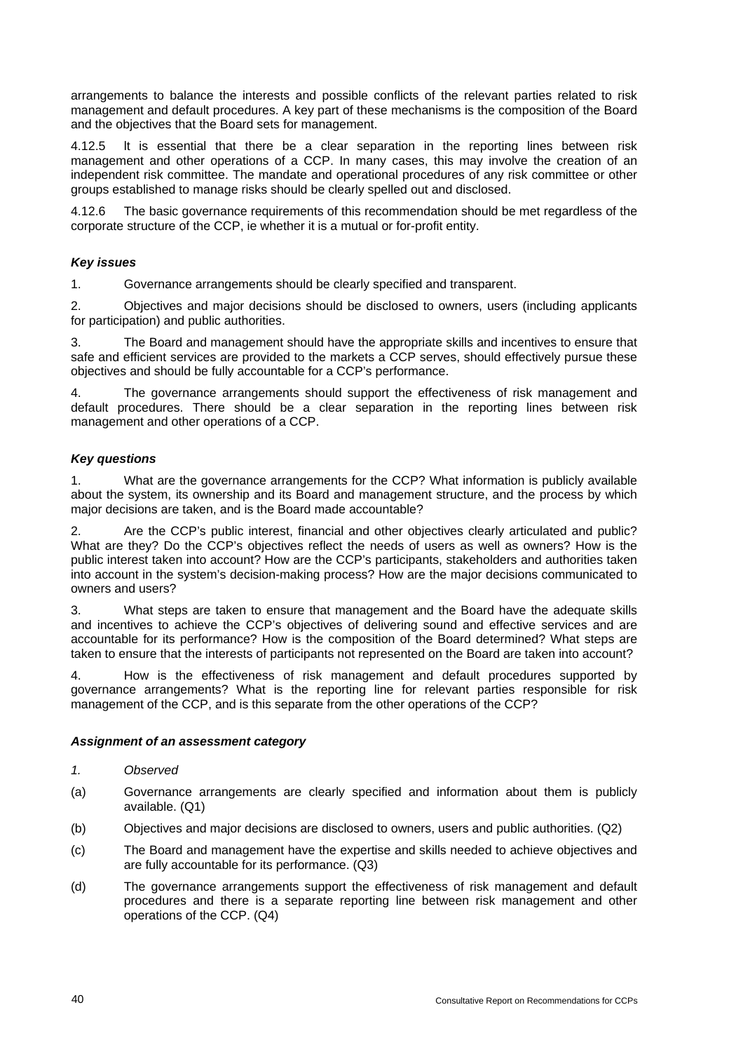arrangements to balance the interests and possible conflicts of the relevant parties related to risk management and default procedures. A key part of these mechanisms is the composition of the Board and the objectives that the Board sets for management.

4.12.5 It is essential that there be a clear separation in the reporting lines between risk management and other operations of a CCP. In many cases, this may involve the creation of an independent risk committee. The mandate and operational procedures of any risk committee or other groups established to manage risks should be clearly spelled out and disclosed.

4.12.6 The basic governance requirements of this recommendation should be met regardless of the corporate structure of the CCP, ie whether it is a mutual or for-profit entity.

***Key issues***

1. Governance arrangements should be clearly specified and transparent.

2. Objectives and major decisions should be disclosed to owners, users (including applicants for participation) and public authorities.

3. The Board and management should have the appropriate skills and incentives to ensure that safe and efficient services are provided to the markets a CCP serves, should effectively pursue these objectives and should be fully accountable for a CCP's performance.

4. The governance arrangements should support the effectiveness of risk management and default procedures. There should be a clear separation in the reporting lines between risk management and other operations of a CCP.

***Key questions***

1. What are the governance arrangements for the CCP? What information is publicly available about the system, its ownership and its Board and management structure, and the process by which major decisions are taken, and is the Board made accountable?

2. Are the CCP's public interest, financial and other objectives clearly articulated and public? What are they? Do the CCP's objectives reflect the needs of users as well as owners? How is the public interest taken into account? How are the CCP's participants, stakeholders and authorities taken into account in the system's decision-making process? How are the major decisions communicated to owners and users?

3. What steps are taken to ensure that management and the Board have the adequate skills and incentives to achieve the CCP's objectives of delivering sound and effective services and are accountable for its performance? How is the composition of the Board determined? What steps are taken to ensure that the interests of participants not represented on the Board are taken into account?

4. How is the effectiveness of risk management and default procedures supported by governance arrangements? What is the reporting line for relevant parties responsible for risk management of the CCP, and is this separate from the other operations of the CCP?

***Assignment of an assessment category***

*1. Observed*

(a) Governance arrangements are clearly specified and information about them is publicly available. (Q1)

(b) Objectives and major decisions are disclosed to owners, users and public authorities. (Q2)

(c) The Board and management have the expertise and skills needed to achieve objectives and are fully accountable for its performance. (Q3)

(d) The governance arrangements support the effectiveness of risk management and default procedures and there is a separate reporting line between risk management and other operations of the CCP. (Q4)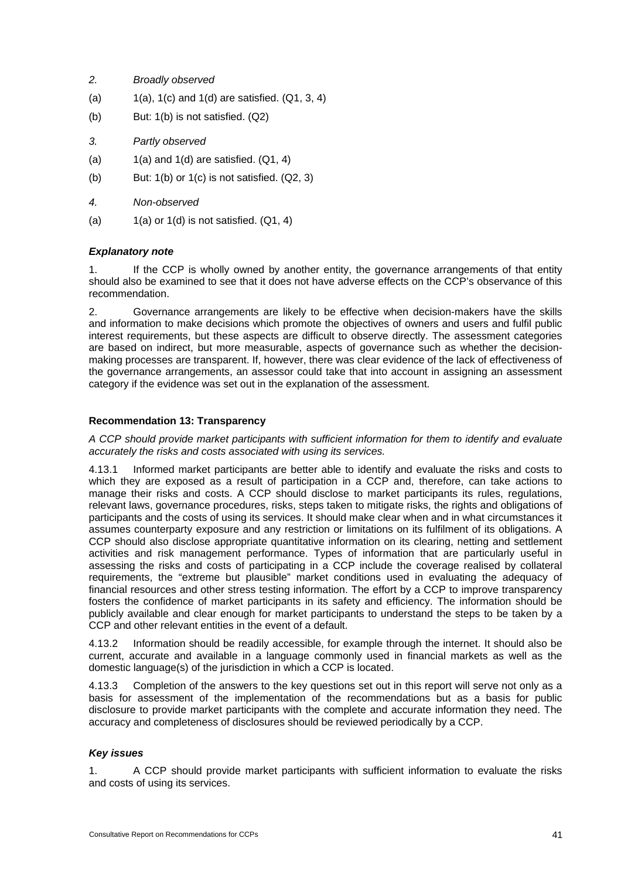*2. Broadly observed*

(a) 1(a), 1(c) and 1(d) are satisfied. (Q1, 3, 4)

(b) But: 1(b) is not satisfied. (Q2)

*3. Partly observed*

(a) 1(a) and 1(d) are satisfied. (Q1, 4)

(b) But: 1(b) or 1(c) is not satisfied. (Q2, 3)

*4. Non-observed*

(a) 1(a) or 1(d) is not satisfied. (Q1, 4)

***Explanatory note***

1. If the CCP is wholly owned by another entity, the governance arrangements of that entity should also be examined to see that it does not have adverse effects on the CCP's observance of this recommendation.

2. Governance arrangements are likely to be effective when decision-makers have the skills and information to make decisions which promote the objectives of owners and users and fulfil public interest requirements, but these aspects are difficult to observe directly. The assessment categories are based on indirect, but more measurable, aspects of governance such as whether the decision-making processes are transparent. If, however, there was clear evidence of the lack of effectiveness of the governance arrangements, an assessor could take that into account in assigning an assessment category if the evidence was set out in the explanation of the assessment.

**Recommendation 13: Transparency**

*A CCP should provide market participants with sufficient information for them to identify and evaluate accurately the risks and costs associated with using its services.*

4.13.1 Informed market participants are better able to identify and evaluate the risks and costs to which they are exposed as a result of participation in a CCP and, therefore, can take actions to manage their risks and costs. A CCP should disclose to market participants its rules, regulations, relevant laws, governance procedures, risks, steps taken to mitigate risks, the rights and obligations of participants and the costs of using its services. It should make clear when and in what circumstances it assumes counterparty exposure and any restriction or limitations on its fulfilment of its obligations. A CCP should also disclose appropriate quantitative information on its clearing, netting and settlement activities and risk management performance. Types of information that are particularly useful in assessing the risks and costs of participating in a CCP include the coverage realised by collateral requirements, the "extreme but plausible" market conditions used in evaluating the adequacy of financial resources and other stress testing information. The effort by a CCP to improve transparency fosters the confidence of market participants in its safety and efficiency. The information should be publicly available and clear enough for market participants to understand the steps to be taken by a CCP and other relevant entities in the event of a default.

4.13.2 Information should be readily accessible, for example through the internet. It should also be current, accurate and available in a language commonly used in financial markets as well as the domestic language(s) of the jurisdiction in which a CCP is located.

4.13.3 Completion of the answers to the key questions set out in this report will serve not only as a basis for assessment of the implementation of the recommendations but as a basis for public disclosure to provide market participants with the complete and accurate information they need. The accuracy and completeness of disclosures should be reviewed periodically by a CCP.

***Key issues***

1. A CCP should provide market participants with sufficient information to evaluate the risks and costs of using its services.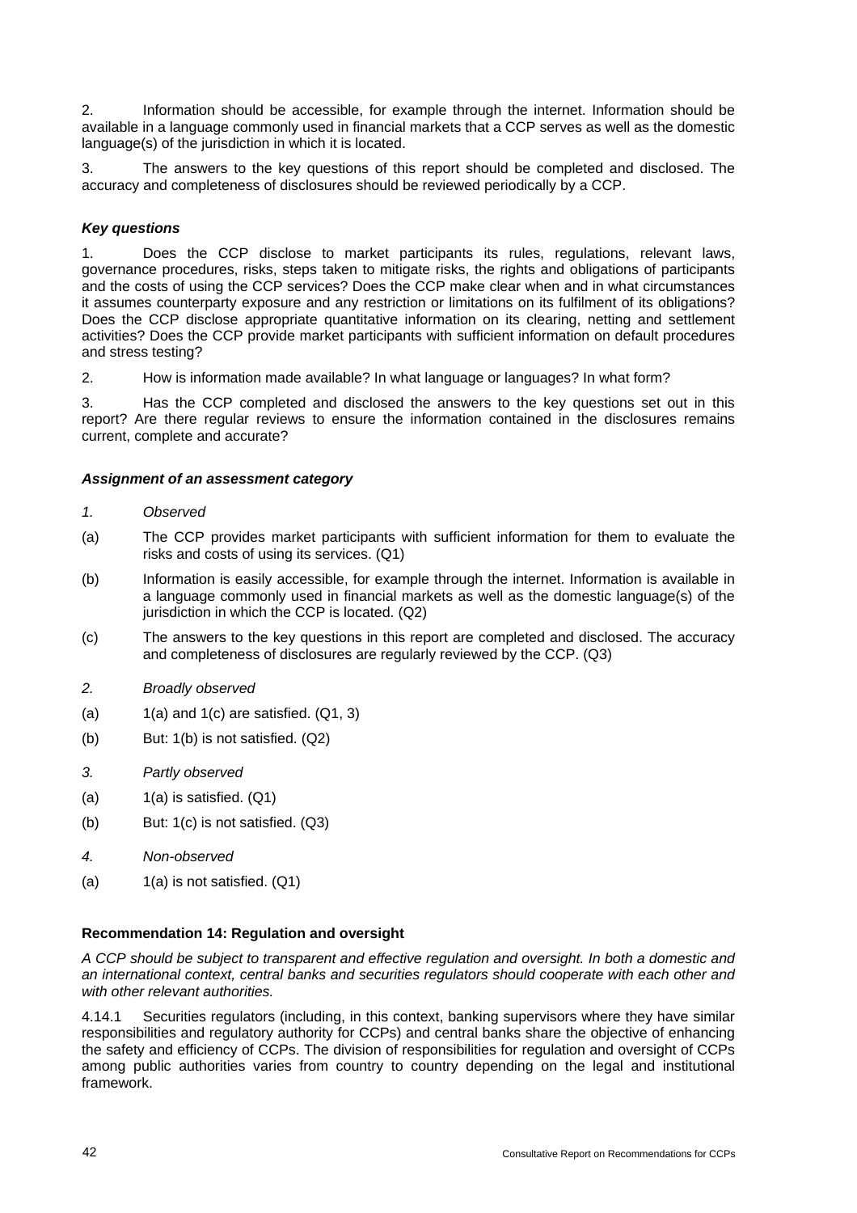2. Information should be accessible, for example through the internet. Information should be available in a language commonly used in financial markets that a CCP serves as well as the domestic language(s) of the jurisdiction in which it is located.

3. The answers to the key questions of this report should be completed and disclosed. The accuracy and completeness of disclosures should be reviewed periodically by a CCP.

***Key questions***

1. Does the CCP disclose to market participants its rules, regulations, relevant laws, governance procedures, risks, steps taken to mitigate risks, the rights and obligations of participants and the costs of using the CCP services? Does the CCP make clear when and in what circumstances it assumes counterparty exposure and any restriction or limitations on its fulfilment of its obligations? Does the CCP disclose appropriate quantitative information on its clearing, netting and settlement activities? Does the CCP provide market participants with sufficient information on default procedures and stress testing?

2. How is information made available? In what language or languages? In what form?

3. Has the CCP completed and disclosed the answers to the key questions set out in this report? Are there regular reviews to ensure the information contained in the disclosures remains current, complete and accurate?

***Assignment of an assessment category***

*1. Observed*

(a) The CCP provides market participants with sufficient information for them to evaluate the risks and costs of using its services. (Q1)

(b) Information is easily accessible, for example through the internet. Information is available in a language commonly used in financial markets as well as the domestic language(s) of the jurisdiction in which the CCP is located. (Q2)

(c) The answers to the key questions in this report are completed and disclosed. The accuracy and completeness of disclosures are regularly reviewed by the CCP. (Q3)

*2. Broadly observed*

(a) 1(a) and 1(c) are satisfied. (Q1, 3)

(b) But: 1(b) is not satisfied. (Q2)

*3. Partly observed*

(a) 1(a) is satisfied. (Q1)

(b) But: 1(c) is not satisfied. (Q3)

*4. Non-observed*

(a) 1(a) is not satisfied. (Q1)

**Recommendation 14: Regulation and oversight**

*A CCP should be subject to transparent and effective regulation and oversight. In both a domestic and an international context, central banks and securities regulators should cooperate with each other and with other relevant authorities.*

4.14.1 Securities regulators (including, in this context, banking supervisors where they have similar responsibilities and regulatory authority for CCPs) and central banks share the objective of enhancing the safety and efficiency of CCPs. The division of responsibilities for regulation and oversight of CCPs among public authorities varies from country to country depending on the legal and institutional framework.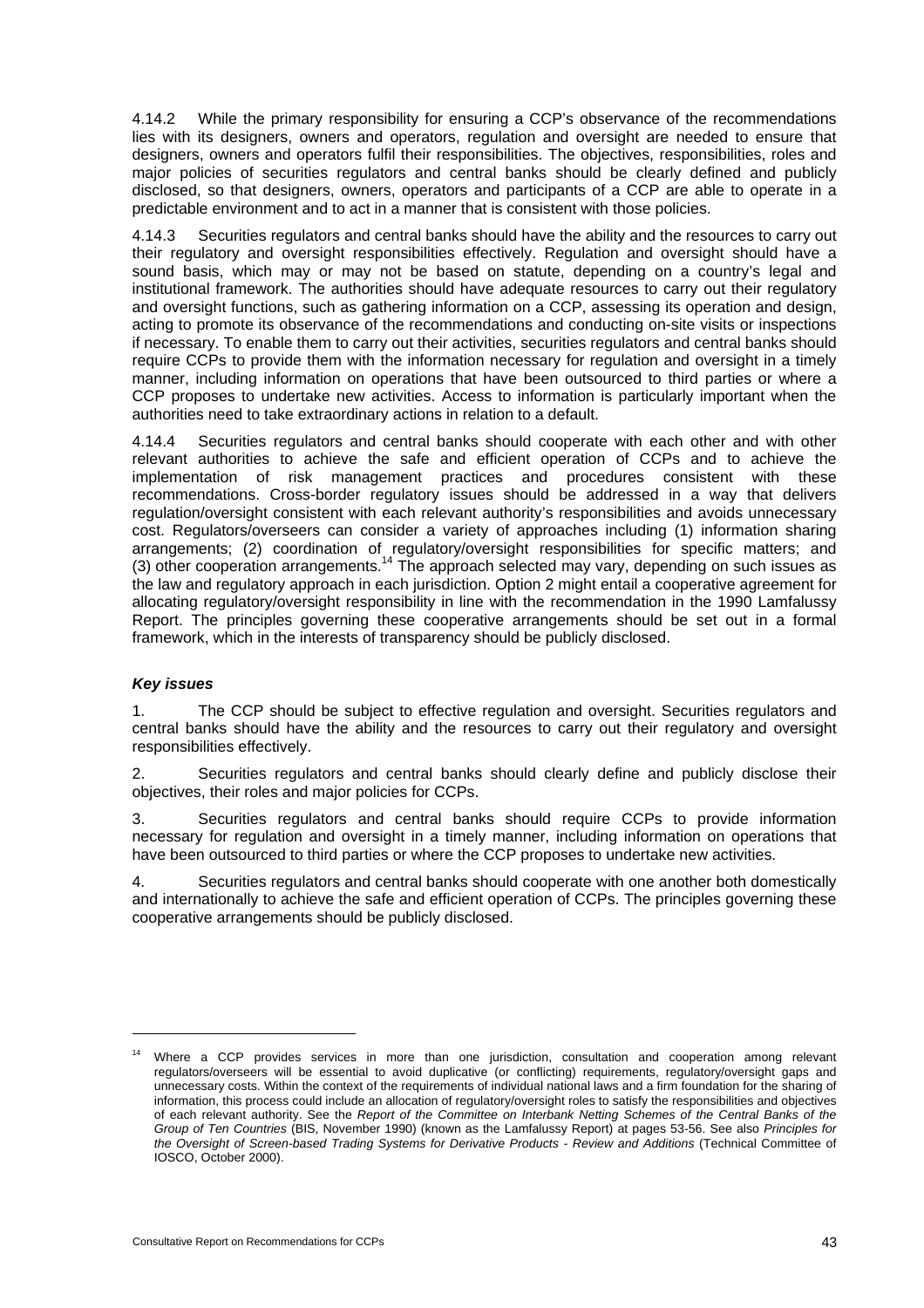4.14.2 While the primary responsibility for ensuring a CCP's observance of the recommendations lies with its designers, owners and operators, regulation and oversight are needed to ensure that designers, owners and operators fulfil their responsibilities. The objectives, responsibilities, roles and major policies of securities regulators and central banks should be clearly defined and publicly disclosed, so that designers, owners, operators and participants of a CCP are able to operate in a predictable environment and to act in a manner that is consistent with those policies.

4.14.3 Securities regulators and central banks should have the ability and the resources to carry out their regulatory and oversight responsibilities effectively. Regulation and oversight should have a sound basis, which may or may not be based on statute, depending on a country's legal and institutional framework. The authorities should have adequate resources to carry out their regulatory and oversight functions, such as gathering information on a CCP, assessing its operation and design, acting to promote its observance of the recommendations and conducting on-site visits or inspections if necessary. To enable them to carry out their activities, securities regulators and central banks should require CCPs to provide them with the information necessary for regulation and oversight in a timely manner, including information on operations that have been outsourced to third parties or where a CCP proposes to undertake new activities. Access to information is particularly important when the authorities need to take extraordinary actions in relation to a default.

4.14.4 Securities regulators and central banks should cooperate with each other and with other relevant authorities to achieve the safe and efficient operation of CCPs and to achieve the implementation of risk management practices and procedures consistent with these recommendations. Cross-border regulatory issues should be addressed in a way that delivers regulation/oversight consistent with each relevant authority's responsibilities and avoids unnecessary cost. Regulators/overseers can consider a variety of approaches including (1) information sharing arrangements; (2) coordination of regulatory/oversight responsibilities for specific matters; and (3) other cooperation arrangements.[14] The approach selected may vary, depending on such issues as the law and regulatory approach in each jurisdiction. Option 2 might entail a cooperative agreement for allocating regulatory/oversight responsibility in line with the recommendation in the 1990 Lamfalussy Report. The principles governing these cooperative arrangements should be set out in a formal framework, which in the interests of transparency should be publicly disclosed.

#### ***Key issues***

1. The CCP should be subject to effective regulation and oversight. Securities regulators and central banks should have the ability and the resources to carry out their regulatory and oversight responsibilities effectively.

2. Securities regulators and central banks should clearly define and publicly disclose their objectives, their roles and major policies for CCPs.

3. Securities regulators and central banks should require CCPs to provide information necessary for regulation and oversight in a timely manner, including information on operations that have been outsourced to third parties or where the CCP proposes to undertake new activities.

4. Securities regulators and central banks should cooperate with one another both domestically and internationally to achieve the safe and efficient operation of CCPs. The principles governing these cooperative arrangements should be publicly disclosed.

---

[14] Where a CCP provides services in more than one jurisdiction, consultation and cooperation among relevant regulators/overseers will be essential to avoid duplicative (or conflicting) requirements, regulatory/oversight gaps and unnecessary costs. Within the context of the requirements of individual national laws and a firm foundation for the sharing of information, this process could include an allocation of regulatory/oversight roles to satisfy the responsibilities and objectives of each relevant authority. See the *Report of the Committee on Interbank Netting Schemes of the Central Banks of the Group of Ten Countries* (BIS, November 1990) (known as the Lamfalussy Report) at pages 53-56. See also *Principles for the Oversight of Screen-based Trading Systems for Derivative Products - Review and Additions* (Technical Committee of IOSCO, October 2000).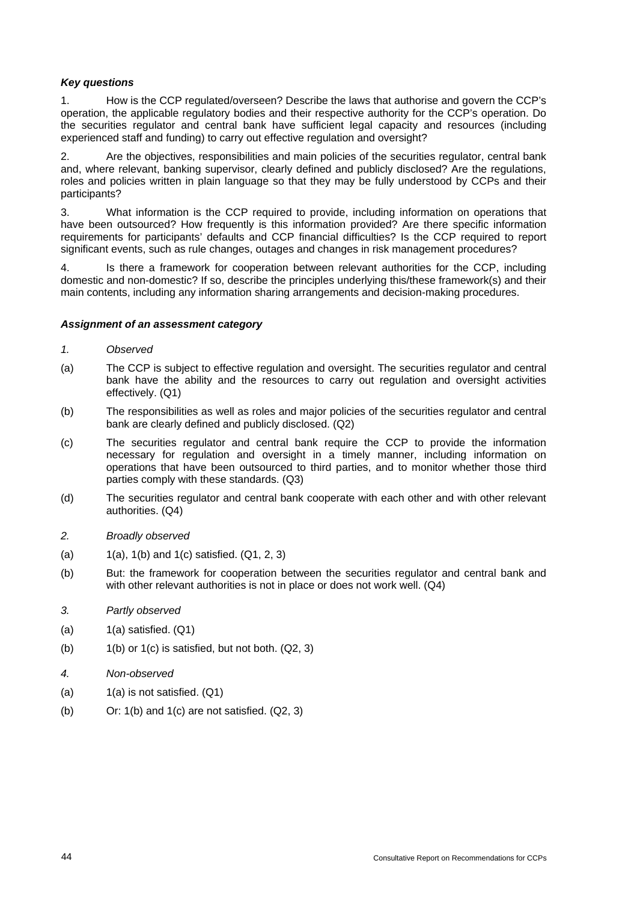***Key questions***

1. How is the CCP regulated/overseen? Describe the laws that authorise and govern the CCP's operation, the applicable regulatory bodies and their respective authority for the CCP's operation. Do the securities regulator and central bank have sufficient legal capacity and resources (including experienced staff and funding) to carry out effective regulation and oversight?

2. Are the objectives, responsibilities and main policies of the securities regulator, central bank and, where relevant, banking supervisor, clearly defined and publicly disclosed? Are the regulations, roles and policies written in plain language so that they may be fully understood by CCPs and their participants?

3. What information is the CCP required to provide, including information on operations that have been outsourced? How frequently is this information provided? Are there specific information requirements for participants' defaults and CCP financial difficulties? Is the CCP required to report significant events, such as rule changes, outages and changes in risk management procedures?

4. Is there a framework for cooperation between relevant authorities for the CCP, including domestic and non-domestic? If so, describe the principles underlying this/these framework(s) and their main contents, including any information sharing arrangements and decision-making procedures.

***Assignment of an assessment category***

*1. Observed*

(a) The CCP is subject to effective regulation and oversight. The securities regulator and central bank have the ability and the resources to carry out regulation and oversight activities effectively. (Q1)

(b) The responsibilities as well as roles and major policies of the securities regulator and central bank are clearly defined and publicly disclosed. (Q2)

(c) The securities regulator and central bank require the CCP to provide the information necessary for regulation and oversight in a timely manner, including information on operations that have been outsourced to third parties, and to monitor whether those third parties comply with these standards. (Q3)

(d) The securities regulator and central bank cooperate with each other and with other relevant authorities. (Q4)

*2. Broadly observed*

(a) 1(a), 1(b) and 1(c) satisfied. (Q1, 2, 3)

(b) But: the framework for cooperation between the securities regulator and central bank and with other relevant authorities is not in place or does not work well. (Q4)

*3. Partly observed*

(a) 1(a) satisfied. (Q1)

(b) 1(b) or 1(c) is satisfied, but not both. (Q2, 3)

*4. Non-observed*

(a) 1(a) is not satisfied. (Q1)

(b) Or: 1(b) and 1(c) are not satisfied. (Q2, 3)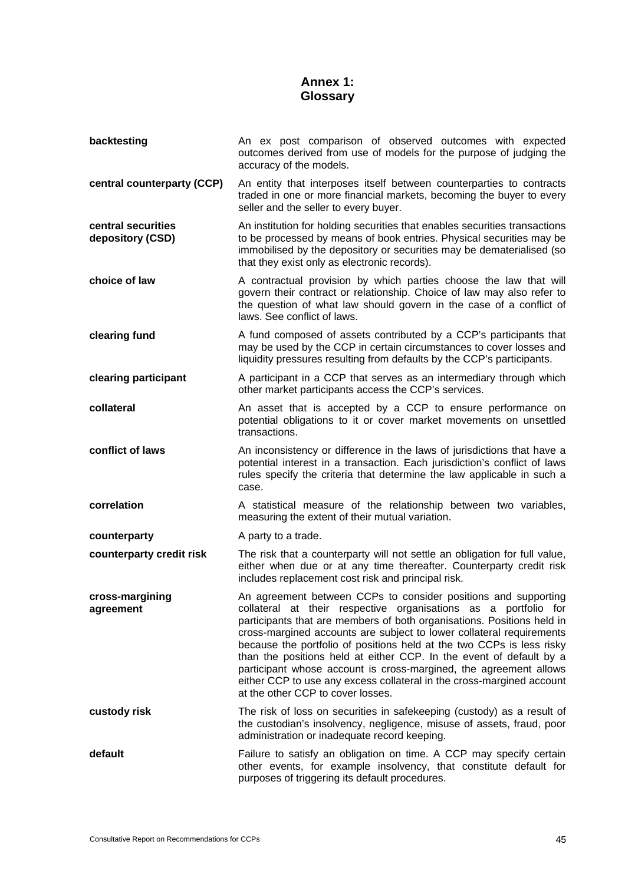# Annex 1: Glossary

| | |
|---|---|
| **backtesting** | An ex post comparison of observed outcomes with expected outcomes derived from use of models for the purpose of judging the accuracy of the models. |
| **central counterparty (CCP)** | An entity that interposes itself between counterparties to contracts traded in one or more financial markets, becoming the buyer to every seller and the seller to every buyer. |
| **central securities depository (CSD)** | An institution for holding securities that enables securities transactions to be processed by means of book entries. Physical securities may be immobilised by the depository or securities may be dematerialised (so that they exist only as electronic records). |
| **choice of law** | A contractual provision by which parties choose the law that will govern their contract or relationship. Choice of law may also refer to the question of what law should govern in the case of a conflict of laws. See conflict of laws. |
| **clearing fund** | A fund composed of assets contributed by a CCP's participants that may be used by the CCP in certain circumstances to cover losses and liquidity pressures resulting from defaults by the CCP's participants. |
| **clearing participant** | A participant in a CCP that serves as an intermediary through which other market participants access the CCP's services. |
| **collateral** | An asset that is accepted by a CCP to ensure performance on potential obligations to it or cover market movements on unsettled transactions. |
| **conflict of laws** | An inconsistency or difference in the laws of jurisdictions that have a potential interest in a transaction. Each jurisdiction's conflict of laws rules specify the criteria that determine the law applicable in such a case. |
| **correlation** | A statistical measure of the relationship between two variables, measuring the extent of their mutual variation. |
| **counterparty** | A party to a trade. |
| **counterparty credit risk** | The risk that a counterparty will not settle an obligation for full value, either when due or at any time thereafter. Counterparty credit risk includes replacement cost risk and principal risk. |
| **cross-margining agreement** | An agreement between CCPs to consider positions and supporting collateral at their respective organisations as a portfolio for participants that are members of both organisations. Positions held in cross-margined accounts are subject to lower collateral requirements because the portfolio of positions held at the two CCPs is less risky than the positions held at either CCP. In the event of default by a participant whose account is cross-margined, the agreement allows either CCP to use any excess collateral in the cross-margined account at the other CCP to cover losses. |
| **custody risk** | The risk of loss on securities in safekeeping (custody) as a result of the custodian's insolvency, negligence, misuse of assets, fraud, poor administration or inadequate record keeping. |
| **default** | Failure to satisfy an obligation on time. A CCP may specify certain other events, for example insolvency, that constitute default for purposes of triggering its default procedures. |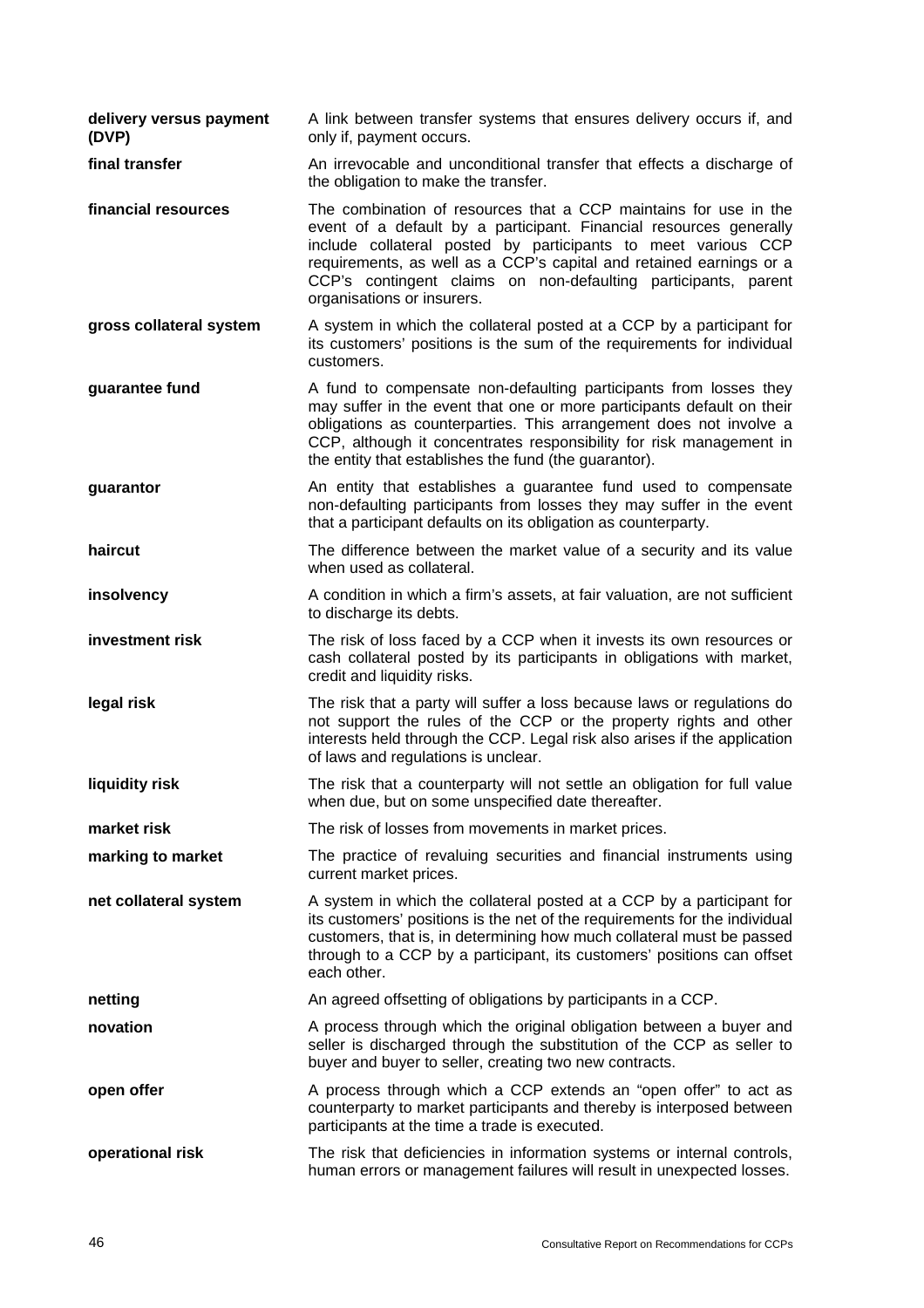| | |
|---|---|
| **delivery versus payment (DVP)** | A link between transfer systems that ensures delivery occurs if, and only if, payment occurs. |
| **final transfer** | An irrevocable and unconditional transfer that effects a discharge of the obligation to make the transfer. |
| **financial resources** | The combination of resources that a CCP maintains for use in the event of a default by a participant. Financial resources generally include collateral posted by participants to meet various CCP requirements, as well as a CCP's capital and retained earnings or a CCP's contingent claims on non-defaulting participants, parent organisations or insurers. |
| **gross collateral system** | A system in which the collateral posted at a CCP by a participant for its customers' positions is the sum of the requirements for individual customers. |
| **guarantee fund** | A fund to compensate non-defaulting participants from losses they may suffer in the event that one or more participants default on their obligations as counterparties. This arrangement does not involve a CCP, although it concentrates responsibility for risk management in the entity that establishes the fund (the guarantor). |
| **guarantor** | An entity that establishes a guarantee fund used to compensate non-defaulting participants from losses they may suffer in the event that a participant defaults on its obligation as counterparty. |
| **haircut** | The difference between the market value of a security and its value when used as collateral. |
| **insolvency** | A condition in which a firm's assets, at fair valuation, are not sufficient to discharge its debts. |
| **investment risk** | The risk of loss faced by a CCP when it invests its own resources or cash collateral posted by its participants in obligations with market, credit and liquidity risks. |
| **legal risk** | The risk that a party will suffer a loss because laws or regulations do not support the rules of the CCP or the property rights and other interests held through the CCP. Legal risk also arises if the application of laws and regulations is unclear. |
| **liquidity risk** | The risk that a counterparty will not settle an obligation for full value when due, but on some unspecified date thereafter. |
| **market risk** | The risk of losses from movements in market prices. |
| **marking to market** | The practice of revaluing securities and financial instruments using current market prices. |
| **net collateral system** | A system in which the collateral posted at a CCP by a participant for its customers' positions is the net of the requirements for the individual customers, that is, in determining how much collateral must be passed through to a CCP by a participant, its customers' positions can offset each other. |
| **netting** | An agreed offsetting of obligations by participants in a CCP. |
| **novation** | A process through which the original obligation between a buyer and seller is discharged through the substitution of the CCP as seller to buyer and buyer to seller, creating two new contracts. |
| **open offer** | A process through which a CCP extends an "open offer" to act as counterparty to market participants and thereby is interposed between participants at the time a trade is executed. |
| **operational risk** | The risk that deficiencies in information systems or internal controls, human errors or management failures will result in unexpected losses. |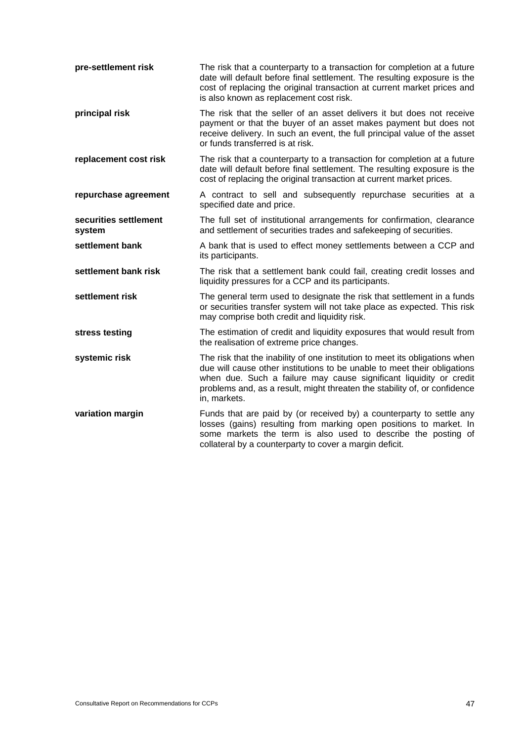**pre-settlement risk** The risk that a counterparty to a transaction for completion at a future date will default before final settlement. The resulting exposure is the cost of replacing the original transaction at current market prices and is also known as replacement cost risk.

**principal risk** The risk that the seller of an asset delivers it but does not receive payment or that the buyer of an asset makes payment but does not receive delivery. In such an event, the full principal value of the asset or funds transferred is at risk.

**replacement cost risk** The risk that a counterparty to a transaction for completion at a future date will default before final settlement. The resulting exposure is the cost of replacing the original transaction at current market prices.

**repurchase agreement** A contract to sell and subsequently repurchase securities at a specified date and price.

**securities settlement system** The full set of institutional arrangements for confirmation, clearance and settlement of securities trades and safekeeping of securities.

**settlement bank** A bank that is used to effect money settlements between a CCP and its participants.

**settlement bank risk** The risk that a settlement bank could fail, creating credit losses and liquidity pressures for a CCP and its participants.

**settlement risk** The general term used to designate the risk that settlement in a funds or securities transfer system will not take place as expected. This risk may comprise both credit and liquidity risk.

**stress testing** The estimation of credit and liquidity exposures that would result from the realisation of extreme price changes.

**systemic risk** The risk that the inability of one institution to meet its obligations when due will cause other institutions to be unable to meet their obligations when due. Such a failure may cause significant liquidity or credit problems and, as a result, might threaten the stability of, or confidence in, markets.

**variation margin** Funds that are paid by (or received by) a counterparty to settle any losses (gains) resulting from marking open positions to market. In some markets the term is also used to describe the posting of collateral by a counterparty to cover a margin deficit.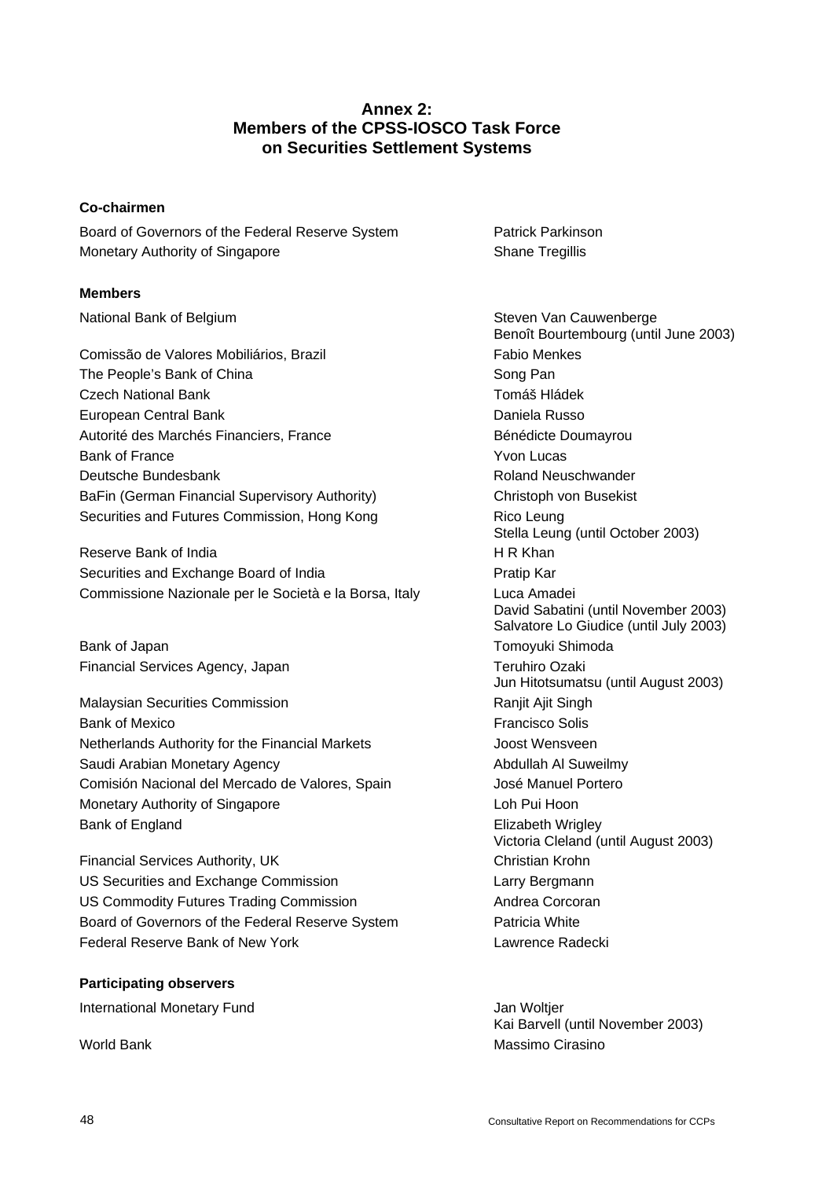## Annex 2: Members of the CPSS-IOSCO Task Force on Securities Settlement Systems

**Co-chairmen**

| | |
|---|---|
| Board of Governors of the Federal Reserve System | Patrick Parkinson |
| Monetary Authority of Singapore | Shane Tregillis |

**Members**

| | |
|---|---|
| National Bank of Belgium | Steven Van Cauwenberge<br>Benoît Bourtembourg (until June 2003) |
| Comissão de Valores Mobiliários, Brazil | Fabio Menkes |
| The People's Bank of China | Song Pan |
| Czech National Bank | Tomáš Hládek |
| European Central Bank | Daniela Russo |
| Autorité des Marchés Financiers, France | Bénédicte Doumayrou |
| Bank of France | Yvon Lucas |
| Deutsche Bundesbank | Roland Neuschwander |
| BaFin (German Financial Supervisory Authority) | Christoph von Busekist |
| Securities and Futures Commission, Hong Kong | Rico Leung<br>Stella Leung (until October 2003) |
| Reserve Bank of India | H R Khan |
| Securities and Exchange Board of India | Pratip Kar |
| Commissione Nazionale per le Società e la Borsa, Italy | Luca Amadei<br>David Sabatini (until November 2003)<br>Salvatore Lo Giudice (until July 2003) |
| Bank of Japan | Tomoyuki Shimoda |
| Financial Services Agency, Japan | Teruhiro Ozaki<br>Jun Hitotsumatsu (until August 2003) |
| Malaysian Securities Commission | Ranjit Ajit Singh |
| Bank of Mexico | Francisco Solis |
| Netherlands Authority for the Financial Markets | Joost Wensveen |
| Saudi Arabian Monetary Agency | Abdullah Al Suweilmy |
| Comisión Nacional del Mercado de Valores, Spain | José Manuel Portero |
| Monetary Authority of Singapore | Loh Pui Hoon |
| Bank of England | Elizabeth Wrigley<br>Victoria Cleland (until August 2003) |
| Financial Services Authority, UK | Christian Krohn |
| US Securities and Exchange Commission | Larry Bergmann |
| US Commodity Futures Trading Commission | Andrea Corcoran |
| Board of Governors of the Federal Reserve System | Patricia White |
| Federal Reserve Bank of New York | Lawrence Radecki |

**Participating observers**

| | |
|---|---|
| International Monetary Fund | Jan Woltjer<br>Kai Barvell (until November 2003) |
| World Bank | Massimo Cirasino |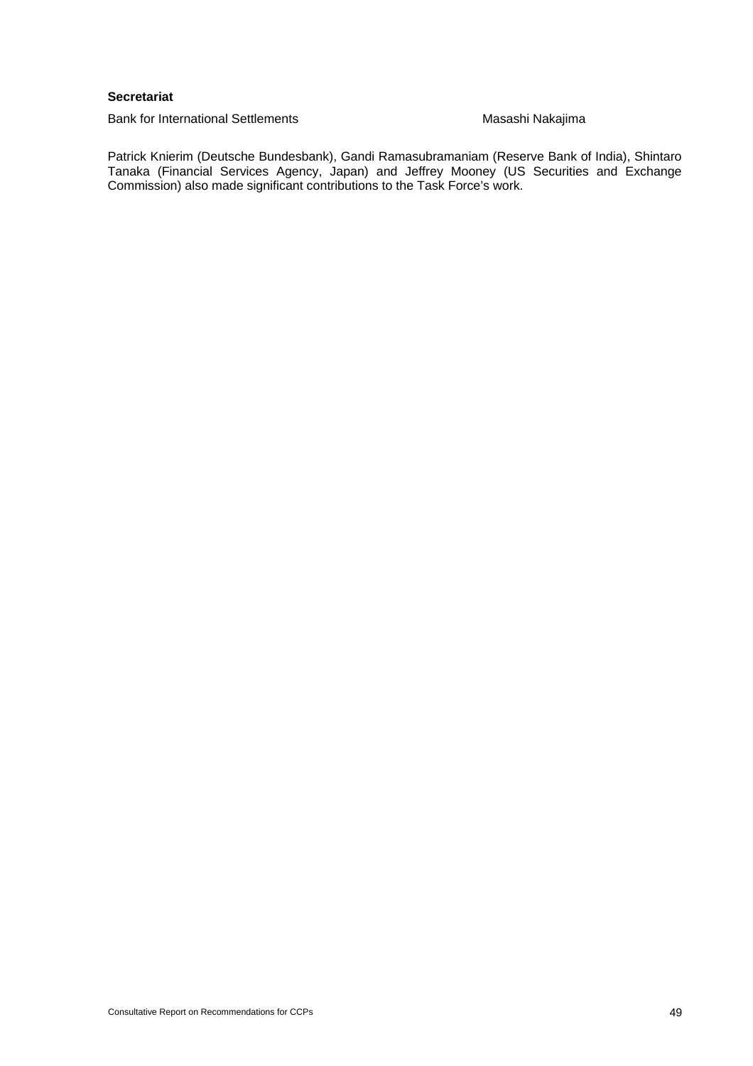**Secretariat**

| | |
|---|---|
| Bank for International Settlements | Masashi Nakajima |

Patrick Knierim (Deutsche Bundesbank), Gandi Ramasubramaniam (Reserve Bank of India), Shintaro Tanaka (Financial Services Agency, Japan) and Jeffrey Mooney (US Securities and Exchange Commission) also made significant contributions to the Task Force's work.